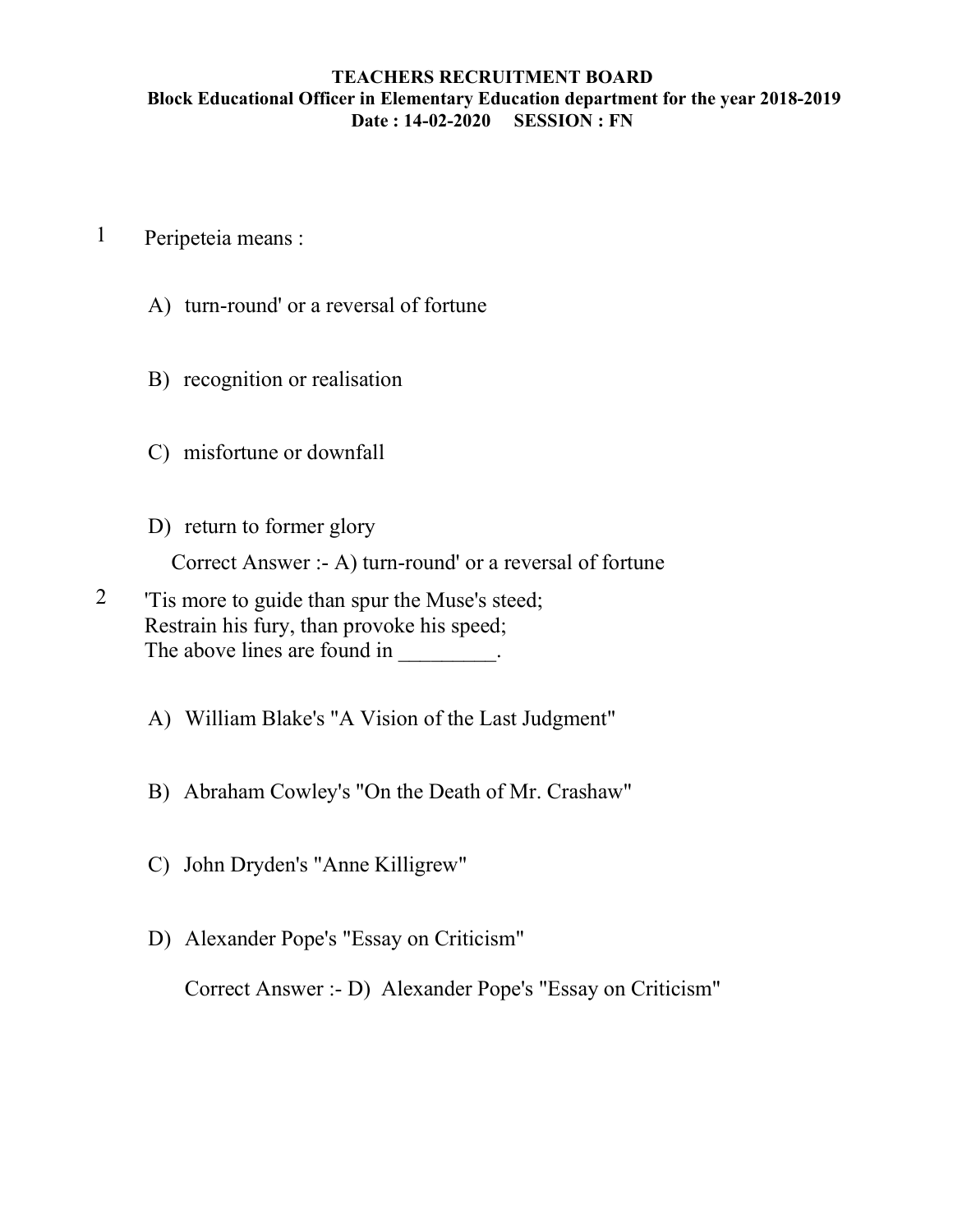**TEACHERS RECRUITMENT BOARD**
**Block Educational Officer in Elementary Education department for the year 2018-2019**
**Date : 14-02-2020 SESSION : FN**

1 Peripeteia means :

A) turn-round' or a reversal of fortune

B) recognition or realisation

C) misfortune or downfall

D) return to former glory

Correct Answer :- A) turn-round' or a reversal of fortune

2 'Tis more to guide than spur the Muse's steed;
Restrain his fury, than provoke his speed;
The above lines are found in _________.

A) William Blake's "A Vision of the Last Judgment"

B) Abraham Cowley's "On the Death of Mr. Crashaw"

C) John Dryden's "Anne Killigrew"

D) Alexander Pope's "Essay on Criticism"

Correct Answer :- D) Alexander Pope's "Essay on Criticism"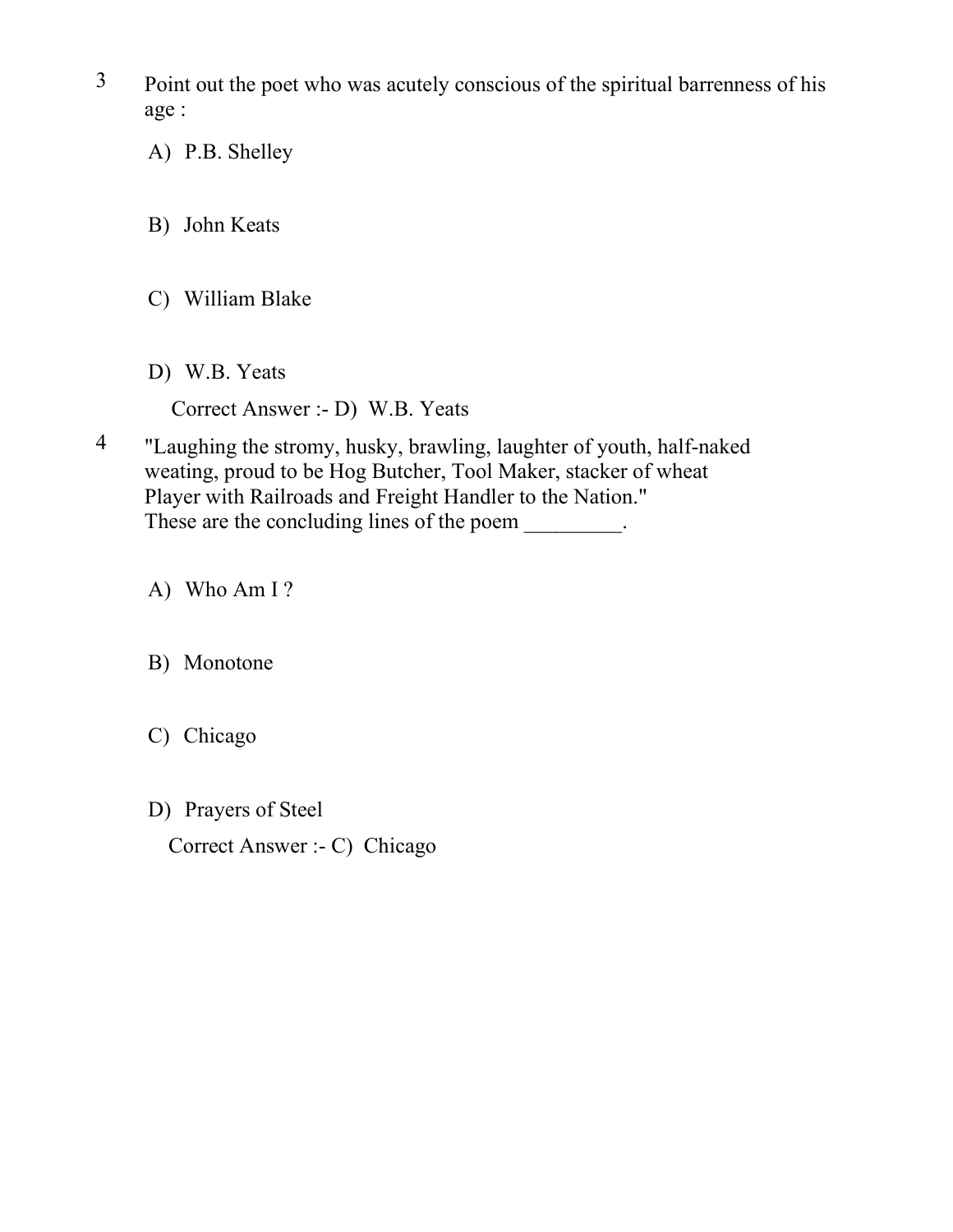3 Point out the poet who was acutely conscious of the spiritual barrenness of his age :

A) P.B. Shelley

B) John Keats

C) William Blake

D) W.B. Yeats

Correct Answer :- D) W.B. Yeats

4 "Laughing the stromy, husky, brawling, laughter of youth, half-naked weating, proud to be Hog Butcher, Tool Maker, stacker of wheat Player with Railroads and Freight Handler to the Nation."
These are the concluding lines of the poem _________.

A) Who Am I ?

B) Monotone

C) Chicago

D) Prayers of Steel

Correct Answer :- C) Chicago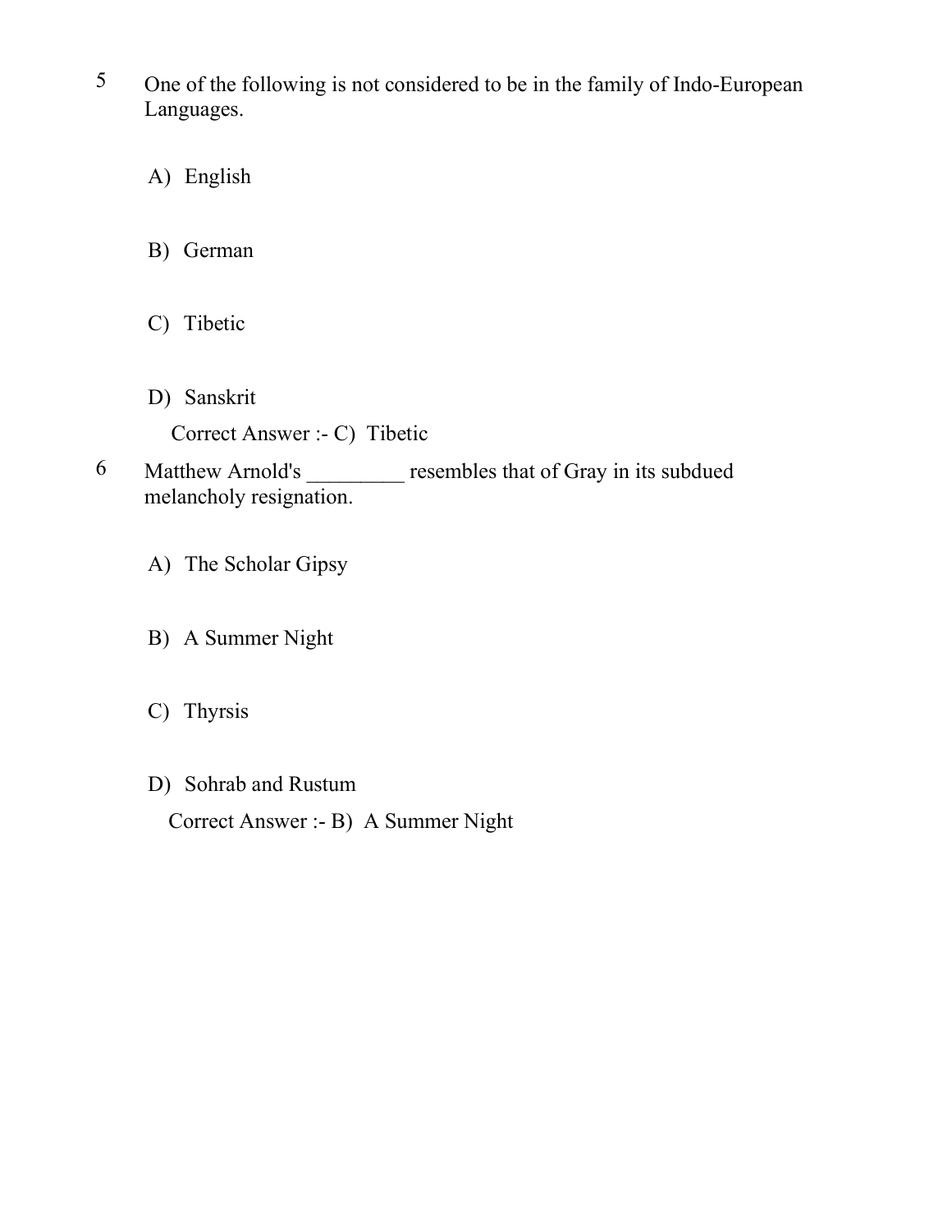5 One of the following is not considered to be in the family of Indo-European Languages.

A) English

B) German

C) Tibetic

D) Sanskrit

Correct Answer :- C) Tibetic

6 Matthew Arnold's _________ resembles that of Gray in its subdued melancholy resignation.

A) The Scholar Gipsy

B) A Summer Night

C) Thyrsis

D) Sohrab and Rustum

Correct Answer :- B) A Summer Night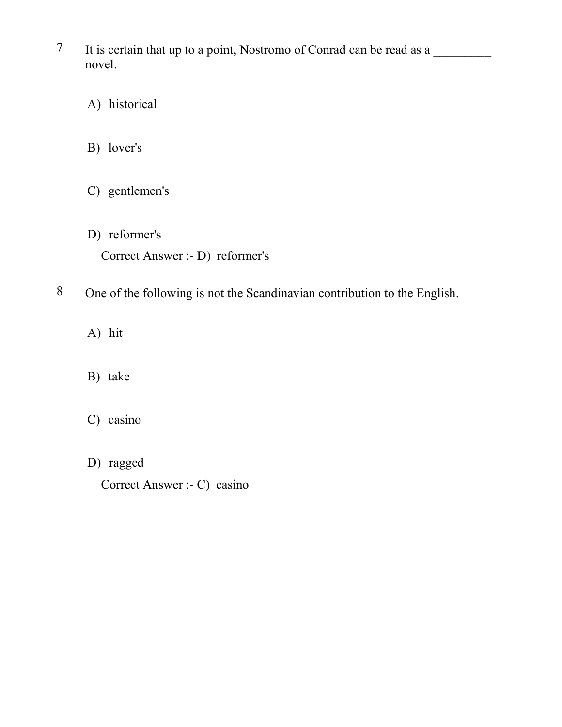7 It is certain that up to a point, Nostromo of Conrad can be read as a _________ novel.

A) historical

B) lover's

C) gentlemen's

D) reformer's

Correct Answer :- D) reformer's

8 One of the following is not the Scandinavian contribution to the English.

A) hit

B) take

C) casino

D) ragged

Correct Answer :- C) casino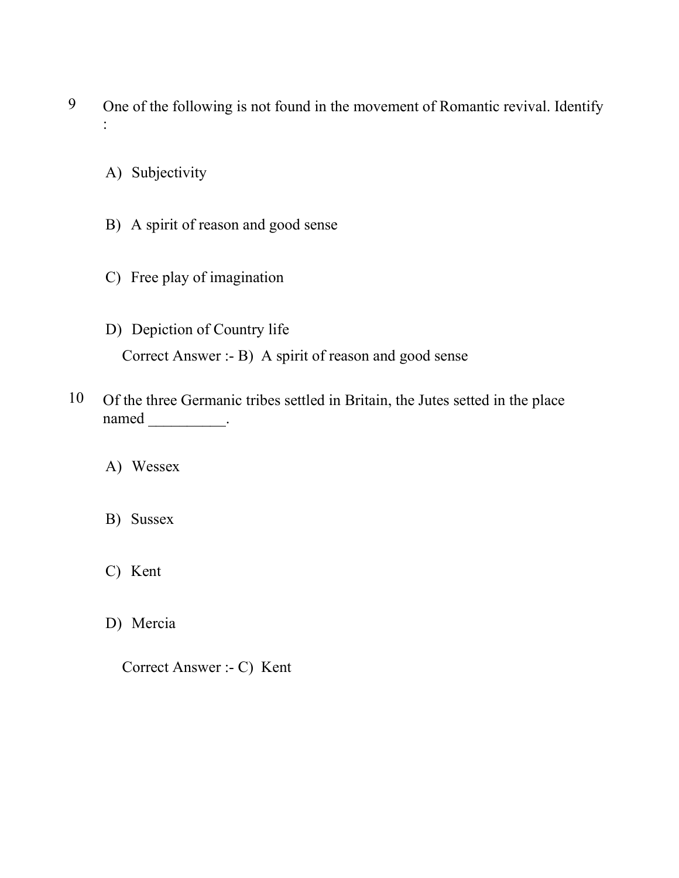9 One of the following is not found in the movement of Romantic revival. Identify :

A) Subjectivity

B) A spirit of reason and good sense

C) Free play of imagination

D) Depiction of Country life

Correct Answer :- B) A spirit of reason and good sense

10 Of the three Germanic tribes settled in Britain, the Jutes setted in the place named __________.

A) Wessex

B) Sussex

C) Kent

D) Mercia

Correct Answer :- C) Kent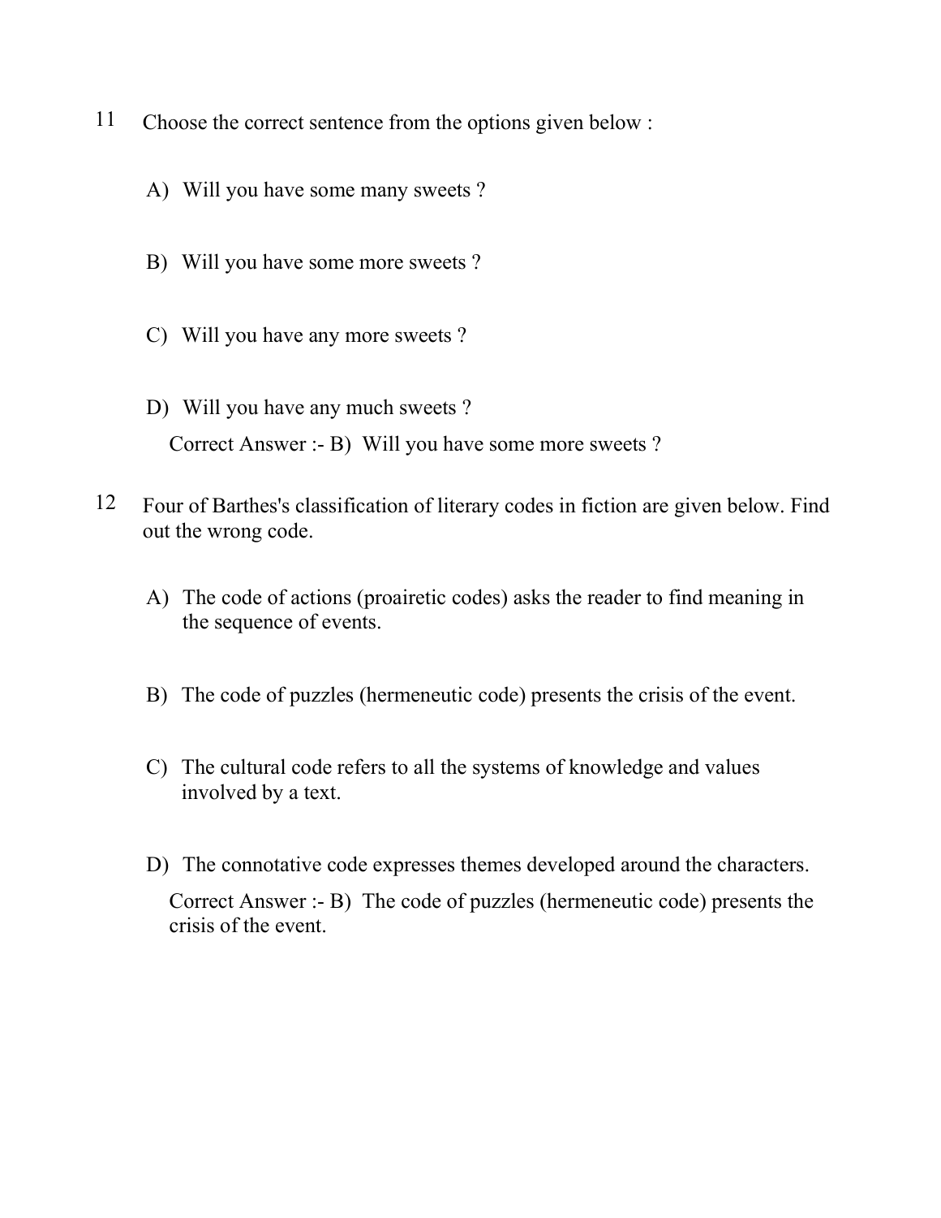11 Choose the correct sentence from the options given below :

A) Will you have some many sweets ?

B) Will you have some more sweets ?

C) Will you have any more sweets ?

D) Will you have any much sweets ?

Correct Answer :- B) Will you have some more sweets ?

12 Four of Barthes's classification of literary codes in fiction are given below. Find out the wrong code.

A) The code of actions (proairetic codes) asks the reader to find meaning in the sequence of events.

B) The code of puzzles (hermeneutic code) presents the crisis of the event.

C) The cultural code refers to all the systems of knowledge and values involved by a text.

D) The connotative code expresses themes developed around the characters.

Correct Answer :- B) The code of puzzles (hermeneutic code) presents the crisis of the event.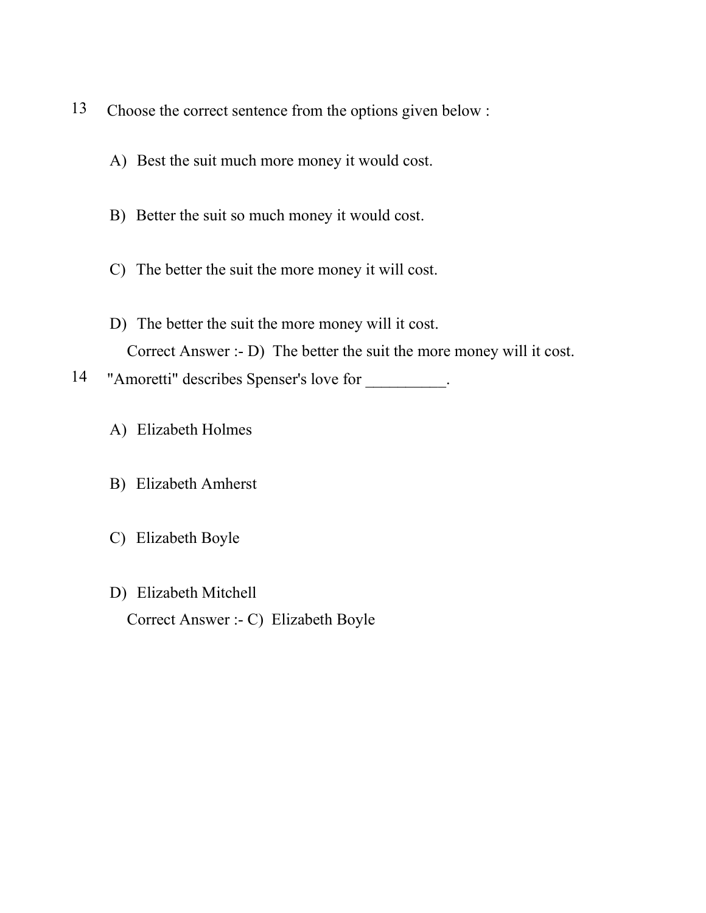13 Choose the correct sentence from the options given below :

A) Best the suit much more money it would cost.

B) Better the suit so much money it would cost.

C) The better the suit the more money it will cost.

D) The better the suit the more money will it cost.

Correct Answer :- D) The better the suit the more money will it cost.

14 "Amoretti" describes Spenser's love for __________.

A) Elizabeth Holmes

B) Elizabeth Amherst

C) Elizabeth Boyle

D) Elizabeth Mitchell

Correct Answer :- C) Elizabeth Boyle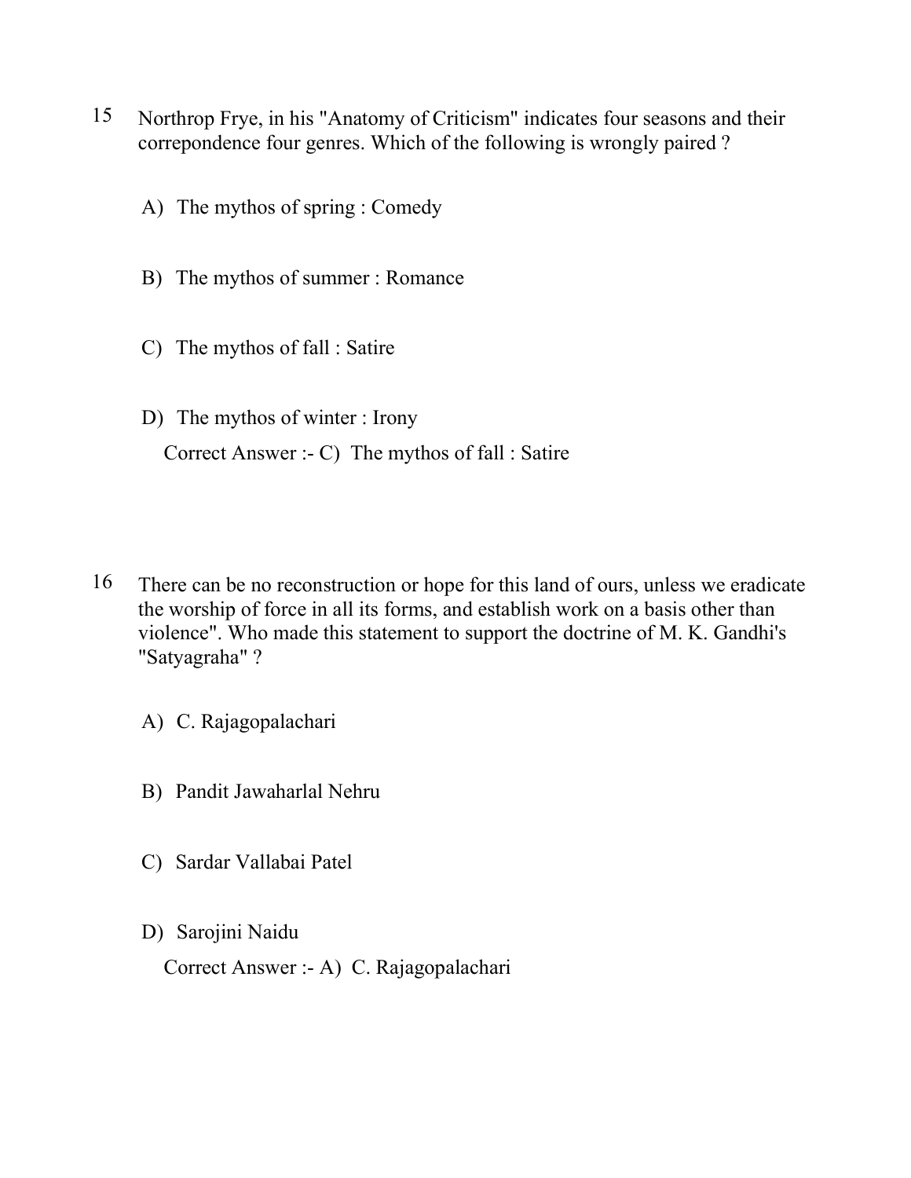15 Northrop Frye, in his "Anatomy of Criticism" indicates four seasons and their correpondence four genres. Which of the following is wrongly paired ?

A) The mythos of spring : Comedy

B) The mythos of summer : Romance

C) The mythos of fall : Satire

D) The mythos of winter : Irony

Correct Answer :- C) The mythos of fall : Satire

16 There can be no reconstruction or hope for this land of ours, unless we eradicate the worship of force in all its forms, and establish work on a basis other than violence". Who made this statement to support the doctrine of M. K. Gandhi's "Satyagraha" ?

A) C. Rajagopalachari

B) Pandit Jawaharlal Nehru

C) Sardar Vallabai Patel

D) Sarojini Naidu

Correct Answer :- A) C. Rajagopalachari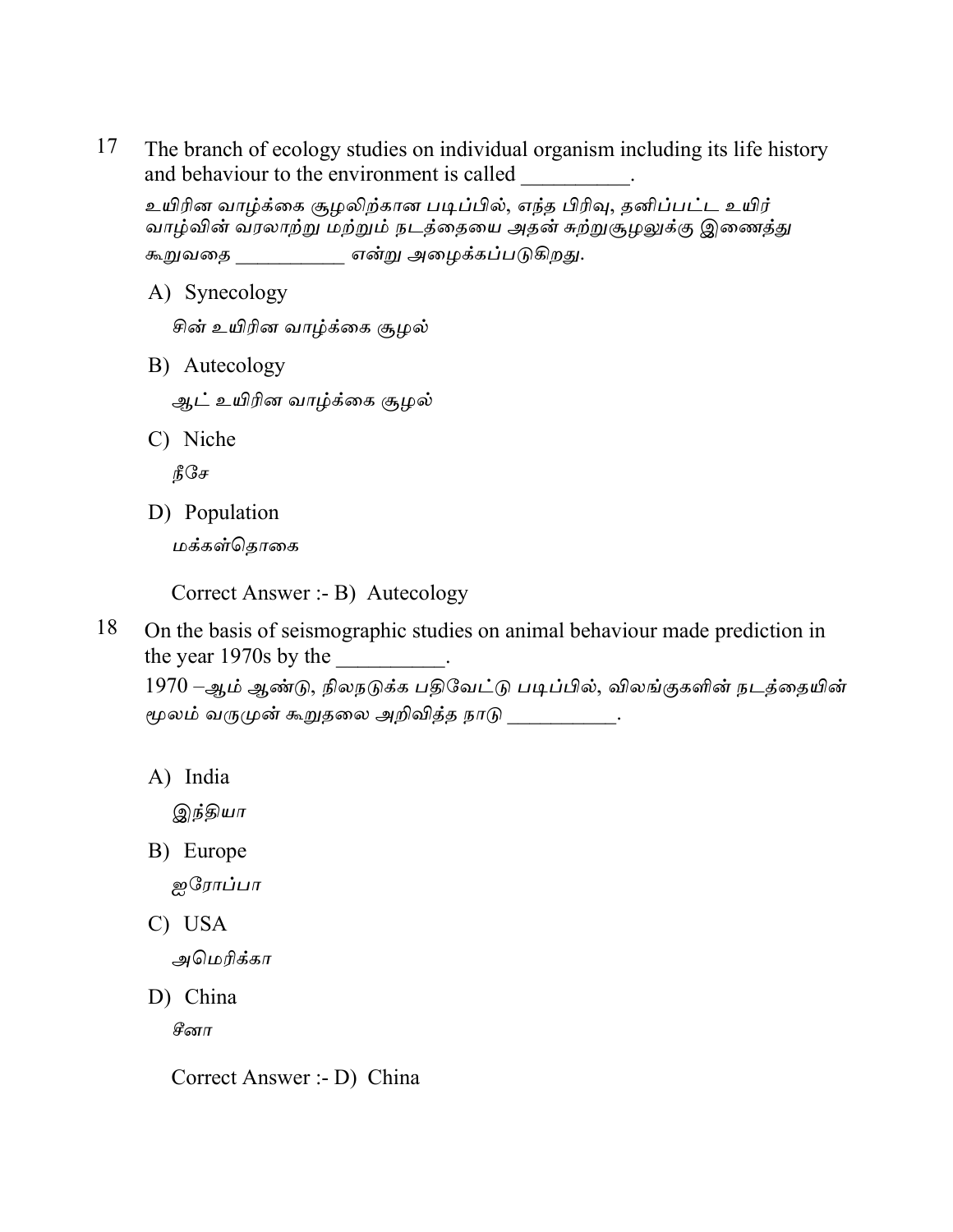17 The branch of ecology studies on individual organism including its life history and behaviour to the environment is called __________.

உயிரின வாழ்க்கை சூழலிற்கான படிப்பில், எந்த பிரிவு, தனிப்பட்ட உயிர் வாழ்வின் வரலாற்று மற்றும் நடத்தையை அதன் சுற்றுசூழலுக்கு இணைத்து கூறுவதை ___________ என்று அழைக்கப்படுகிறது.

A) Synecology

சின் உயிரின வாழ்க்கை சூழல்

B) Autecology

ஆட் உயிரின வாழ்க்கை சூழல்

C) Niche

நீசே

D) Population

மக்கள்தொகை

Correct Answer :- B) Autecology

18 On the basis of seismographic studies on animal behaviour made prediction in the year 1970s by the __________.

1970 –ஆம் ஆண்டு, நிலநடுக்க பதிவேட்டு படிப்பில், விலங்குகளின் நடத்தையின் மூலம் வருமுன் கூறுதலை அறிவித்த நாடு ___________.

A) India

இந்தியா

B) Europe

ஐரோப்பா

C) USA

அமெரிக்கா

D) China

சீனா

Correct Answer :- D) China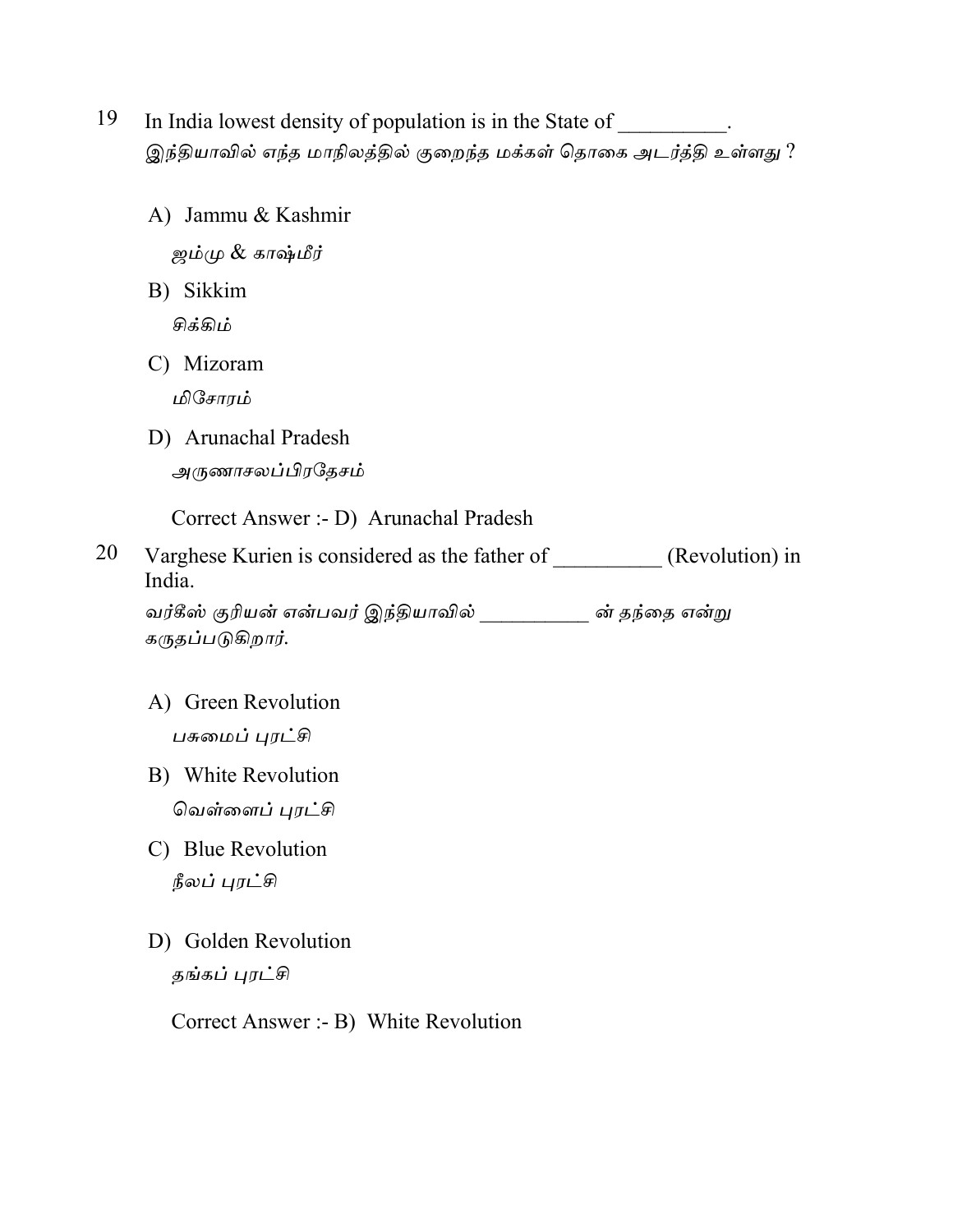19 In India lowest density of population is in the State of __________.
இந்தியாவில் எந்த மாநிலத்தில் குறைந்த மக்கள் தொகை அடர்த்தி உள்ளது ?

A) Jammu & Kashmir
ஜம்மு & காஷ்மீர்

B) Sikkim
சிக்கிம்

C) Mizoram
மிசோரம்

D) Arunachal Pradesh
அருணாசலப்பிரதேசம்

Correct Answer :- D) Arunachal Pradesh

20 Varghese Kurien is considered as the father of __________ (Revolution) in India.
வர்கீஸ் குரியன் என்பவர் இந்தியாவில் __________ ன் தந்தை என்று கருதப்படுகிறார்.

A) Green Revolution
பசுமைப் புரட்சி

B) White Revolution
வெள்ளைப் புரட்சி

C) Blue Revolution
நீலப் புரட்சி

D) Golden Revolution
தங்கப் புரட்சி

Correct Answer :- B) White Revolution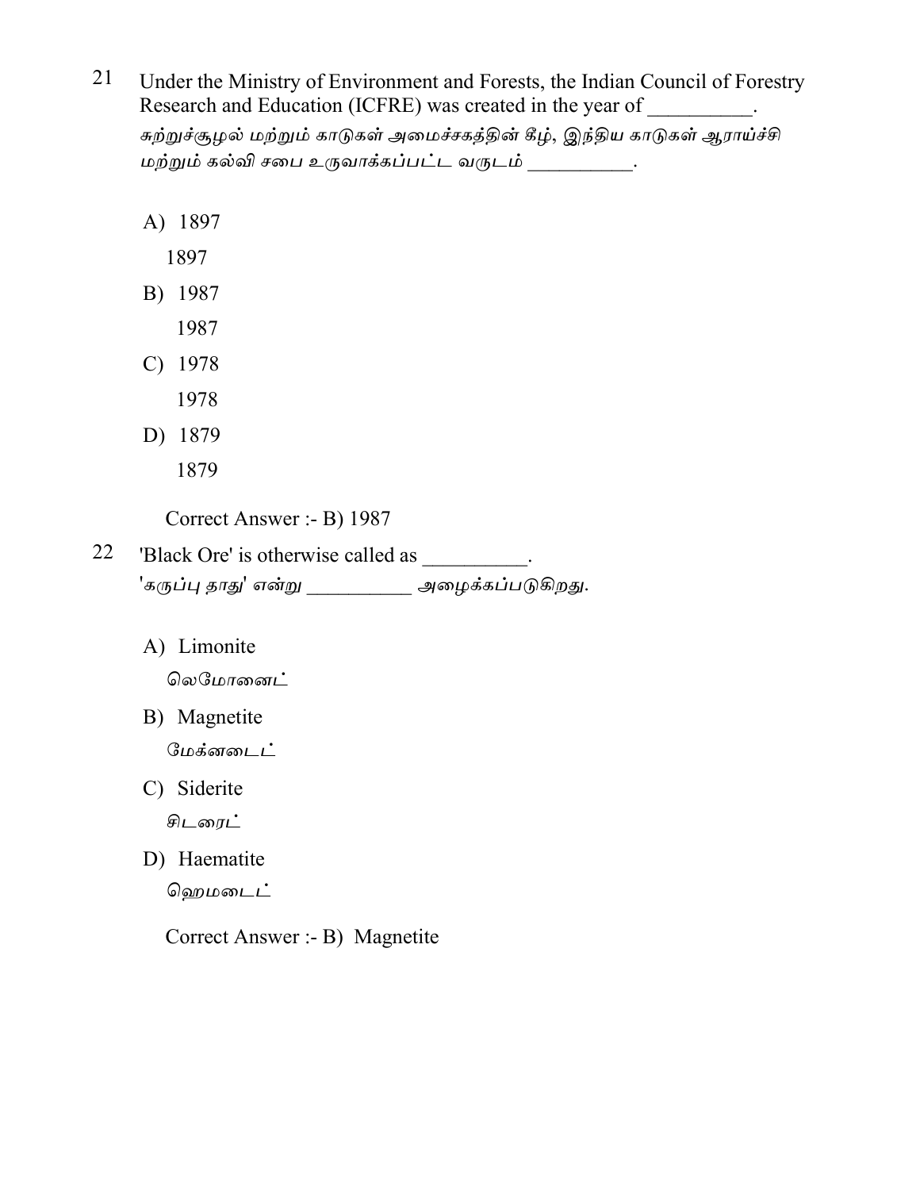21 Under the Ministry of Environment and Forests, the Indian Council of Forestry Research and Education (ICFRE) was created in the year of __________.
*சுற்றுச்சூழல் மற்றும் காடுகள் அமைச்சகத்தின் கீழ், இந்திய காடுகள் ஆராய்ச்சி மற்றும் கல்வி சபை உருவாக்கப்பட்ட வருடம் __________.*

A) 1897
1897

B) 1987
1987

C) 1978
1978

D) 1879
1879

Correct Answer :- B) 1987

22 'Black Ore' is otherwise called as __________.
*'கருப்பு தாது' என்று __________ அழைக்கப்படுகிறது.*

A) Limonite
லெமோனைட்

B) Magnetite
மேக்னடைட்

C) Siderite
சிடரைட்

D) Haematite
ஹெமடைட்

Correct Answer :- B) Magnetite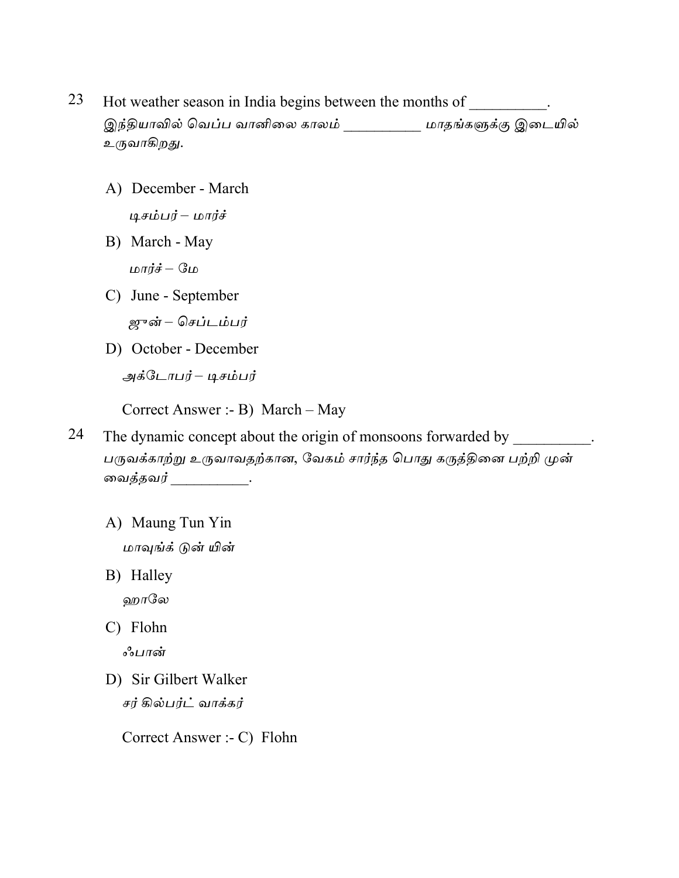23 Hot weather season in India begins between the months of __________.
இந்தியாவில் வெப்ப வானிலை காலம் __________ மாதங்களுக்கு இடையில் உருவாகிறது.

A) December - March
டிசம்பர் – மார்ச்

B) March - May
மார்ச் – மே

C) June - September
ஜுன் – செப்டம்பர்

D) October - December
அக்டோபர் – டிசம்பர்

Correct Answer :- B) March – May

24 The dynamic concept about the origin of monsoons forwarded by __________.
பருவக்காற்று உருவாவதற்கான, வேகம் சார்ந்த பொது கருத்தினை பற்றி முன் வைத்தவர் __________.

A) Maung Tun Yin
மாவுங்க் டுன் யின்

B) Halley
ஹாலே

C) Flohn
ஃபான்

D) Sir Gilbert Walker
சர் கில்பர்ட் வாக்கர்

Correct Answer :- C) Flohn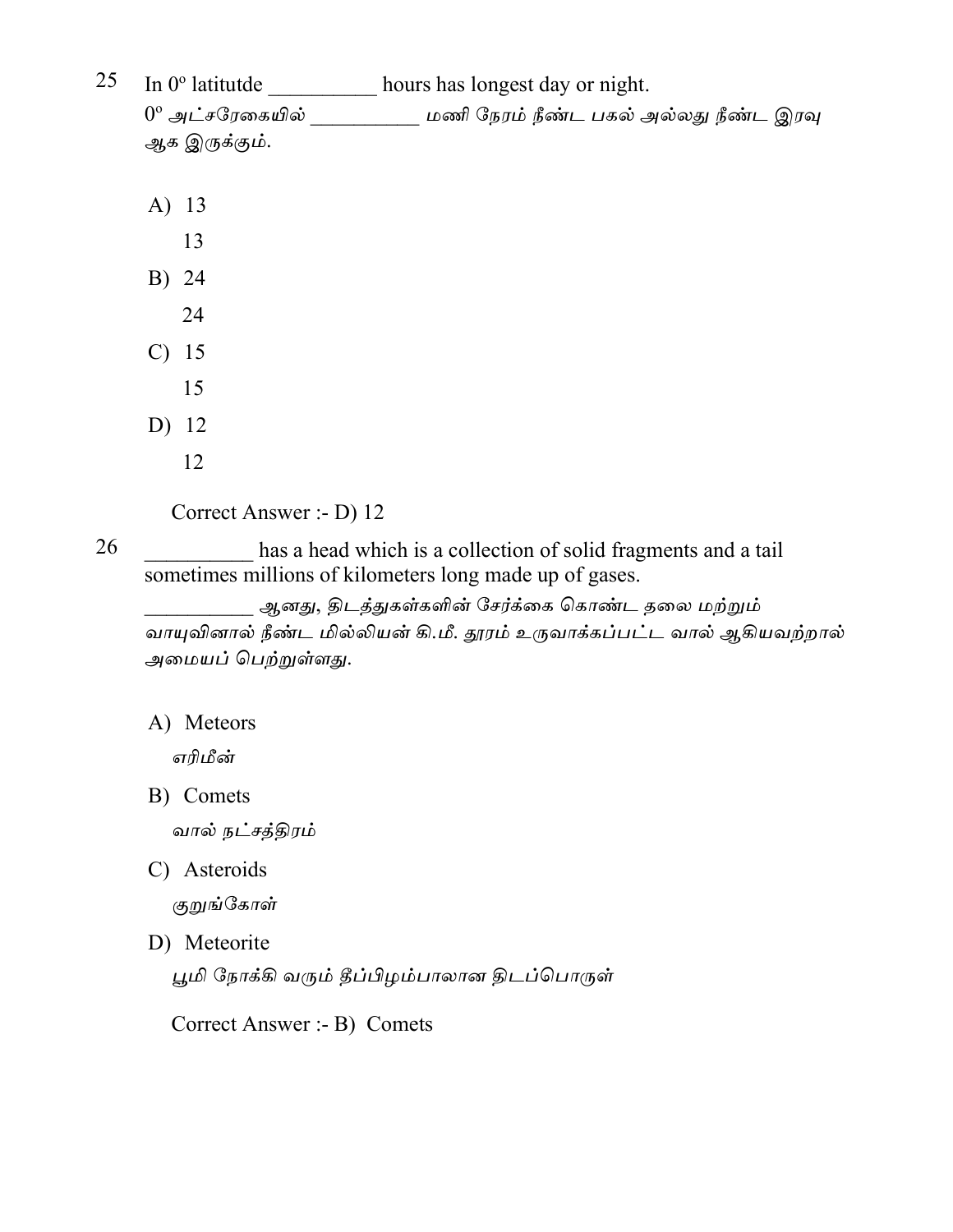25 In $0^{o}$ latitutde __________ hours has longest day or night.

$0^{o}$ அட்சரேகையில் __________ மணி நேரம் நீண்ட பகல் அல்லது நீண்ட இரவு ஆக இருக்கும்.

A) 13

13

B) 24

24

C) 15

15

D) 12

12

Correct Answer :- D) 12

26 __________ has a head which is a collection of solid fragments and a tail sometimes millions of kilometers long made up of gases.

__________ ஆனது, திடத்துகள்களின் சேர்க்கை கொண்ட தலை மற்றும் வாயுவினால் நீண்ட மில்லியன் கி.மீ. தூரம் உருவாக்கப்பட்ட வால் ஆகியவற்றால் அமையப் பெற்றுள்ளது.

A) Meteors

எரிமீன்

B) Comets

வால் நட்சத்திரம்

C) Asteroids

குறுங்கோள்

D) Meteorite

பூமி நோக்கி வரும் தீப்பிழம்பாலான திடப்பொருள்

Correct Answer :- B) Comets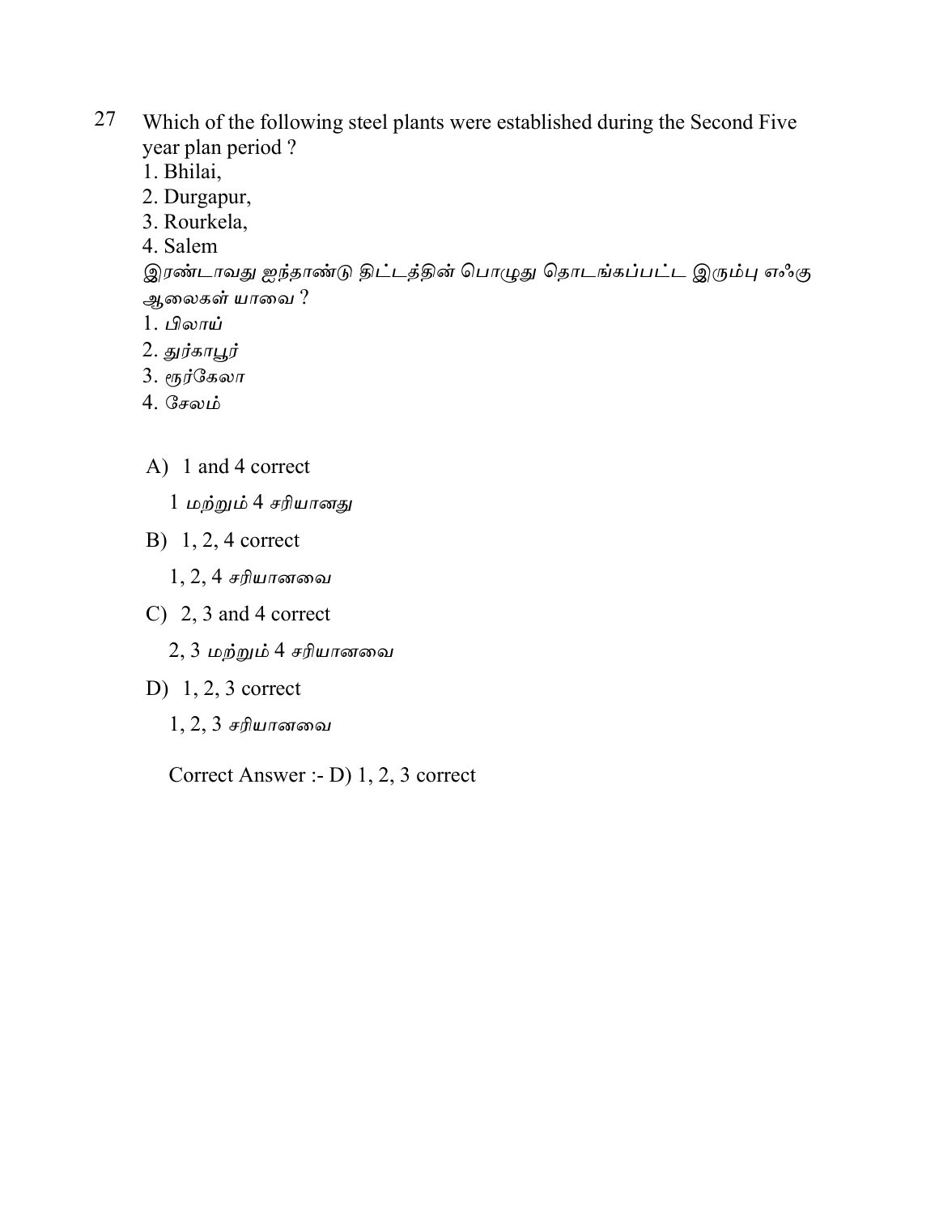27 Which of the following steel plants were established during the Second Five year plan period ?

1. Bhilai,
2. Durgapur,
3. Rourkela,
4. Salem

இரண்டாவது ஐந்தாண்டு திட்டத்தின் பொழுது தொடங்கப்பட்ட இரும்பு எஃகு ஆலைகள் யாவை ?

1. *பிலாய்*
2. *துர்காபூர்*
3. *ரூர்கேலா*
4. *சேலம்*

A) 1 and 4 correct

   1 *மற்றும்* 4 *சரியானது*

B) 1, 2, 4 correct

   1, 2, 4 *சரியானவை*

C) 2, 3 and 4 correct

   2, 3 *மற்றும்* 4 *சரியானவை*

D) 1, 2, 3 correct

   1, 2, 3 *சரியானவை*

Correct Answer :- D) 1, 2, 3 correct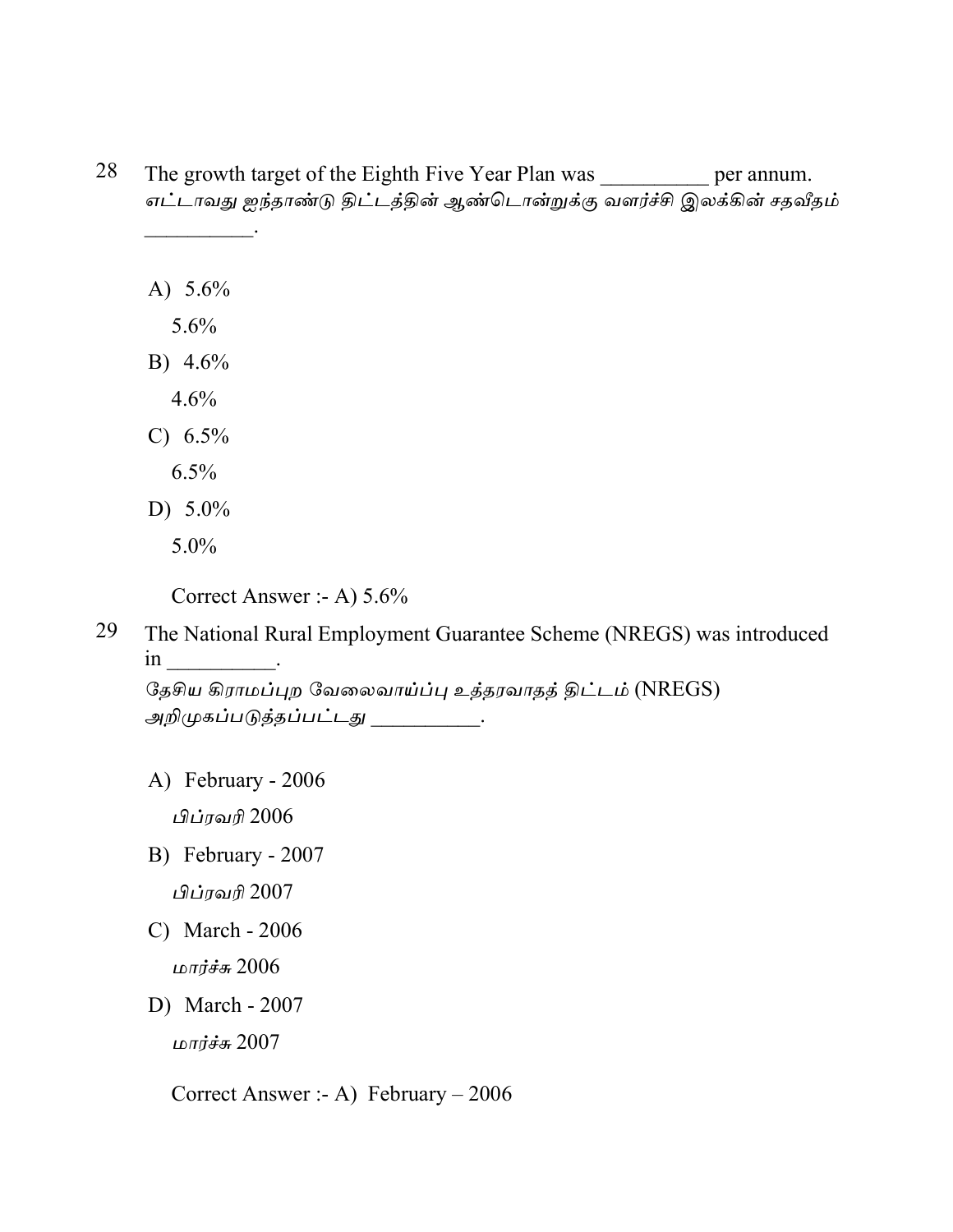28 The growth target of the Eighth Five Year Plan was __________ per annum.
எட்டாவது ஐந்தாண்டு திட்டத்தின் ஆண்டொன்றுக்கு வளர்ச்சி இலக்கின் சதவீதம் __________.

A) 5.6%
5.6%

B) 4.6%
4.6%

C) 6.5%
6.5%

D) 5.0%
5.0%

Correct Answer :- A) 5.6%

29 The National Rural Employment Guarantee Scheme (NREGS) was introduced in __________.
தேசிய கிராமப்புற வேலைவாய்ப்பு உத்தரவாதத் திட்டம் (NREGS) அறிமுகப்படுத்தப்பட்டது __________.

A) February - 2006
பிப்ரவரி 2006

B) February - 2007
பிப்ரவரி 2007

C) March - 2006
மார்ச்சு 2006

D) March - 2007
மார்ச்சு 2007

Correct Answer :- A) February – 2006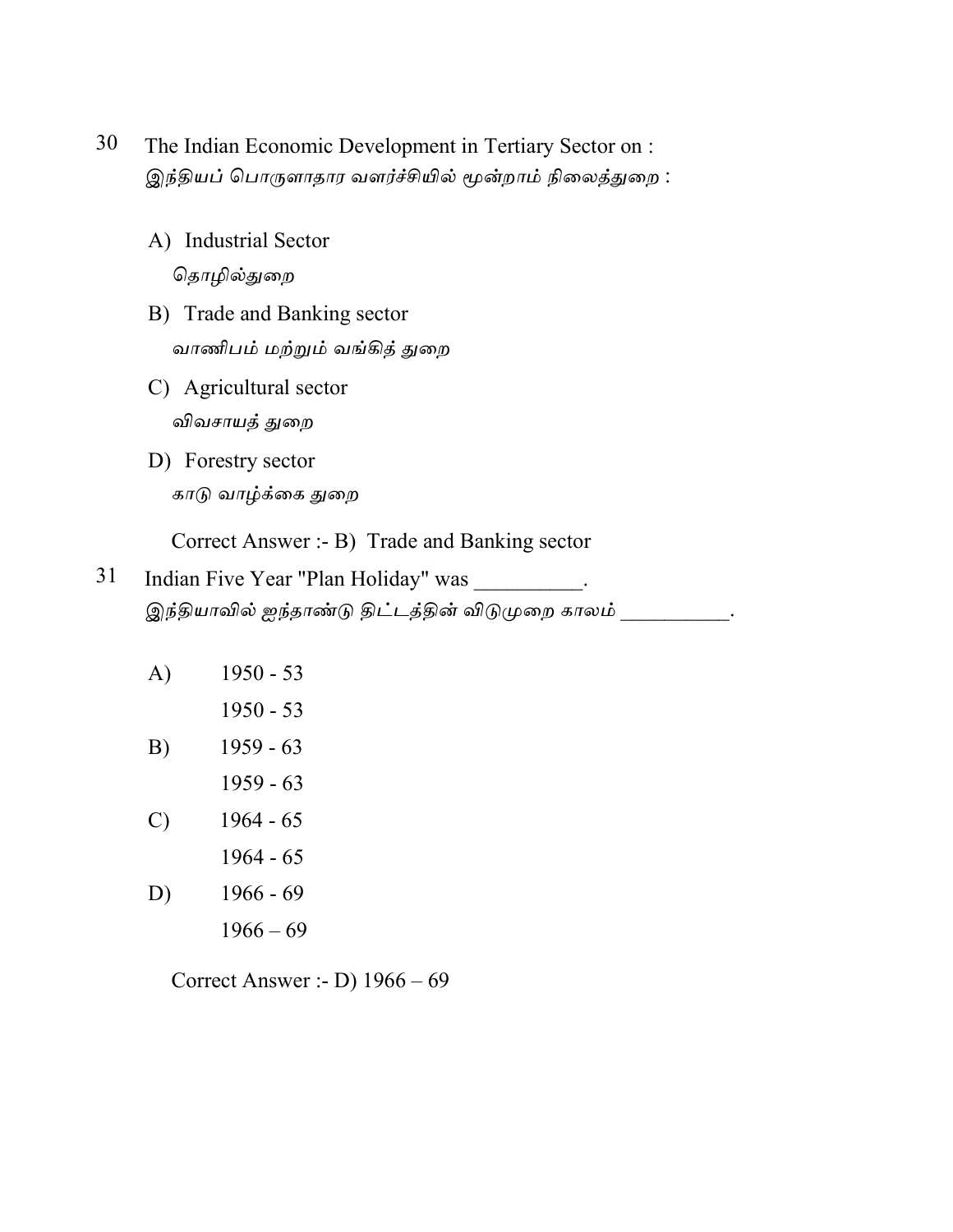30 The Indian Economic Development in Tertiary Sector on :
இந்தியப் பொருளாதார வளர்ச்சியில் மூன்றாம் நிலைத்துறை :

A) Industrial Sector
தொழில்துறை

B) Trade and Banking sector
வாணிபம் மற்றும் வங்கித் துறை

C) Agricultural sector
விவசாயத் துறை

D) Forestry sector
காடு வாழ்க்கை துறை

Correct Answer :- B) Trade and Banking sector

31 Indian Five Year "Plan Holiday" was __________.
இந்தியாவில் ஐந்தாண்டு திட்டத்தின் விடுமுறை காலம் __________.

A) 1950 - 53
1950 - 53

B) 1959 - 63
1959 - 63

C) 1964 - 65
1964 - 65

D) 1966 - 69
1966 – 69

Correct Answer :- D) 1966 – 69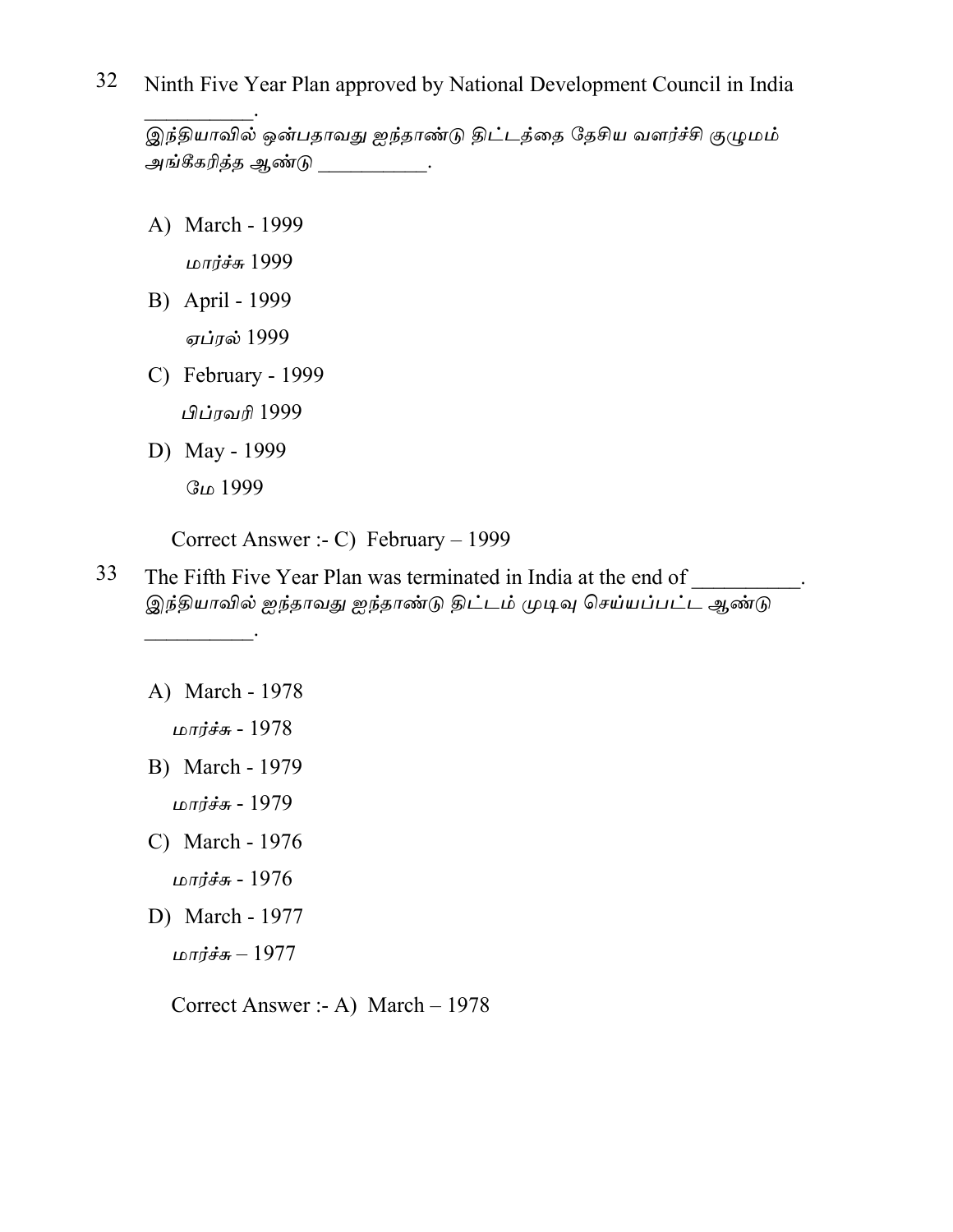32 Ninth Five Year Plan approved by National Development Council in India __________.
இந்தியாவில் ஒன்பதாவது ஐந்தாண்டு திட்டத்தை தேசிய வளர்ச்சி குழுமம் அங்கீகரித்த ஆண்டு __________.

A) March - 1999
மார்ச்சு 1999

B) April - 1999
ஏப்ரல் 1999

C) February - 1999
பிப்ரவரி 1999

D) May - 1999
மே 1999

Correct Answer :- C) February – 1999

33 The Fifth Five Year Plan was terminated in India at the end of __________.
இந்தியாவில் ஐந்தாவது ஐந்தாண்டு திட்டம் முடிவு செய்யப்பட்ட ஆண்டு __________.

A) March - 1978
மார்ச்சு - 1978

B) March - 1979
மார்ச்சு - 1979

C) March - 1976
மார்ச்சு - 1976

D) March - 1977
மார்ச்சு – 1977

Correct Answer :- A) March – 1978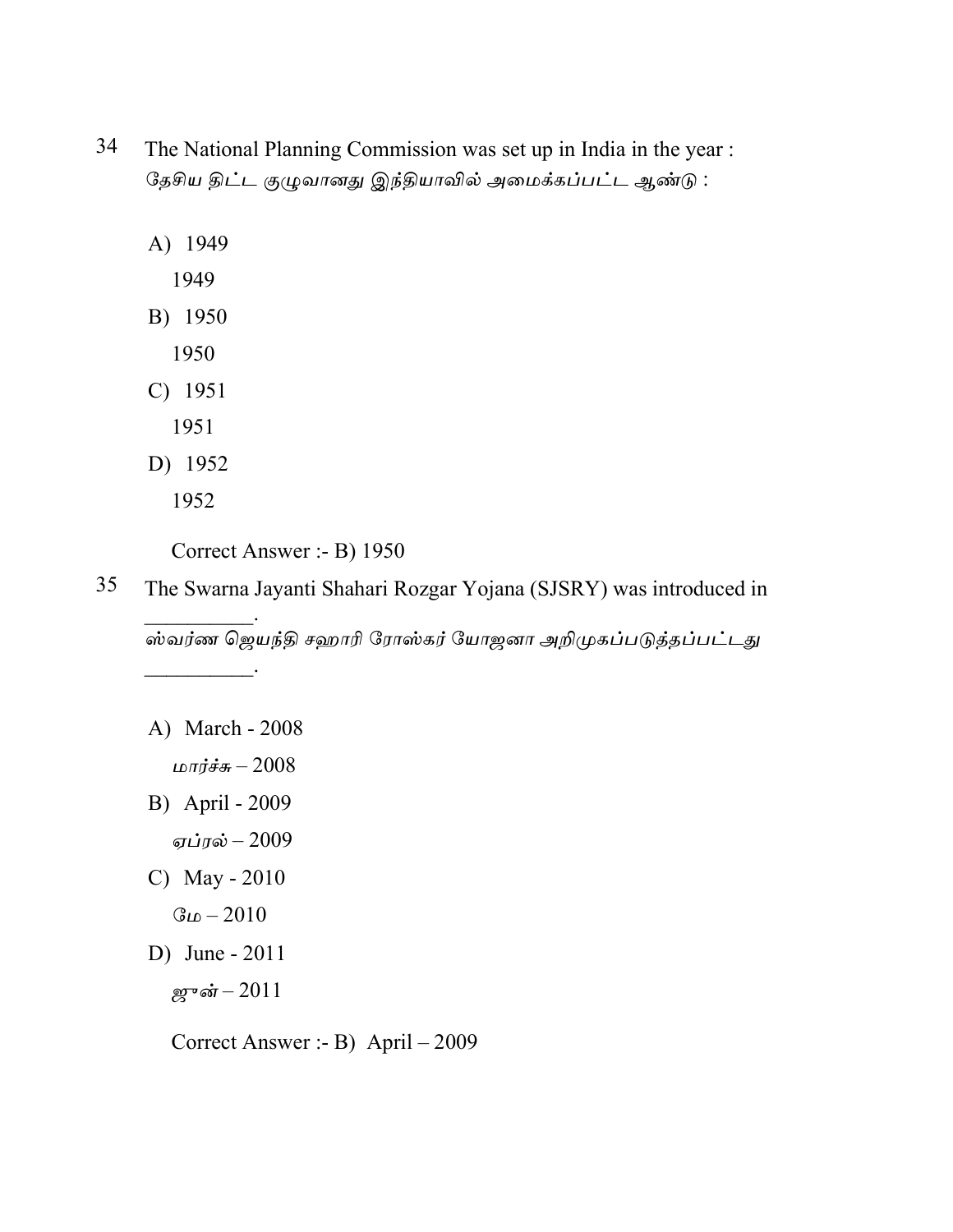34 The National Planning Commission was set up in India in the year :
தேசிய திட்ட குழுவானது இந்தியாவில் அமைக்கப்பட்ட ஆண்டு :

A) 1949
   1949
B) 1950
   1950
C) 1951
   1951
D) 1952
   1952

Correct Answer :- B) 1950

35 The Swarna Jayanti Shahari Rozgar Yojana (SJSRY) was introduced in __________.
ஸ்வர்ண ஜெயந்தி சஹாரி ரோஸ்கர் யோஜனா அறிமுகபடுத்தப்பட்டது __________.

A) March - 2008
   மார்ச்சு – 2008
B) April - 2009
   ஏப்ரல் – 2009
C) May - 2010
   மே – 2010
D) June - 2011
   ஜுன் – 2011

Correct Answer :- B) April – 2009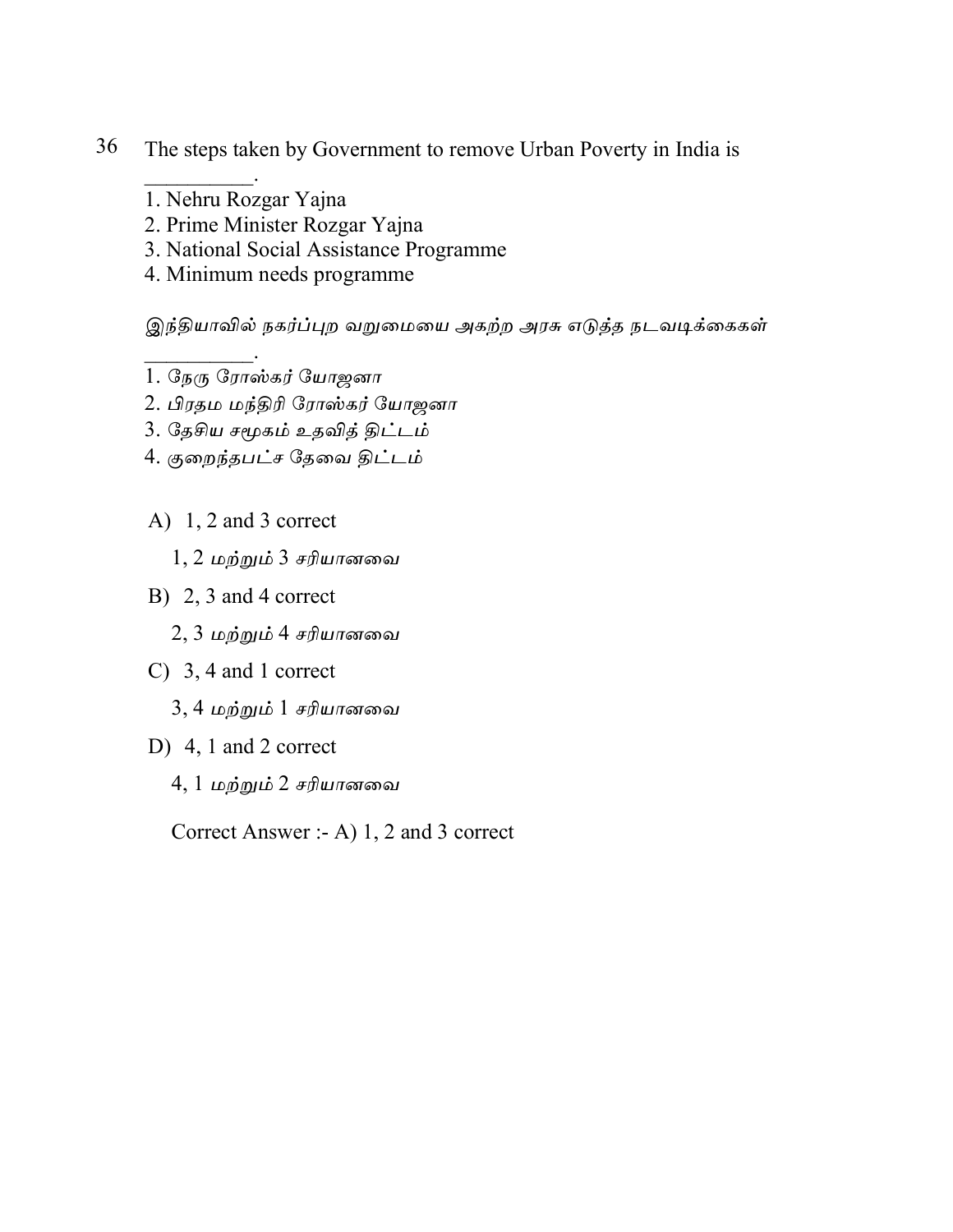36 The steps taken by Government to remove Urban Poverty in India is __________.

1. Nehru Rozgar Yajna
2. Prime Minister Rozgar Yajna
3. National Social Assistance Programme
4. Minimum needs programme

இந்தியாவில் நகர்ப்புற வறுமையை அகற்ற அரசு எடுத்த நடவடிக்கைகள் __________.

1. நேரு ரோஸ்கர் யோஜனா
2. பிரதம மந்திரி ரோஸ்கர் யோஜனா
3. தேசிய சமூகம் உதவித் திட்டம்
4. குறைந்தபட்ச தேவை திட்டம்

A) 1, 2 and 3 correct

1, 2 மற்றும் 3 சரியானவை

B) 2, 3 and 4 correct

2, 3 மற்றும் 4 சரியானவை

C) 3, 4 and 1 correct

3, 4 மற்றும் 1 சரியானவை

D) 4, 1 and 2 correct

4, 1 மற்றும் 2 சரியானவை

Correct Answer :- A) 1, 2 and 3 correct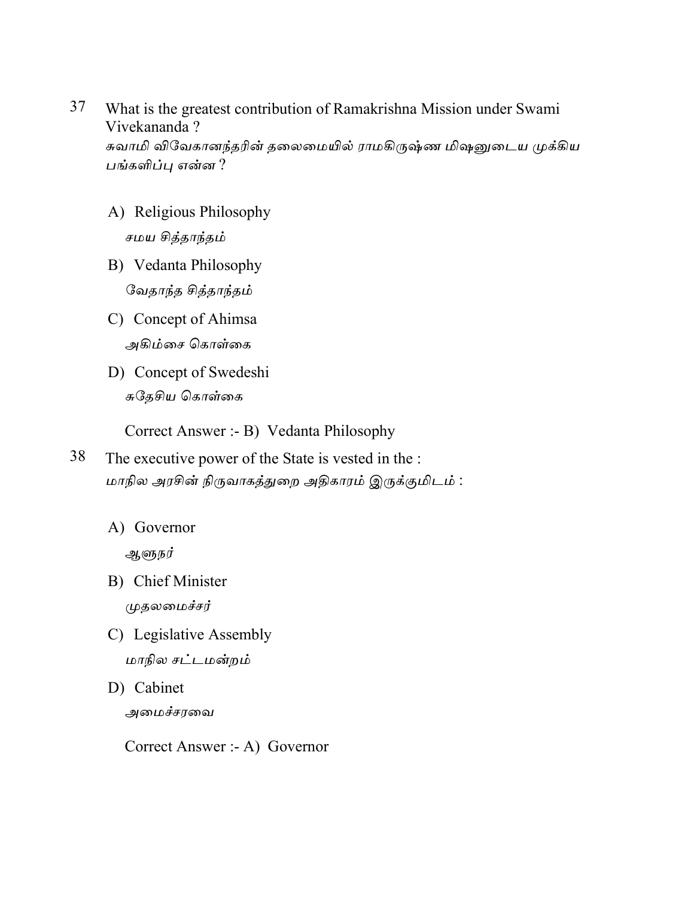37 What is the greatest contribution of Ramakrishna Mission under Swami Vivekananda ?
சுவாமி விவேகானந்தரின் தலைமையில் ராமகிருஷ்ண மிஷனுடைய முக்கிய பங்களிப்பு என்ன ?

A) Religious Philosophy
சமய சித்தாந்தம்

B) Vedanta Philosophy
வேதாந்த சித்தாந்தம்

C) Concept of Ahimsa
அகிம்சை கொள்கை

D) Concept of Swedeshi
சுதேசிய கொள்கை

Correct Answer :- B) Vedanta Philosophy

38 The executive power of the State is vested in the :
மாநில அரசின் நிருவாகத்துறை அதிகாரம் இருக்குமிடம் :

A) Governor
ஆளுநர்

B) Chief Minister
முதலமைச்சர்

C) Legislative Assembly
மாநில சட்டமன்றம்

D) Cabinet
அமைச்சரவை

Correct Answer :- A) Governor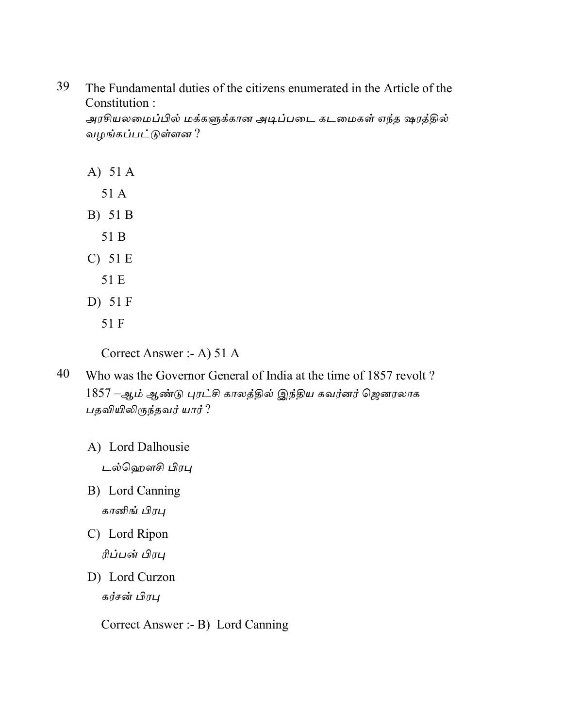39 The Fundamental duties of the citizens enumerated in the Article of the Constitution :

அரசியலமைப்பில் மக்களுக்கான அடிப்படை கடமைகள் எந்த ஷரத்தில் வழங்கப்பட்டுள்ளன ?

A) 51 A

51 A

B) 51 B

51 B

C) 51 E

51 E

D) 51 F

51 F

Correct Answer :- A) 51 A

40 Who was the Governor General of India at the time of 1857 revolt ?

1857 –ஆம் ஆண்டு புரட்சி காலத்தில் இந்திய கவர்னர் ஜெனரலாக பதவியிலிருந்தவர் யார் ?

A) Lord Dalhousie

டல்ஹௌசி பிரபு

B) Lord Canning

கானிங் பிரபு

C) Lord Ripon

ரிப்பன் பிரபு

D) Lord Curzon

கர்சன் பிரபு

Correct Answer :- B) Lord Canning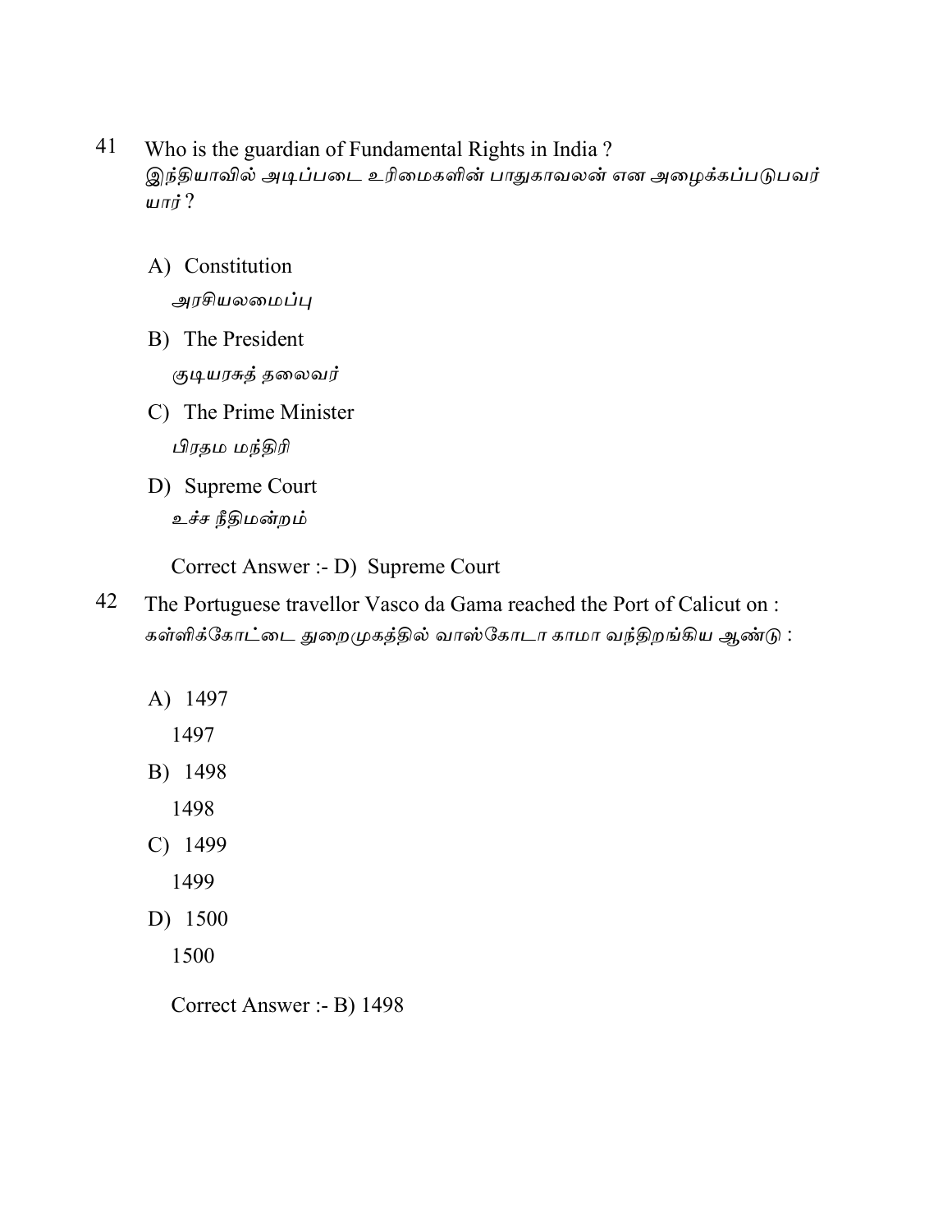41 Who is the guardian of Fundamental Rights in India ?
இந்தியாவில் அடிப்படை உரிமைகளின் பாதுகாவலன் என அழைக்கப்படுபவர் யார் ?

A) Constitution
அரசியலமைப்பு

B) The President
குடியரசுத் தலைவர்

C) The Prime Minister
பிரதம மந்திரி

D) Supreme Court
உச்ச நீதிமன்றம்

Correct Answer :- D) Supreme Court

42 The Portuguese travellor Vasco da Gama reached the Port of Calicut on :
கள்ளிக்கோட்டை துறைமுகத்தில் வாஸ்கோடா காமா வந்திறங்கிய ஆண்டு :

A) 1497
1497

B) 1498
1498

C) 1499
1499

D) 1500
1500

Correct Answer :- B) 1498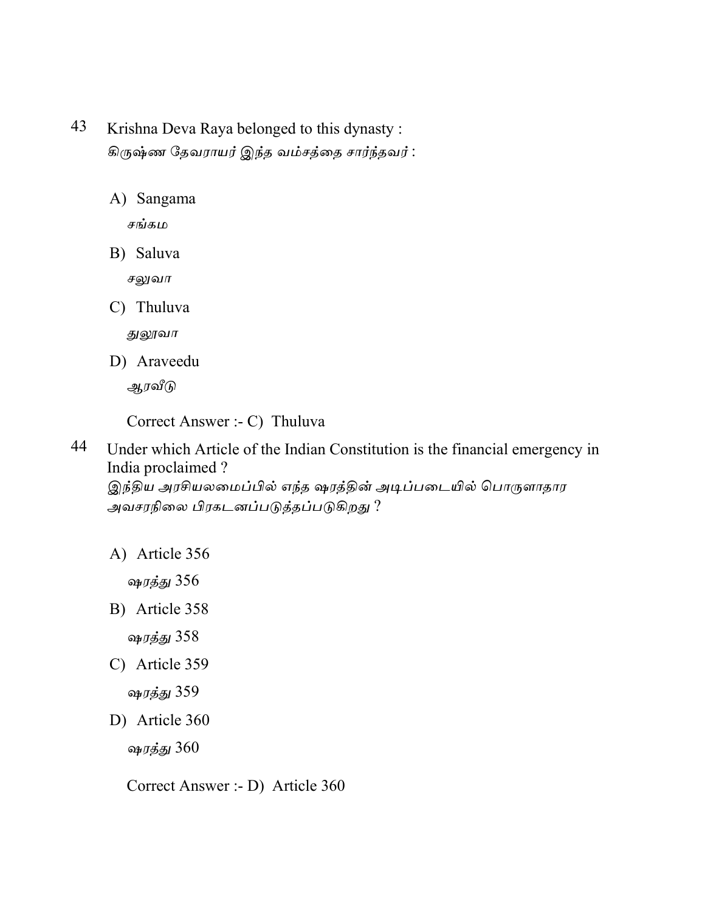43 Krishna Deva Raya belonged to this dynasty :
கிருஷ்ண தேவராயர் இந்த வம்சத்தை சார்ந்தவர் :

A) Sangama
சங்கம

B) Saluva
சலுவா

C) Thuluva
துலூவா

D) Araveedu
ஆரவீடு

Correct Answer :- C) Thuluva

44 Under which Article of the Indian Constitution is the financial emergency in India proclaimed ?
இந்திய அரசியலமைப்பில் எந்த ஷரத்தின் அடிப்படையில் பொருளாதார அவசரநிலை பிரகடனப்படுத்தப்படுகிறது ?

A) Article 356
ஷரத்து 356

B) Article 358
ஷரத்து 358

C) Article 359
ஷரத்து 359

D) Article 360
ஷரத்து 360

Correct Answer :- D) Article 360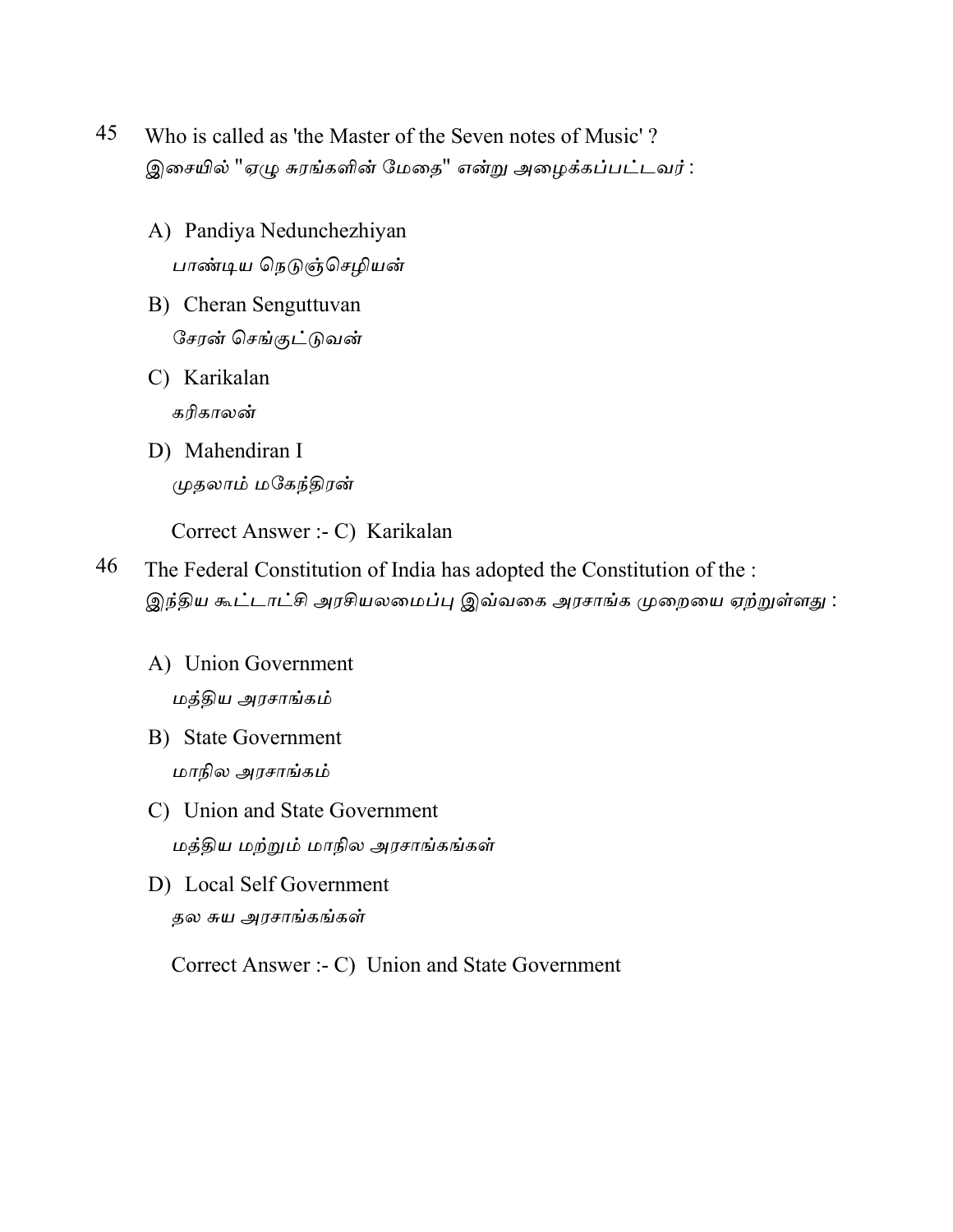45 Who is called as 'the Master of the Seven notes of Music' ?
இசையில் "ஏழு சுரங்களின் மேதை" என்று அழைக்கப்பட்டவர் :

A) Pandiya Nedunchezhiyan
பாண்டிய நெடுஞ்செழியன்

B) Cheran Senguttuvan
சேரன் செங்குட்டுவன்

C) Karikalan
கரிகாலன்

D) Mahendiran I
முதலாம் மகேந்திரன்

Correct Answer :- C) Karikalan

46 The Federal Constitution of India has adopted the Constitution of the :
இந்திய கூட்டாட்சி அரசியலமைப்பு இவ்வகை அரசாங்க முறையை ஏற்றுள்ளது :

A) Union Government
மத்திய அரசாங்கம்

B) State Government
மாநில அரசாங்கம்

C) Union and State Government
மத்திய மற்றும் மாநில அரசாங்கங்கள்

D) Local Self Government
தல சுய அரசாங்கங்கள்

Correct Answer :- C) Union and State Government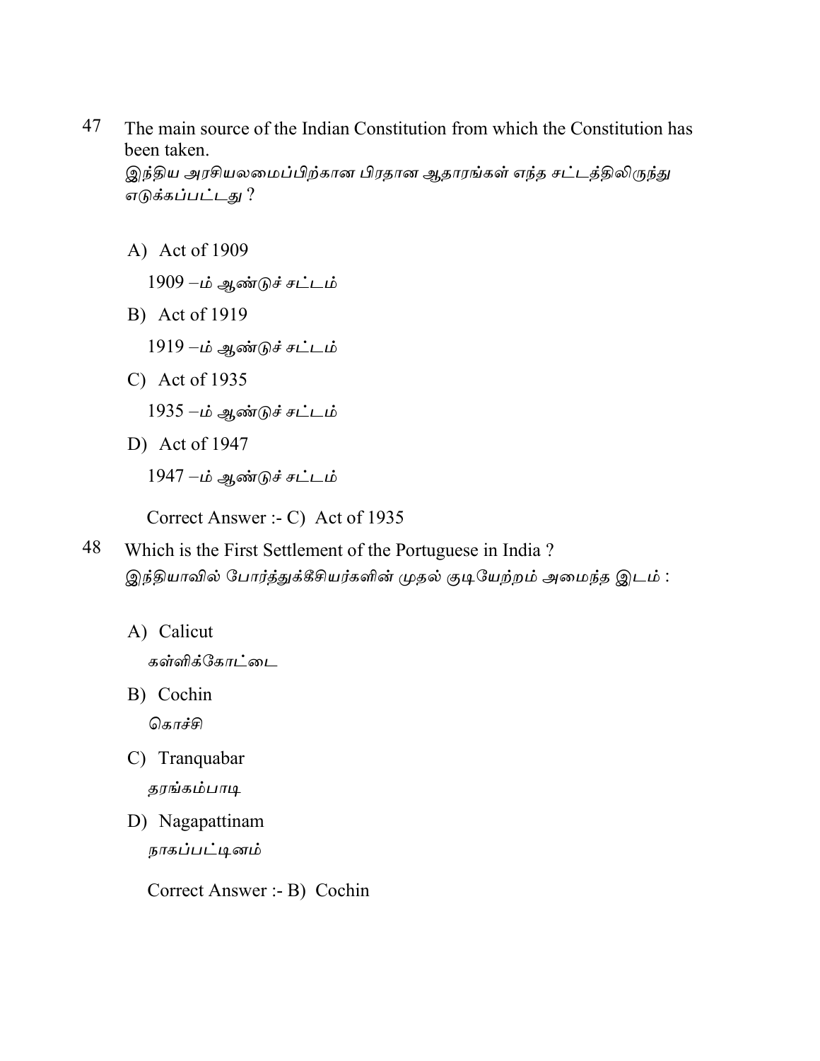47 The main source of the Indian Constitution from which the Constitution has been taken.
இந்திய அரசியலமைப்பிற்கான பிரதான ஆதாரங்கள் எந்த சட்டத்திலிருந்து எடுக்கப்பட்டது ?

A) Act of 1909
1909 –ம் ஆண்டுச் சட்டம்

B) Act of 1919
1919 –ம் ஆண்டுச் சட்டம்

C) Act of 1935
1935 –ம் ஆண்டுச் சட்டம்

D) Act of 1947
1947 –ம் ஆண்டுச் சட்டம்

Correct Answer :- C) Act of 1935

48 Which is the First Settlement of the Portuguese in India ?
இந்தியாவில் போர்த்துக்கீசியர்களின் முதல் குடியேற்றம் அமைந்த இடம் :

A) Calicut
கள்ளிக்கோட்டை

B) Cochin
கொச்சி

C) Tranquabar
தரங்கம்பாடி

D) Nagapattinam
நாகப்பட்டினம்

Correct Answer :- B) Cochin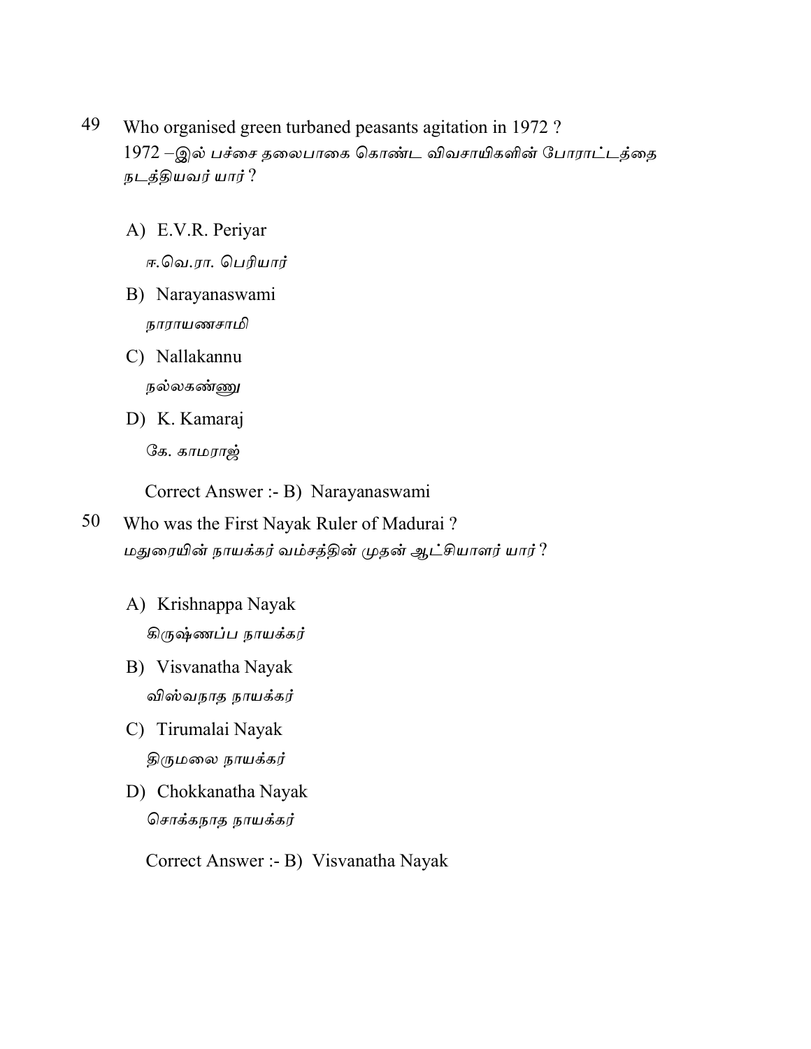49 Who organised green turbaned peasants agitation in 1972 ?
1972 –இல் பச்சை தலைபாகை கொண்ட விவசாயிகளின் போராட்டத்தை நடத்தியவர் யார் ?

A) E.V.R. Periyar
ஈ.வெ.ரா. பெரியார்

B) Narayanaswami
நாராயணசாமி

C) Nallakannu
நல்லகண்ணு

D) K. Kamaraj
கே. காமராஜ்

Correct Answer :- B) Narayanaswami

50 Who was the First Nayak Ruler of Madurai ?
மதுரையின் நாயக்கர் வம்சத்தின் முதன் ஆட்சியாளர் யார் ?

A) Krishnappa Nayak
கிருஷ்ணப்ப நாயக்கர்

B) Visvanatha Nayak
விஸ்வநாத நாயக்கர்

C) Tirumalai Nayak
திருமலை நாயக்கர்

D) Chokkanatha Nayak
சொக்கநாத நாயக்கர்

Correct Answer :- B) Visvanatha Nayak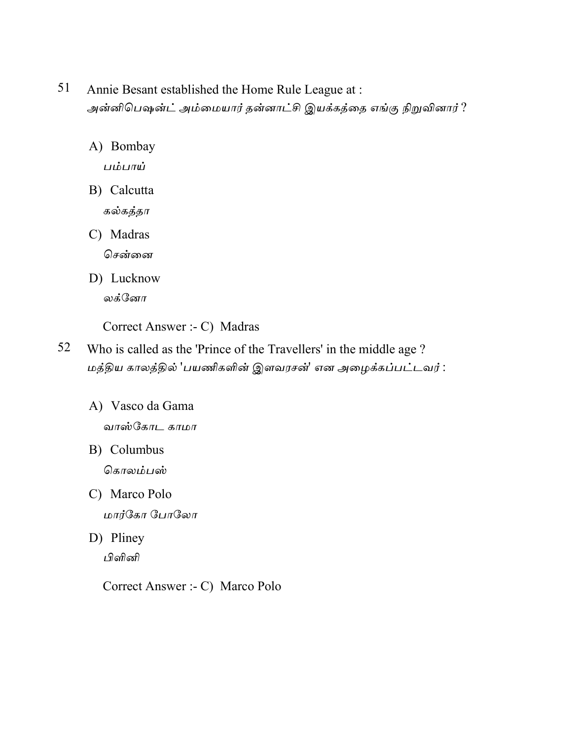51 Annie Besant established the Home Rule League at :
அன்னிபெஷன்ட் அம்மையார் தன்னாட்சி இயக்கத்தை எங்கு நிறுவினார் ?

A) Bombay
பம்பாய்

B) Calcutta
கல்கத்தா

C) Madras
சென்னை

D) Lucknow
லக்னோ

Correct Answer :- C) Madras

52 Who is called as the 'Prince of the Travellers' in the middle age ?
மத்திய காலத்தில் 'பயணிகளின் இளவரசன்' என அழைக்கப்பட்டவர் :

A) Vasco da Gama
வாஸ்கோட காமா

B) Columbus
கொலம்பஸ்

C) Marco Polo
மார்கோ போலோ

D) Pliney
பிளினி

Correct Answer :- C) Marco Polo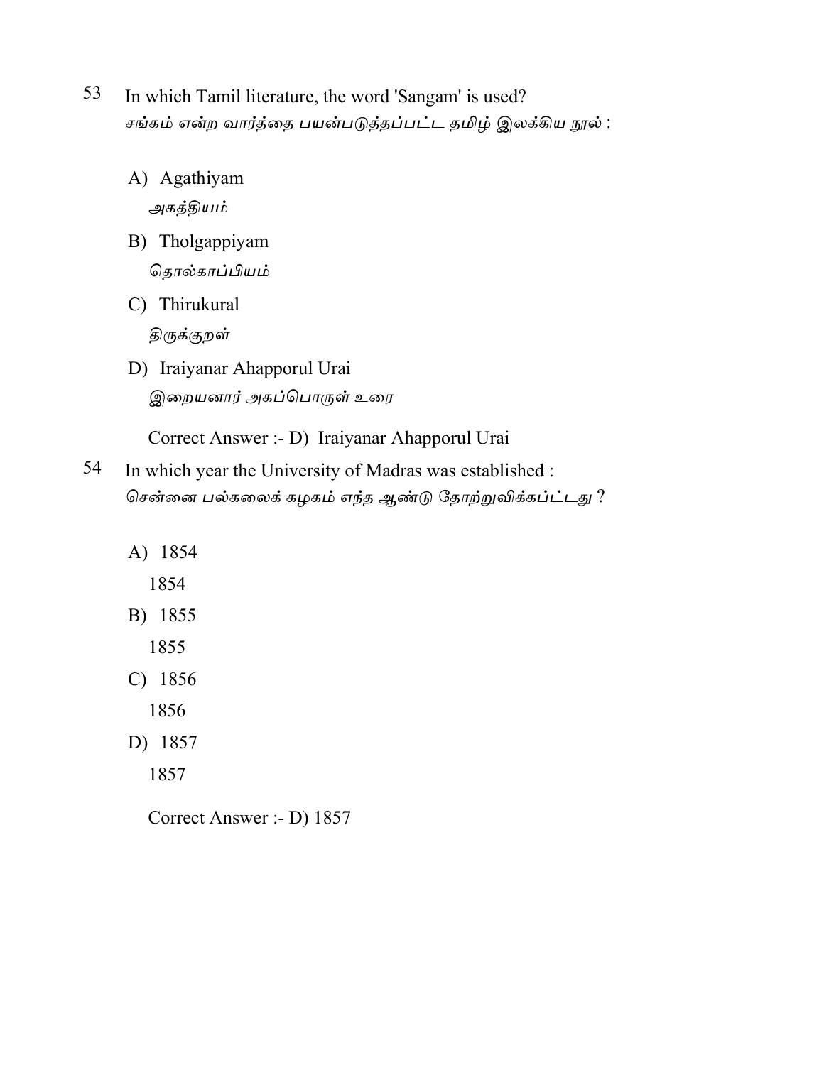53 In which Tamil literature, the word 'Sangam' is used?
சங்கம் என்ற வார்த்தை பயன்படுத்தப்பட்ட தமிழ் இலக்கிய நூல் :

A) Agathiyam
அகத்தியம்

B) Tholgappiyam
தொல்காப்பியம்

C) Thirukural
திருக்குறள்

D) Iraiyanar Ahapporul Urai
இறையனார் அகப்பொருள் உரை

Correct Answer :- D) Iraiyanar Ahapporul Urai

54 In which year the University of Madras was established :
சென்னை பல்கலைக் கழகம் எந்த ஆண்டு தோற்றுவிக்கப்ட்டது ?

A) 1854
1854

B) 1855
1855

C) 1856
1856

D) 1857
1857

Correct Answer :- D) 1857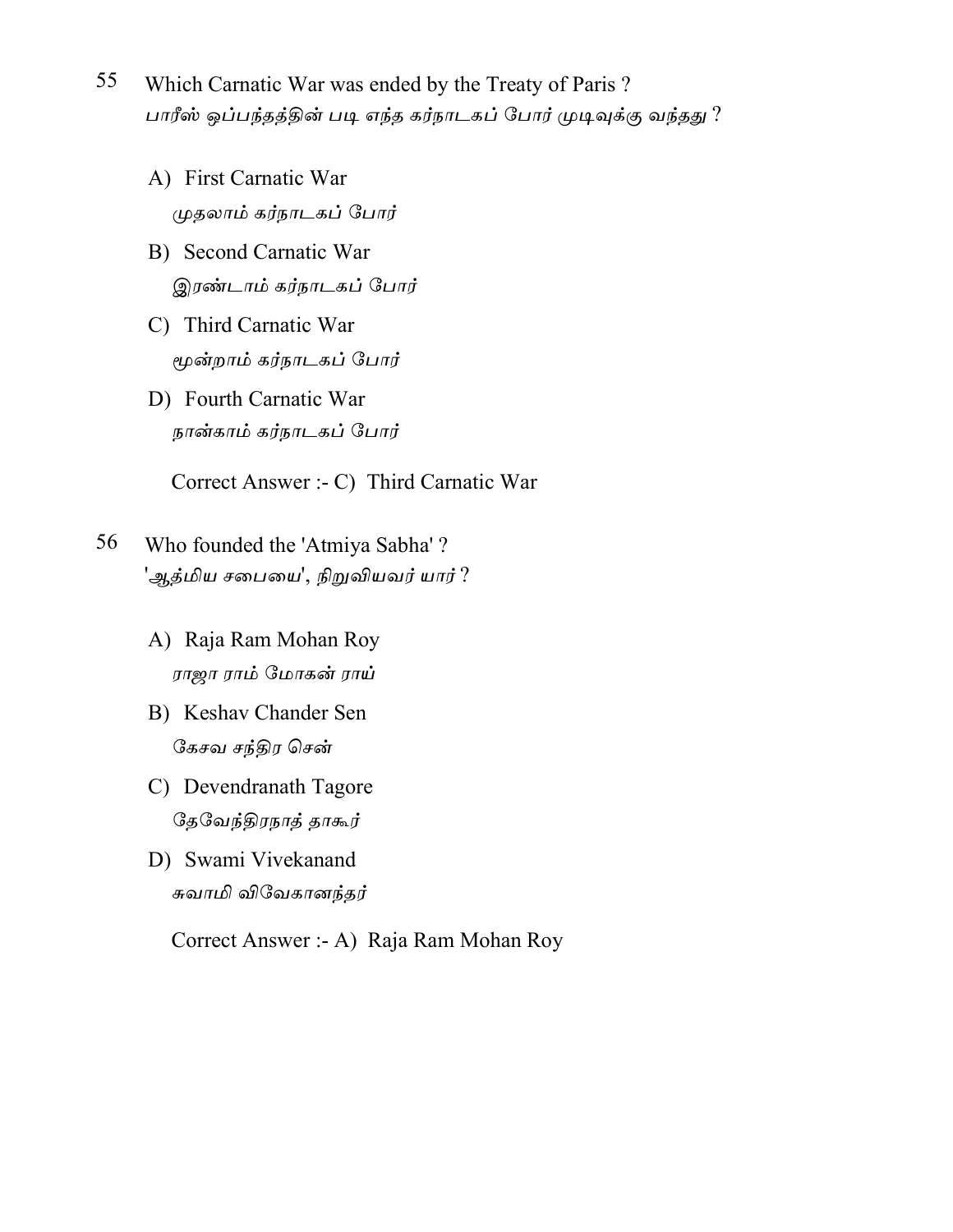55 Which Carnatic War was ended by the Treaty of Paris ?
பாரீஸ் ஒப்பந்தத்தின் படி எந்த கர்நாடகப் போர் முடிவுக்கு வந்தது ?

A) First Carnatic War
முதலாம் கர்நாடகப் போர்

B) Second Carnatic War
இரண்டாம் கர்நாடகப் போர்

C) Third Carnatic War
மூன்றாம் கர்நாடகப் போர்

D) Fourth Carnatic War
நான்காம் கர்நாடகப் போர்

Correct Answer :- C) Third Carnatic War

56 Who founded the 'Atmiya Sabha' ?
'ஆத்மிய சபையை', நிறுவியவர் யார் ?

A) Raja Ram Mohan Roy
ராஜா ராம் மோகன் ராய்

B) Keshav Chander Sen
கேசவ சந்திர சென்

C) Devendranath Tagore
தேவேந்திரநாத் தாகூர்

D) Swami Vivekanand
சுவாமி விவேகானந்தர்

Correct Answer :- A) Raja Ram Mohan Roy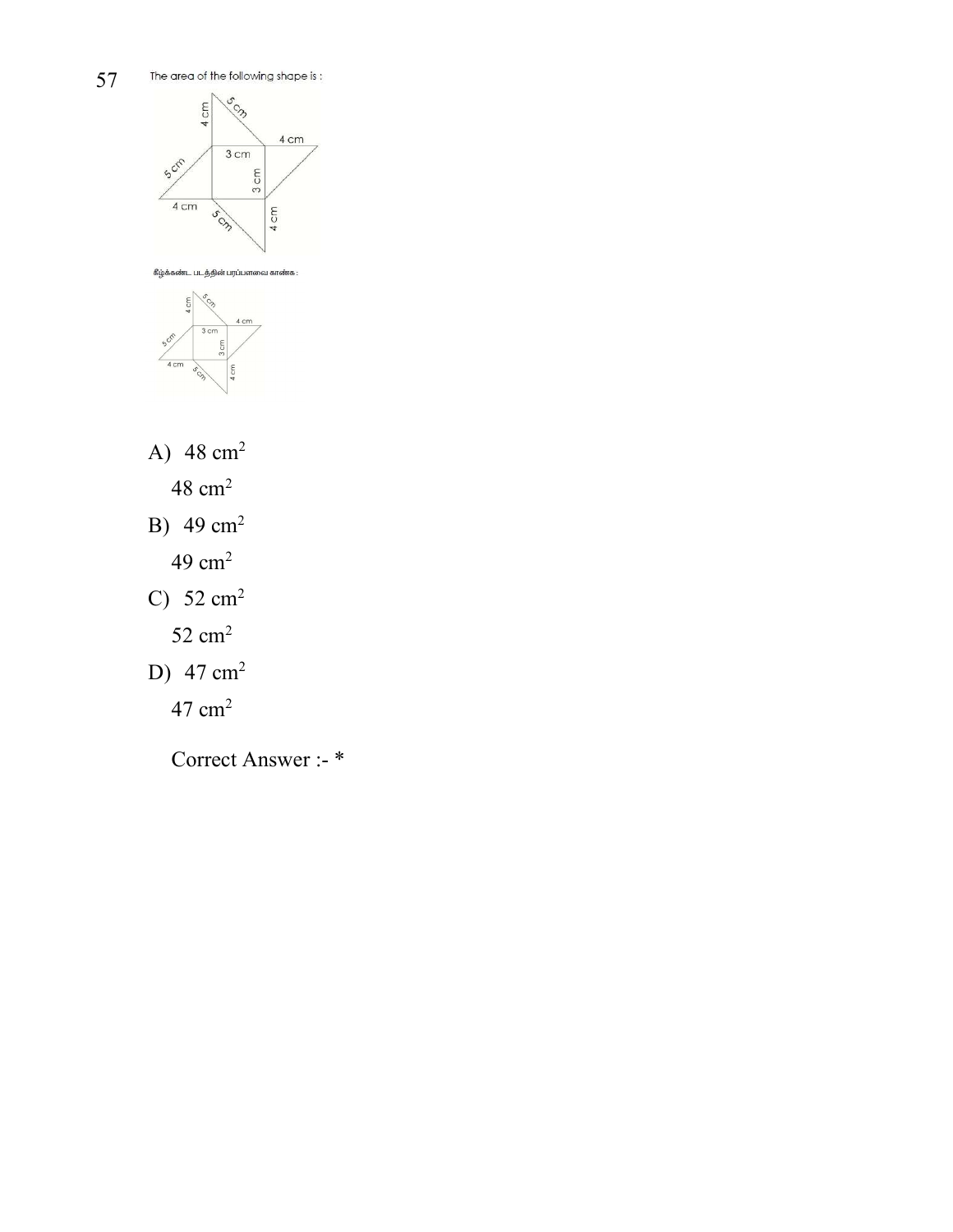57 The area of the following shape is :

கீழ்க்கண்ட படத்தின் பரப்பளவை காண்க :

A) 48 $cm^2$

48 $cm^2$

B) 49 $cm^2$

49 $cm^2$

C) 52 $cm^2$

52 $cm^2$

D) 47 $cm^2$

47 $cm^2$

Correct Answer :- *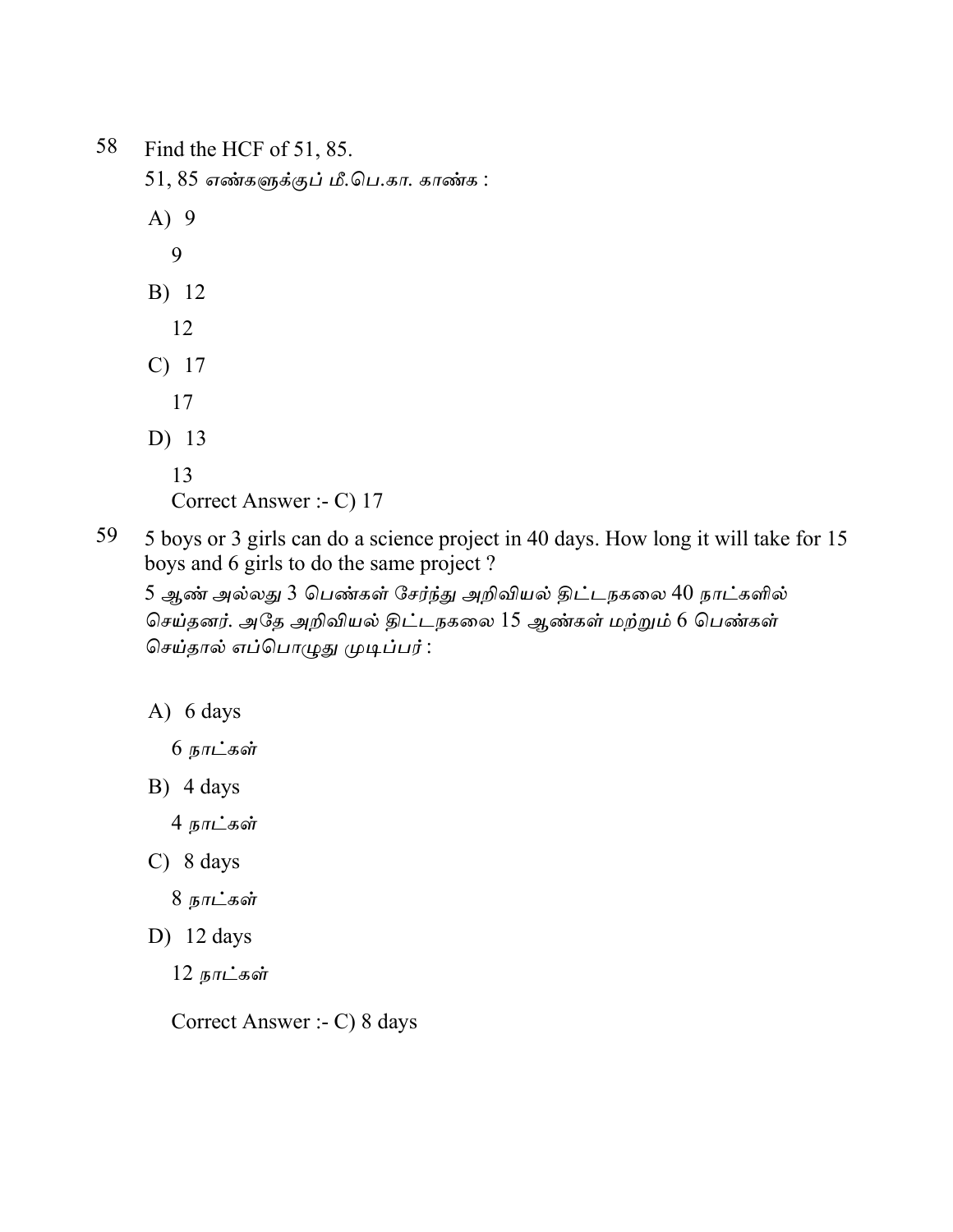58 Find the HCF of 51, 85.

51, 85 எண்களுக்குப் மீ.பெ.கா. காண்க :

A) 9

9

B) 12

12

C) 17

17

D) 13

13

Correct Answer :- C) 17

59 5 boys or 3 girls can do a science project in 40 days. How long it will take for 15 boys and 6 girls to do the same project ?

5 ஆண் அல்லது 3 பெண்கள் சேர்ந்து அறிவியல் திட்டநகலை 40 நாட்களில் செய்தனர். அதே அறிவியல் திட்டநகலை 15 ஆண்கள் மற்றும் 6 பெண்கள் செய்தால் எப்பொழுது முடிப்பர் :

A) 6 days

6 நாட்கள்

B) 4 days

4 நாட்கள்

C) 8 days

8 நாட்கள்

D) 12 days

12 நாட்கள்

Correct Answer :- C) 8 days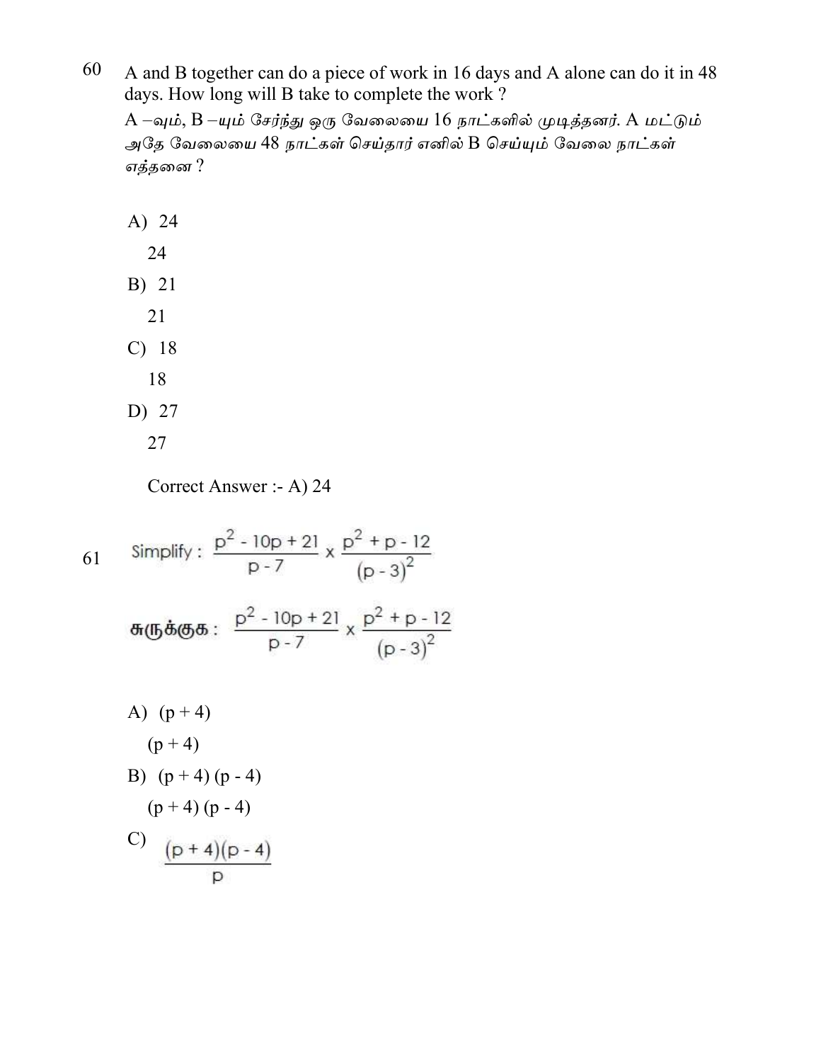60 A and B together can do a piece of work in 16 days and A alone can do it in 48 days. How long will B take to complete the work ?

A –வும், B –யும் சேர்ந்து ஒரு வேலையை 16 நாட்களில் முடித்தனர். A மட்டும் அதே வேலையை 48 நாட்கள் செய்தார் எனில் B செய்யும் வேலை நாட்கள் எத்தனை ?

A) 24

   24

B) 21

   21

C) 18

   18

D) 27

   27

Correct Answer :- A) 24

61 Simplify : $\frac{p^2 - 10p + 21}{p - 7} \times \frac{p^2 + p - 12}{(p - 3)^2}$

சுருக்குக : $\frac{p^2 - 10p + 21}{p - 7} \times \frac{p^2 + p - 12}{(p - 3)^2}$

A) $(p + 4)$

   $(p + 4)$

B) $(p + 4)(p - 4)$

   $(p + 4)(p - 4)$

C) $\frac{(p + 4)(p - 4)}{p}$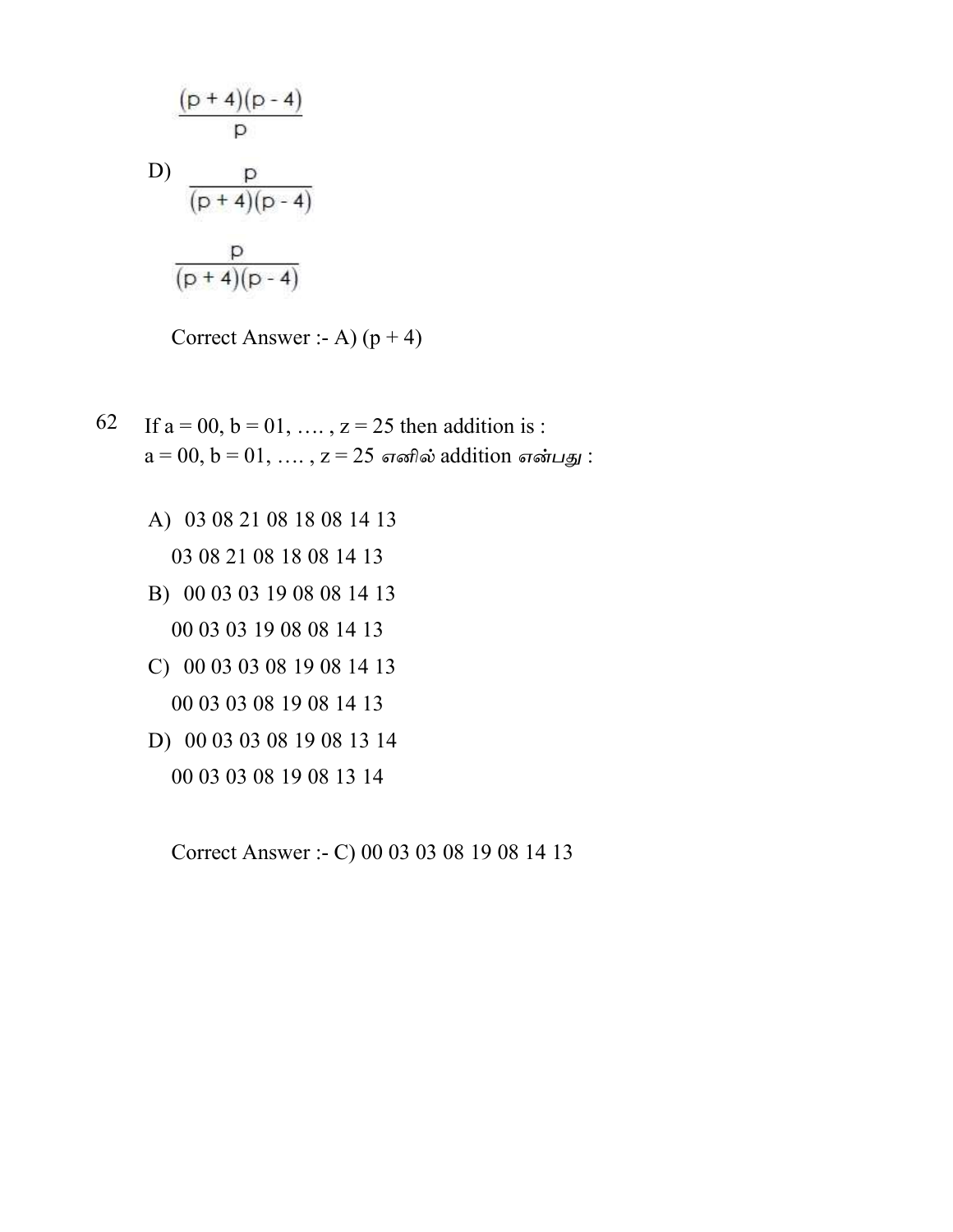$$\frac{(p + 4)(p - 4)}{p}$$

D) $\frac{p}{(p + 4)(p - 4)}$

$$\frac{p}{(p + 4)(p - 4)}$$

Correct Answer :- A) $(p + 4)$

62 If a = 00, b = 01, …. , z = 25 then addition is :
a = 00, b = 01, …. , z = 25 எனில் addition என்பது :

A) 03 08 21 08 18 08 14 13
   03 08 21 08 18 08 14 13

B) 00 03 03 19 08 08 14 13
   00 03 03 19 08 08 14 13

C) 00 03 03 08 19 08 14 13
   00 03 03 08 19 08 14 13

D) 00 03 03 08 19 08 13 14
   00 03 03 08 19 08 13 14

Correct Answer :- C) 00 03 03 08 19 08 14 13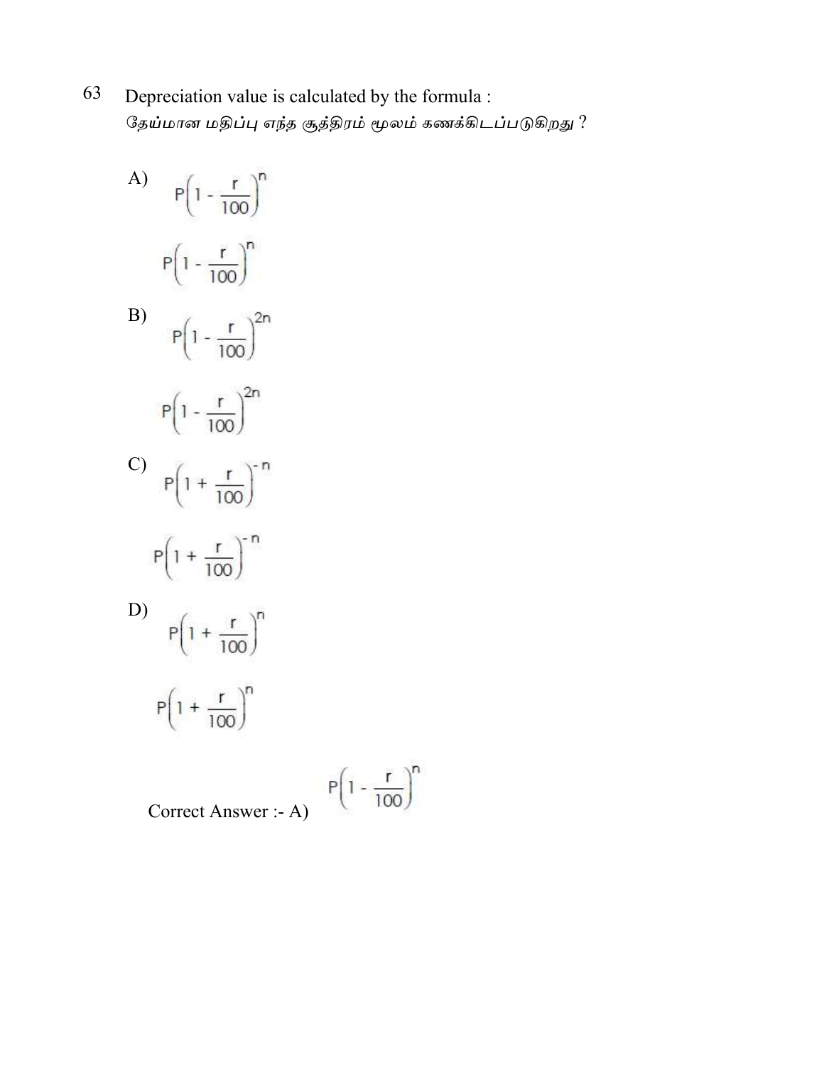63 Depreciation value is calculated by the formula :
தேய்மான மதிப்பு எந்த சூத்திரம் மூலம் கணக்கிடப்படுகிறது ?

A) $P\left(1 - \frac{r}{100}\right)^n$

$P\left(1 - \frac{r}{100}\right)^n$

B) $P\left(1 - \frac{r}{100}\right)^{2n}$

$P\left(1 - \frac{r}{100}\right)^{2n}$

C) $P\left(1 + \frac{r}{100}\right)^{-n}$

$P\left(1 + \frac{r}{100}\right)^{-n}$

D) $P\left(1 + \frac{r}{100}\right)^n$

$P\left(1 + \frac{r}{100}\right)^n$

Correct Answer :- A) $P\left(1 - \frac{r}{100}\right)^n$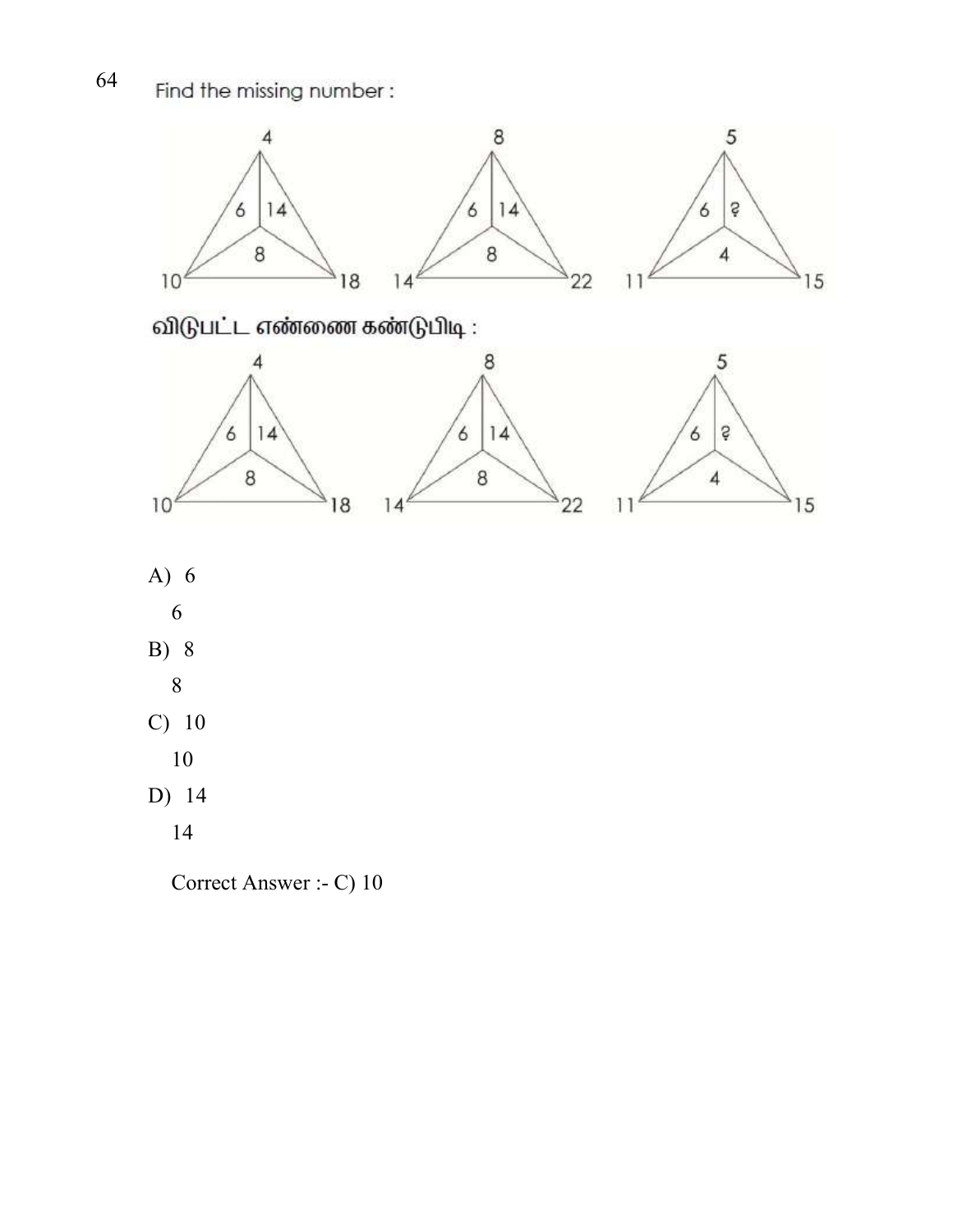64 Find the missing number :

விடுபட்ட எண்ணை கண்டுபிடி :

A) 6

6

B) 8

8

C) 10

10

D) 14

14

Correct Answer :- C) 10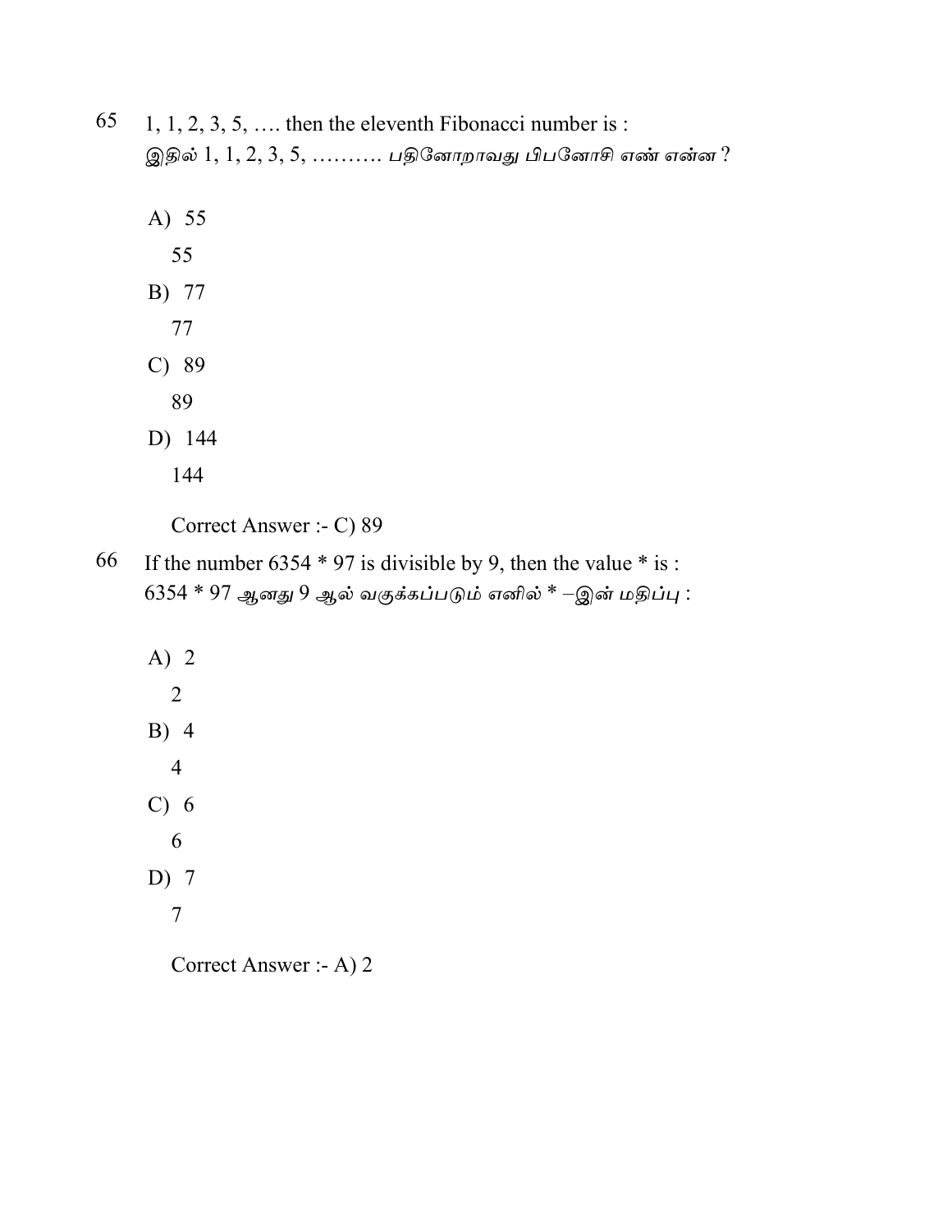65 1, 1, 2, 3, 5, …. then the eleventh Fibonacci number is :
இதில் 1, 1, 2, 3, 5, ………. பதினோறாவது பிபனோசி எண் என்ன ?

A) 55
55

B) 77
77

C) 89
89

D) 144
144

Correct Answer :- C) 89

66 If the number 6354 * 97 is divisible by 9, then the value * is :
6354 * 97 ஆனது 9 ஆல் வகுக்கப்படும் எனில் * –இன் மதிப்பு :

A) 2
2

B) 4
4

C) 6
6

D) 7
7

Correct Answer :- A) 2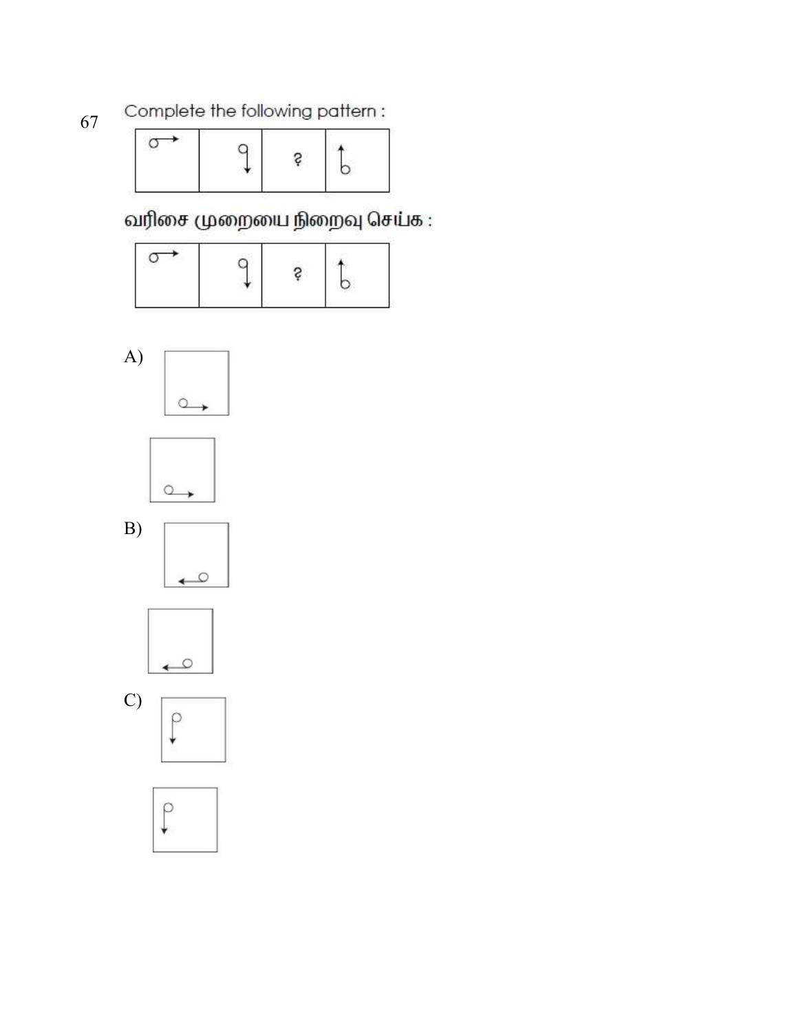67 Complete the following pattern :

வரிசை முறையை நிறைவு செய்க :

A)

B)

C)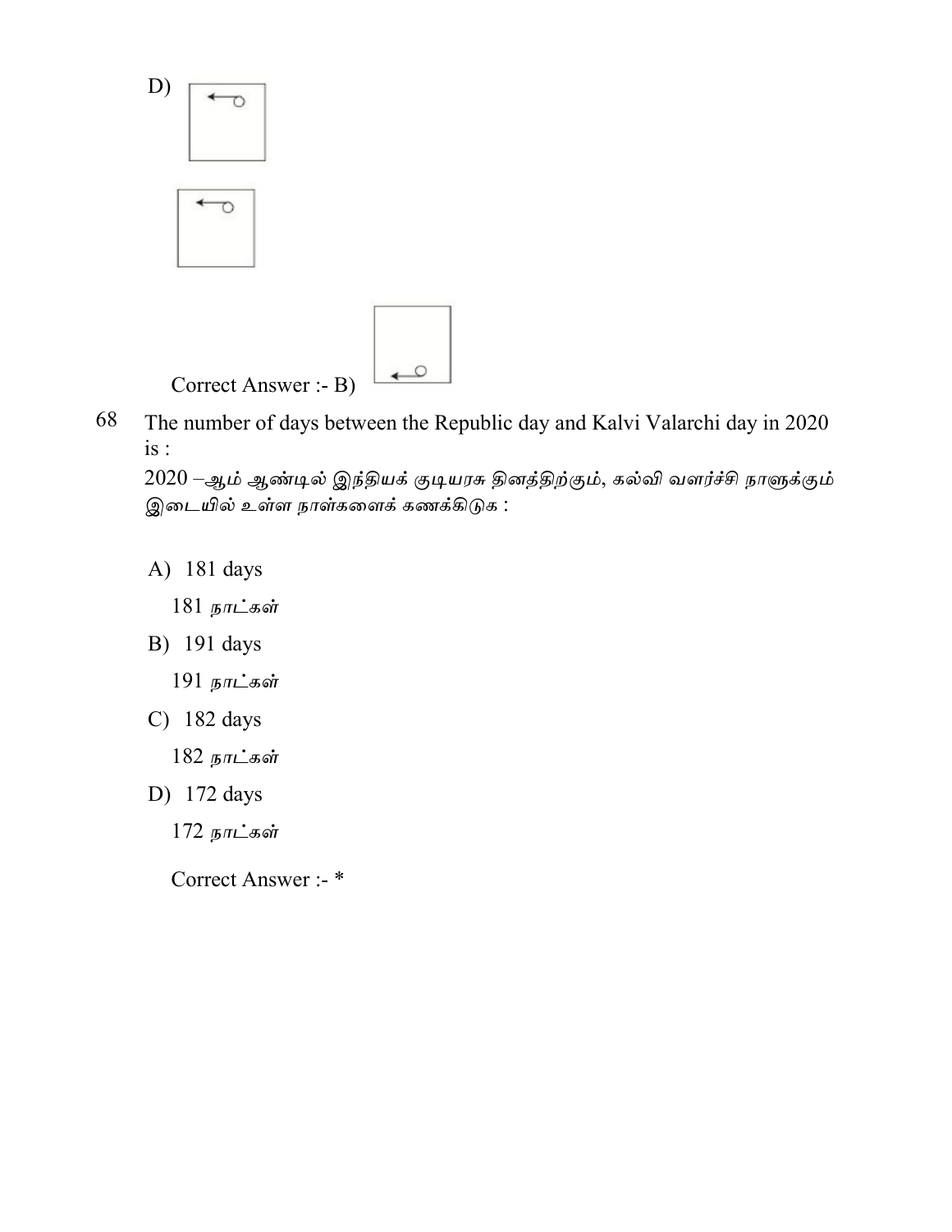D)

Correct Answer :- B)

68 The number of days between the Republic day and Kalvi Valarchi day in 2020 is :

2020 –ஆம் ஆண்டில் இந்தியக் குடியரசு தினத்திற்கும், கல்வி வளர்ச்சி நாளுக்கும் இடையில் உள்ள நாள்களைக் கணக்கிடுக :

A) 181 days

181 நாட்கள்

B) 191 days

191 நாட்கள்

C) 182 days

182 நாட்கள்

D) 172 days

172 நாட்கள்

Correct Answer :- *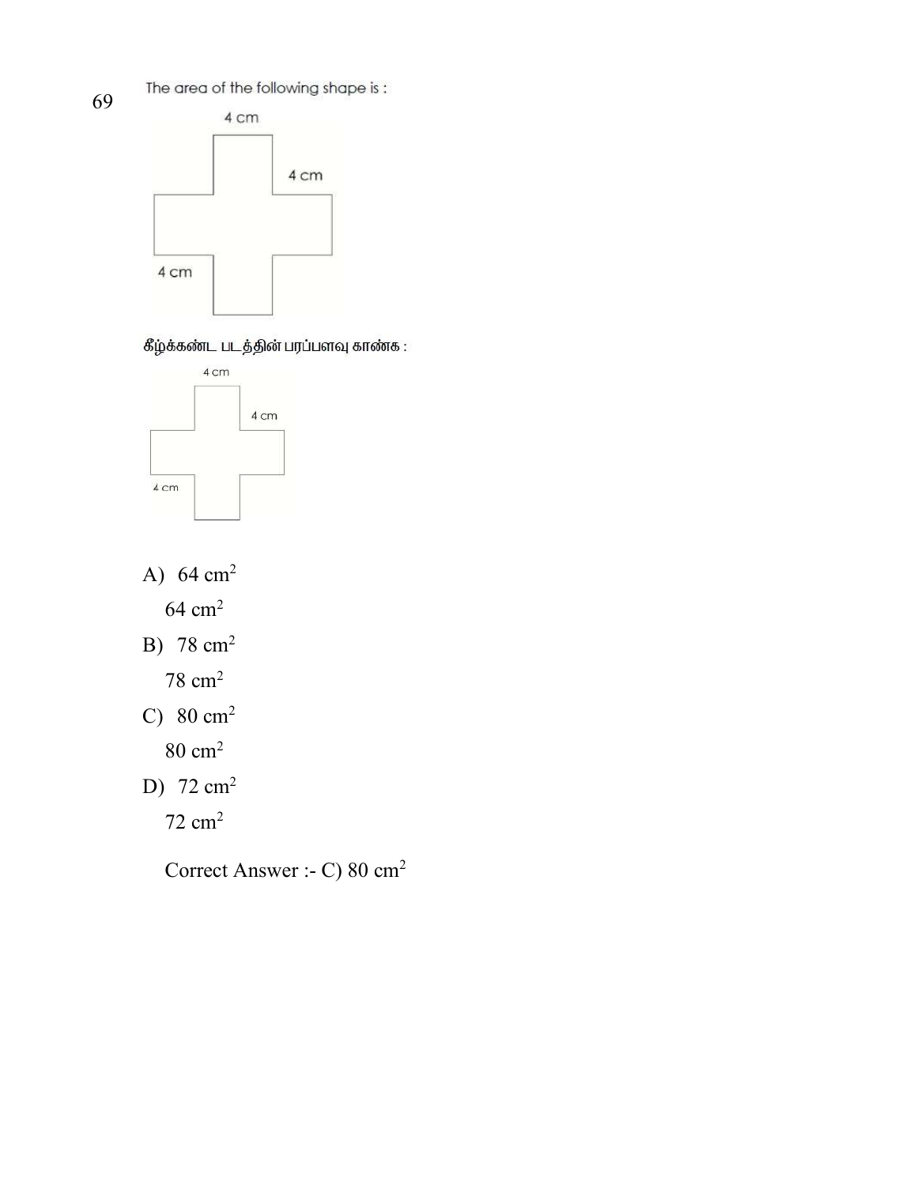69 The area of the following shape is :

4 cm

4 cm

4 cm

கீழ்க்கண்ட படத்தின் பரப்பளவு காண்க :

4 cm

4 cm

4 cm

A) 64 $cm^2$

64 $cm^2$

B) 78 $cm^2$

78 $cm^2$

C) 80 $cm^2$

80 $cm^2$

D) 72 $cm^2$

72 $cm^2$

Correct Answer :- C) 80 $cm^2$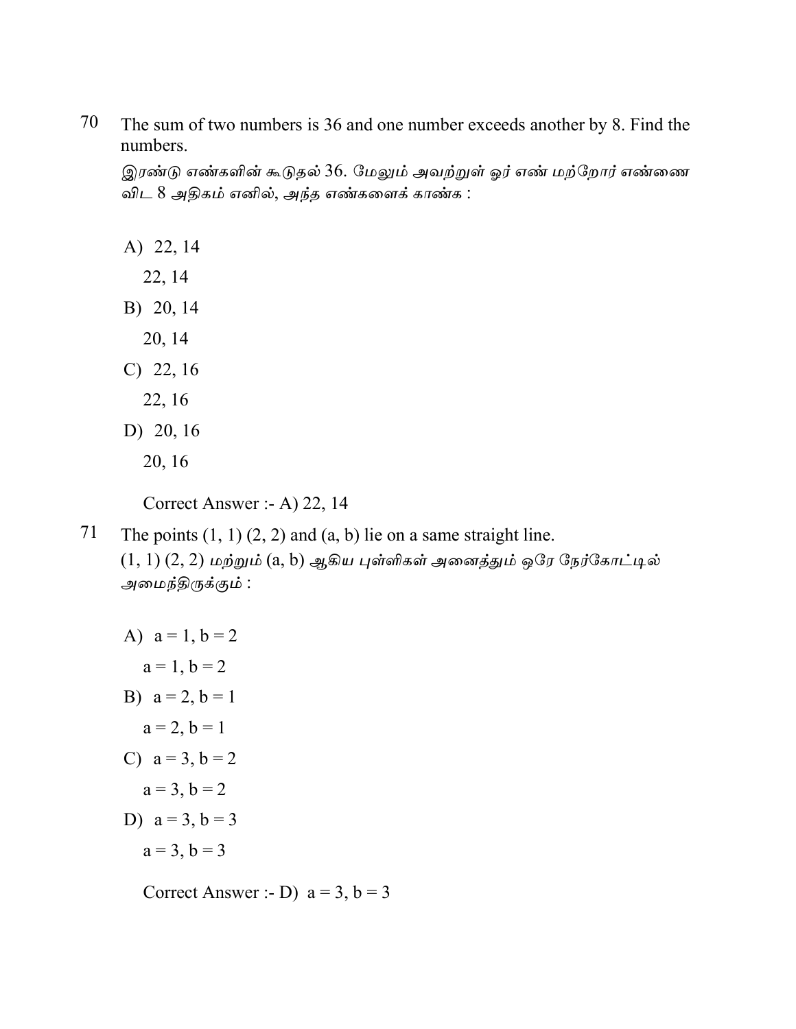70 The sum of two numbers is 36 and one number exceeds another by 8. Find the numbers.

இரண்டு எண்களின் கூடுதல் 36. மேலும் அவற்றுள் ஓர் எண் மற்றோர் எண்ணை விட 8 அதிகம் எனில், அந்த எண்களைக் காண்க :

A) 22, 14

22, 14

B) 20, 14

20, 14

C) 22, 16

22, 16

D) 20, 16

20, 16

Correct Answer :- A) 22, 14

71 The points (1, 1) (2, 2) and (a, b) lie on a same straight line.

(1, 1) (2, 2) மற்றும் (a, b) ஆகிய புள்ளிகள் அனைத்தும் ஒரே நேர்கோட்டில் அமைந்திருக்கும் :

A) $a = 1, b = 2$

$a = 1, b = 2$

B) $a = 2, b = 1$

$a = 2, b = 1$

C) $a = 3, b = 2$

$a = 3, b = 2$

D) $a = 3, b = 3$

$a = 3, b = 3$

Correct Answer :- D) $a = 3, b = 3$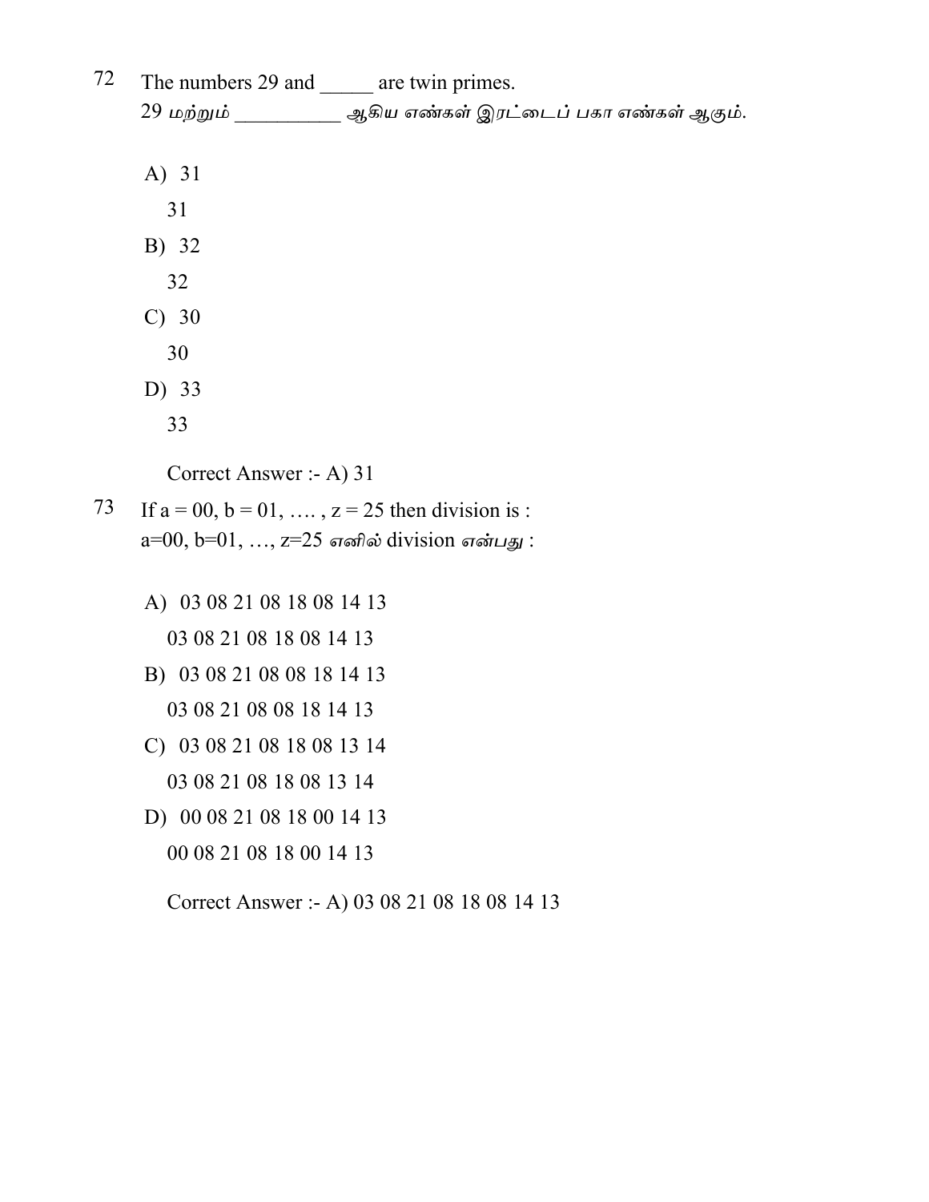72 The numbers 29 and _____ are twin primes.
29 மற்றும் __________ ஆகிய எண்கள் இரட்டைப் பகா எண்கள் ஆகும்.

A) 31
31

B) 32
32

C) 30
30

D) 33
33

Correct Answer :- A) 31

73 If a = 00, b = 01, …. , z = 25 then division is :
a=00, b=01, …, z=25 எனில் division என்பது :

A) 03 08 21 08 18 08 14 13
03 08 21 08 18 08 14 13

B) 03 08 21 08 08 18 14 13
03 08 21 08 08 18 14 13

C) 03 08 21 08 18 08 13 14
03 08 21 08 18 08 13 14

D) 00 08 21 08 18 00 14 13
00 08 21 08 18 00 14 13

Correct Answer :- A) 03 08 21 08 18 08 14 13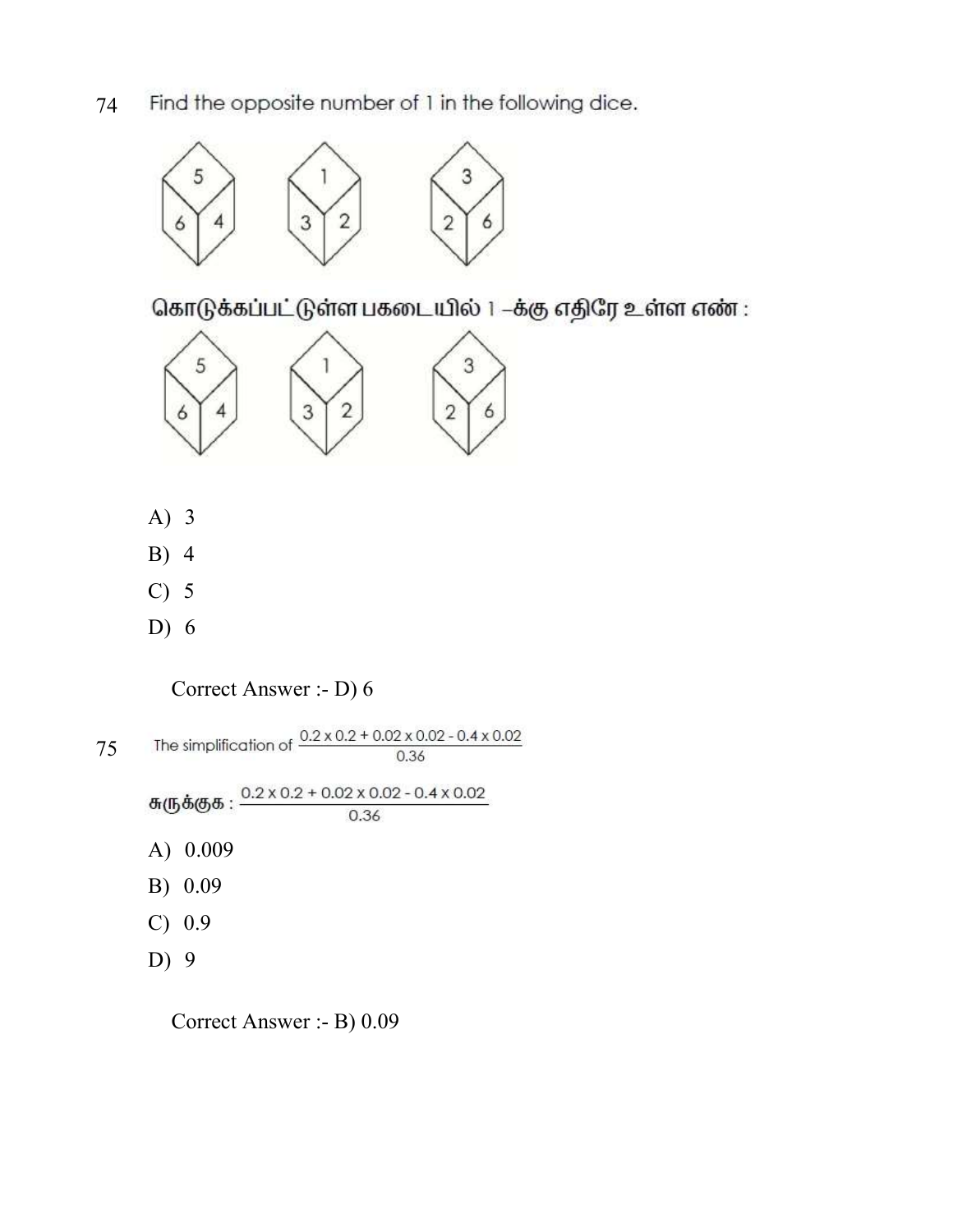74 Find the opposite number of 1 in the following dice.

கொடுக்கப்பட்டுள்ள பகடையில் 1 –க்கு எதிரே உள்ள எண் :

A) 3

B) 4

C) 5

D) 6

Correct Answer :- D) 6

75 The simplification of $\frac{0.2 \times 0.2 + 0.02 \times 0.02 - 0.4 \times 0.02}{0.36}$

சுருக்குக : $\frac{0.2 \times 0.2 + 0.02 \times 0.02 - 0.4 \times 0.02}{0.36}$

A) 0.009

B) 0.09

C) 0.9

D) 9

Correct Answer :- B) 0.09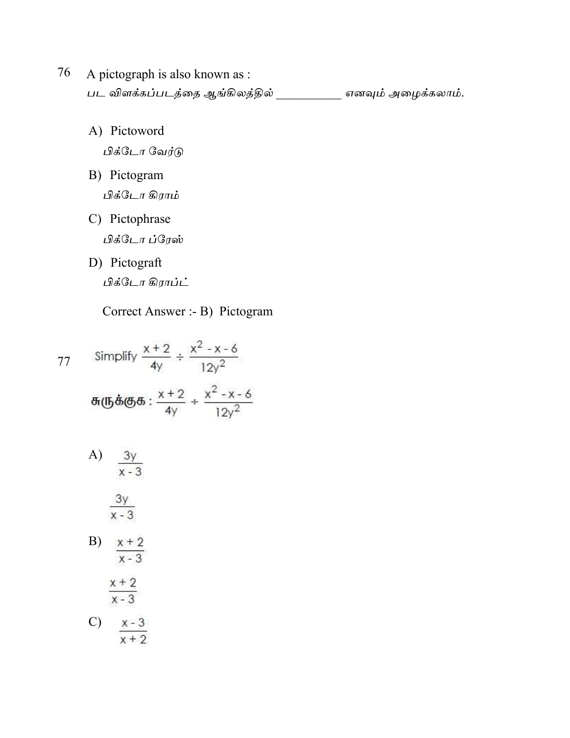76 A pictograph is also known as :

பட விளக்கப்படத்தை ஆங்கிலத்தில் __________ எனவும் அழைக்கலாம்.

A) Pictoword

பிக்டோ வேர்டு

B) Pictogram

பிக்டோ கிராம்

C) Pictophrase

பிக்டோ ப்ரேஸ்

D) Pictograft

பிக்டோ கிராப்ட்

Correct Answer :- B) Pictogram

77 Simplify $\frac{x+2}{4y} \div \frac{x^2-x-6}{12y^2}$

சுருக்குக : $\frac{x+2}{4y} \div \frac{x^2-x-6}{12y^2}$

A) $\frac{3y}{x-3}$

$\frac{3y}{x-3}$

B) $\frac{x+2}{x-3}$

$\frac{x+2}{x-3}$

C) $\frac{x-3}{x+2}$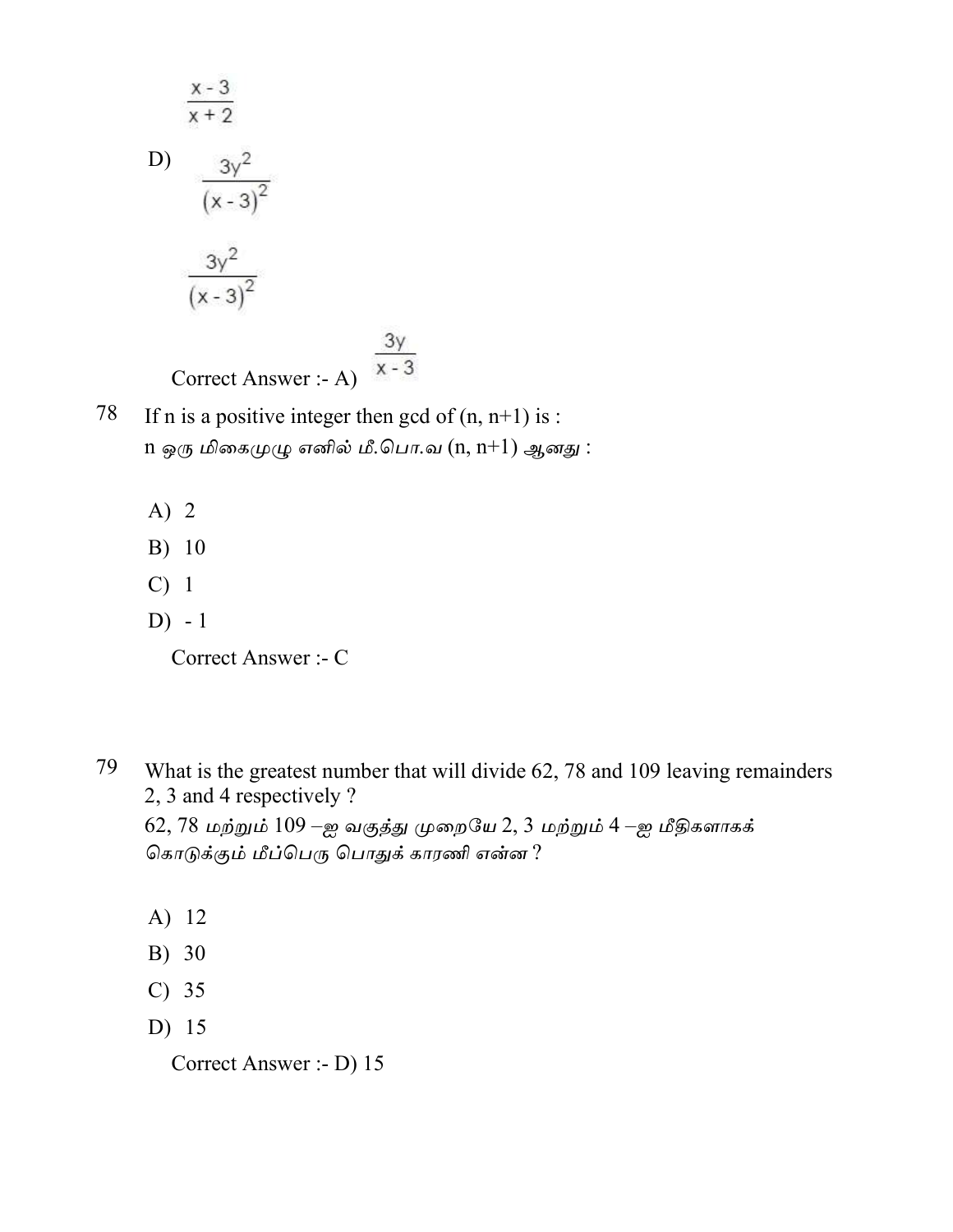$$\frac{x-3}{x+2}$$

D) $$\frac{3y^2}{(x-3)^2}$$

$$\frac{3y^2}{(x-3)^2}$$

Correct Answer :- A) $\frac{3y}{x-3}$

78 If n is a positive integer then gcd of (n, n+1) is :
n ஒரு மிகைமுழு எனில் மீ.பொ.வ (n, n+1) ஆனது :

A) 2
B) 10
C) 1
D) - 1

Correct Answer :- C

79 What is the greatest number that will divide 62, 78 and 109 leaving remainders 2, 3 and 4 respectively ?
62, 78 மற்றும் 109 –ஐ வகுத்து முறையே 2, 3 மற்றும் 4 –ஐ மீதிகளாகக் கொடுக்கும் மீப்பெரு பொதுக் காரணி என்ன ?

A) 12
B) 30
C) 35
D) 15

Correct Answer :- D) 15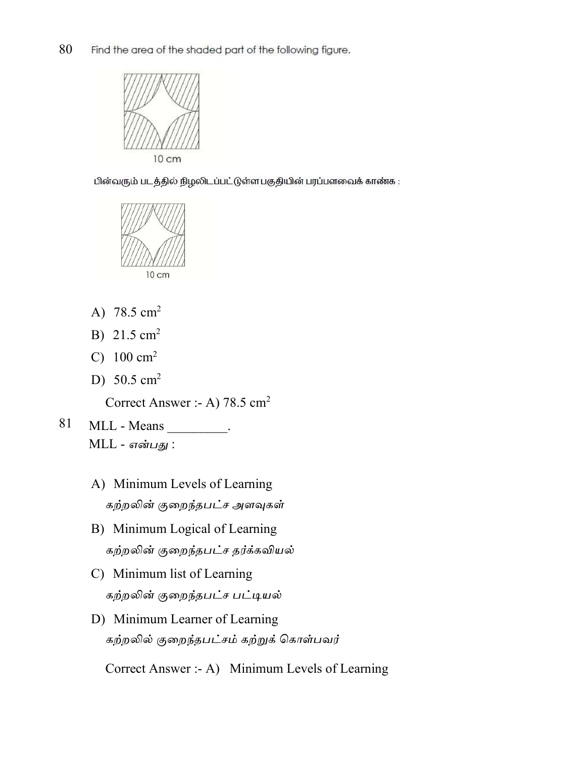80 Find the area of the shaded part of the following figure.

10 cm

பின்வரும் படத்தில் நிழலிடப்பட்டுள்ள பகுதியின் பரப்பளவைக் காண்க :

10 cm

A) 78.5 $cm^2$

B) 21.5 $cm^2$

C) 100 $cm^2$

D) 50.5 $cm^2$

Correct Answer :- A) 78.5 $cm^2$

81 MLL - Means _________.
MLL - *என்பது* :

A) Minimum Levels of Learning
*கற்றலின் குறைந்தபட்ச அளவுகள்*

B) Minimum Logical of Learning
*கற்றலின் குறைந்தபட்ச தர்க்கவியல்*

C) Minimum list of Learning
*கற்றலின் குறைந்தபட்ச பட்டியல்*

D) Minimum Learner of Learning
*கற்றலில் குறைந்தபட்சம் கற்றுக் கொள்பவர்*

Correct Answer :- A) Minimum Levels of Learning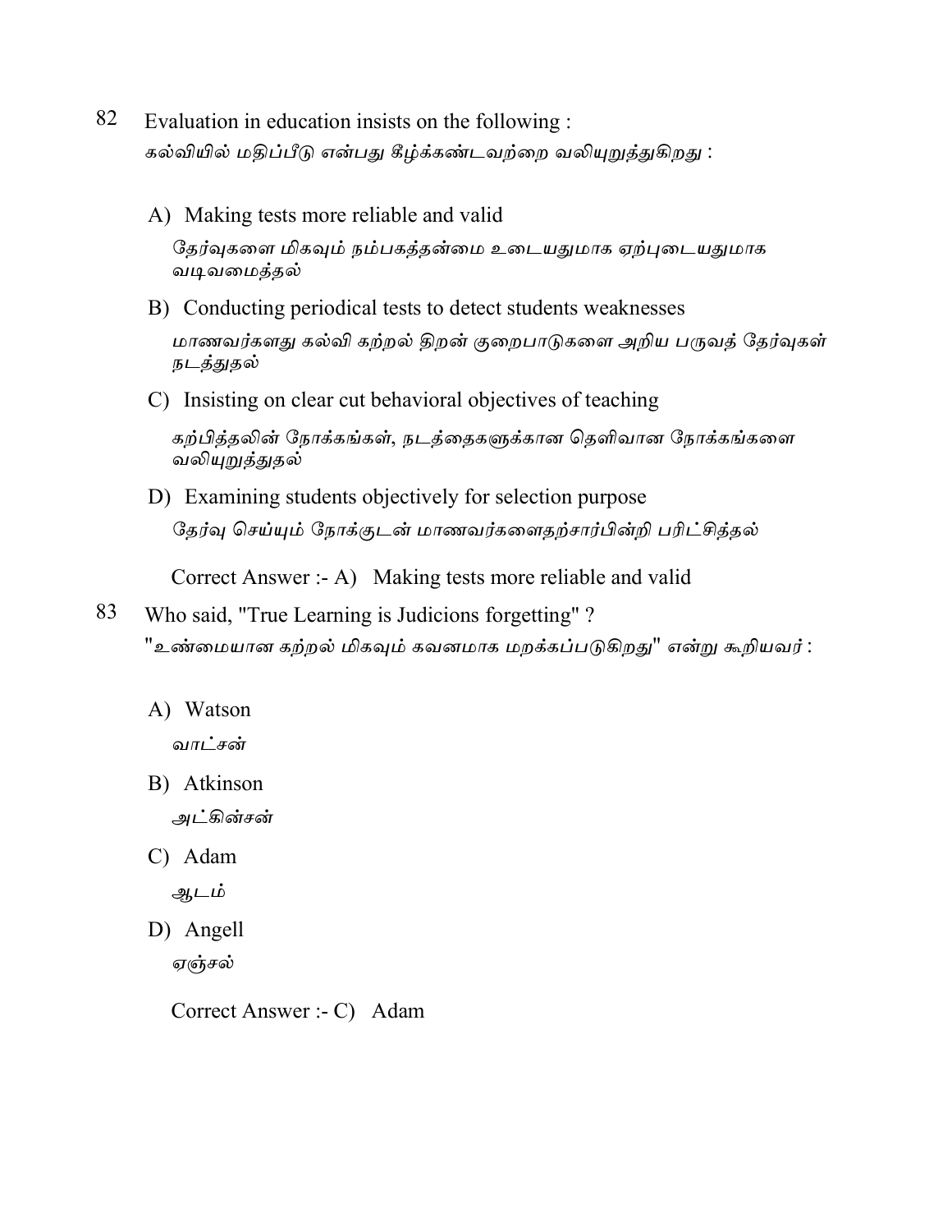82 Evaluation in education insists on the following :
கல்வியில் மதிப்பீடு என்பது கீழ்க்கண்டவற்றை வலியுறுத்துகிறது :

A) Making tests more reliable and valid
தேர்வுகளை மிகவும் நம்பகத்தன்மை உடையதுமாக ஏற்புடையதுமாக வடிவமைத்தல்

B) Conducting periodical tests to detect students weaknesses
மாணவர்களது கல்வி கற்றல் திறன் குறைபாடுகளை அறிய பருவத் தேர்வுகள் நடத்துதல்

C) Insisting on clear cut behavioral objectives of teaching
கற்பித்தலின் நோக்கங்கள், நடத்தைகளுக்கான தெளிவான நோக்கங்களை வலியுறுத்துதல்

D) Examining students objectively for selection purpose
தேர்வு செய்யும் நோக்குடன் மாணவர்களைதற்சார்பின்றி பரிட்சித்தல்

Correct Answer :- A) Making tests more reliable and valid

83 Who said, "True Learning is Judicions forgetting" ?
"உண்மையான கற்றல் மிகவும் கவனமாக மறக்கப்படுகிறது" என்று கூறியவர் :

A) Watson
வாட்சன்

B) Atkinson
அட்கின்சன்

C) Adam
ஆடம்

D) Angell
ஏஞ்சல்

Correct Answer :- C) Adam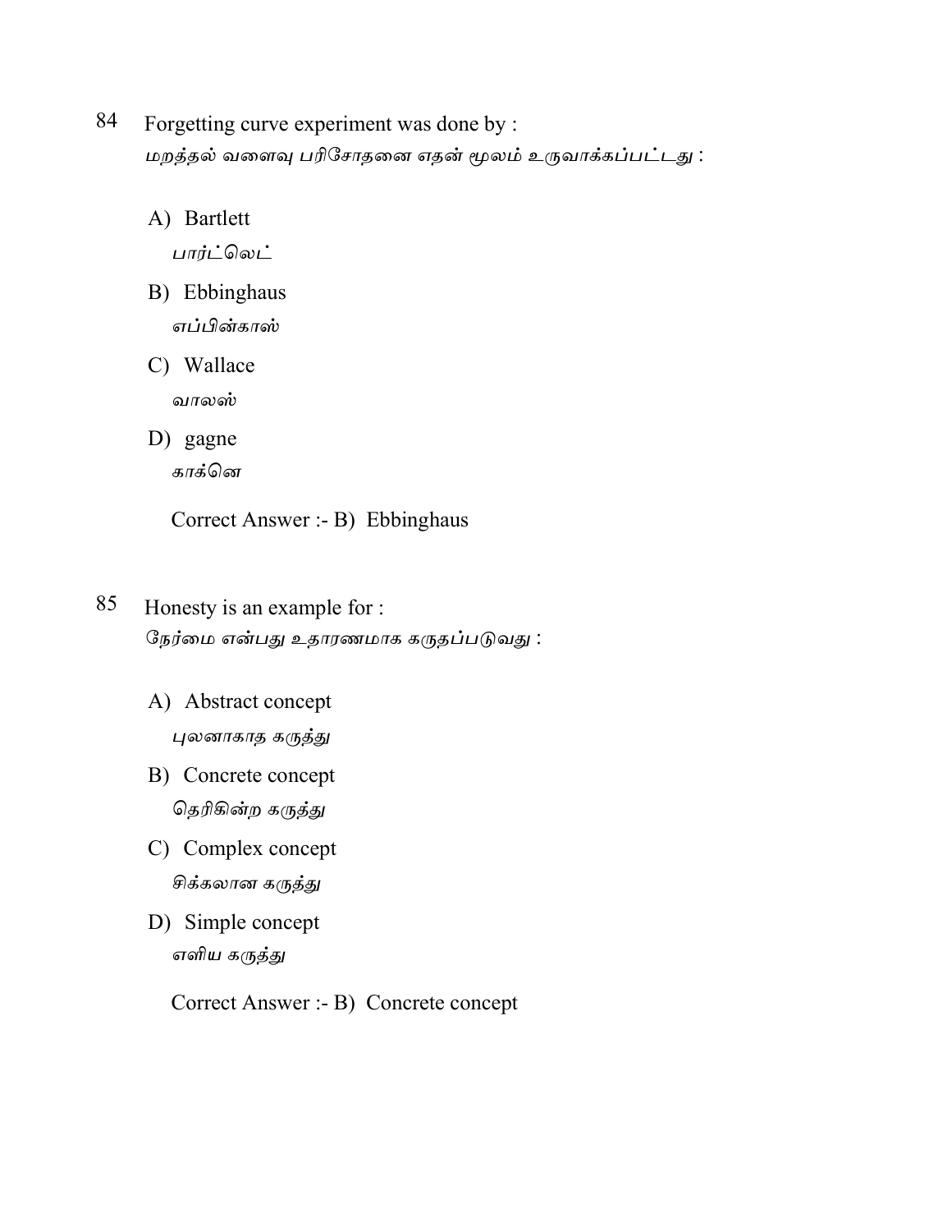84 Forgetting curve experiment was done by :
மறத்தல் வளைவு பரிசோதனை எதன் மூலம் உருவாக்கப்பட்டது :

A) Bartlett
பார்ட்லெட்

B) Ebbinghaus
எப்பின்காஸ்

C) Wallace
வாலஸ்

D) gagne
காக்னெ

Correct Answer :- B) Ebbinghaus

85 Honesty is an example for :
நேர்மை என்பது உதாரணமாக கருதப்படுவது :

A) Abstract concept
புலனாகாத கருத்து

B) Concrete concept
தெரிகின்ற கருத்து

C) Complex concept
சிக்கலான கருத்து

D) Simple concept
எளிய கருத்து

Correct Answer :- B) Concrete concept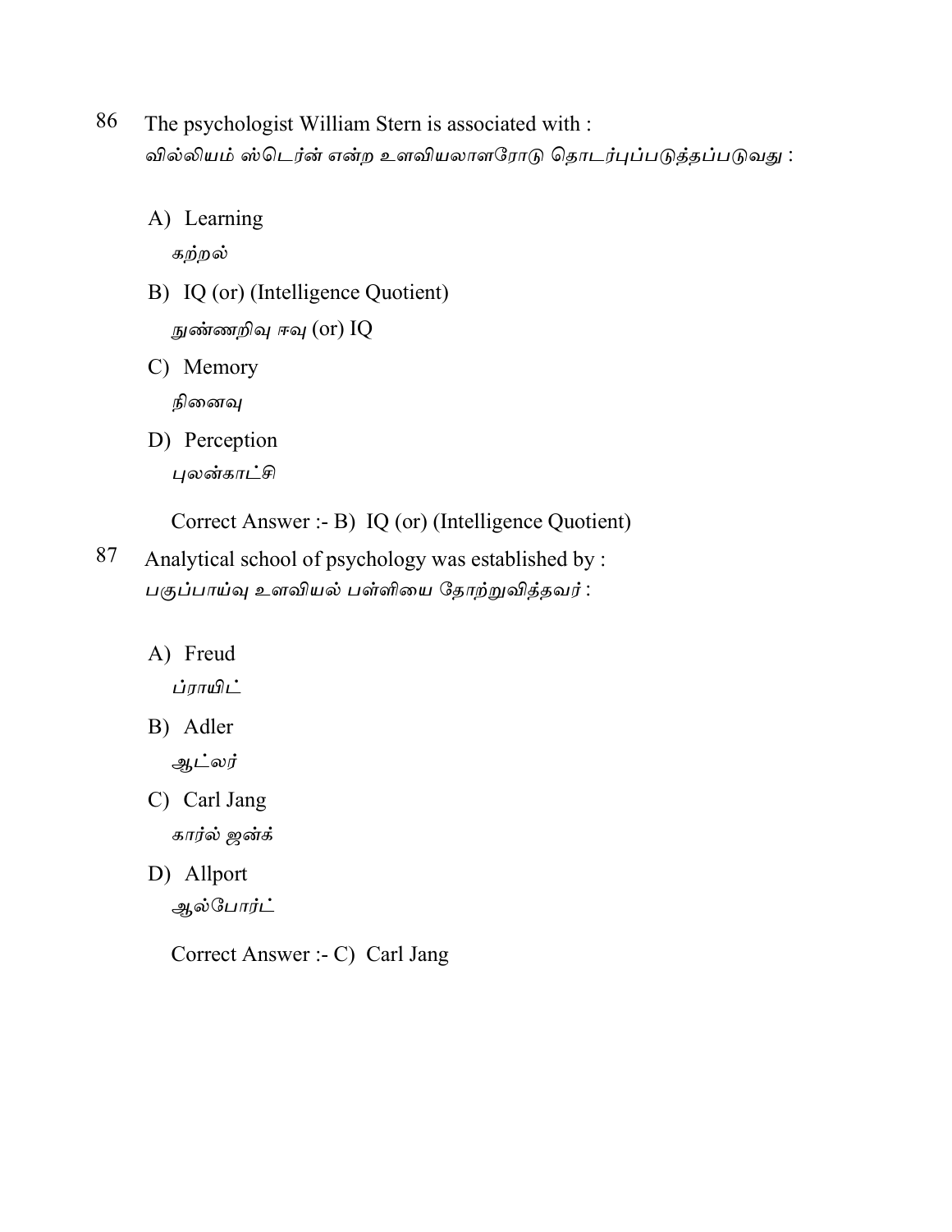86 The psychologist William Stern is associated with :
வில்லியம் ஸ்டெர்ன் என்ற உளவியலாளரோடு தொடர்புப்படுத்தப்படுவது :

A) Learning
கற்றல்

B) IQ (or) (Intelligence Quotient)
நுண்ணறிவு ஈவு (or) IQ

C) Memory
நினைவு

D) Perception
புலன்காட்சி

Correct Answer :- B) IQ (or) (Intelligence Quotient)

87 Analytical school of psychology was established by :
பகுப்பாய்வு உளவியல் பள்ளியை தோற்றுவித்தவர் :

A) Freud
ப்ராயிட்

B) Adler
ஆட்லர்

C) Carl Jang
கார்ல் ஜங்க்

D) Allport
ஆல்போர்ட்

Correct Answer :- C) Carl Jang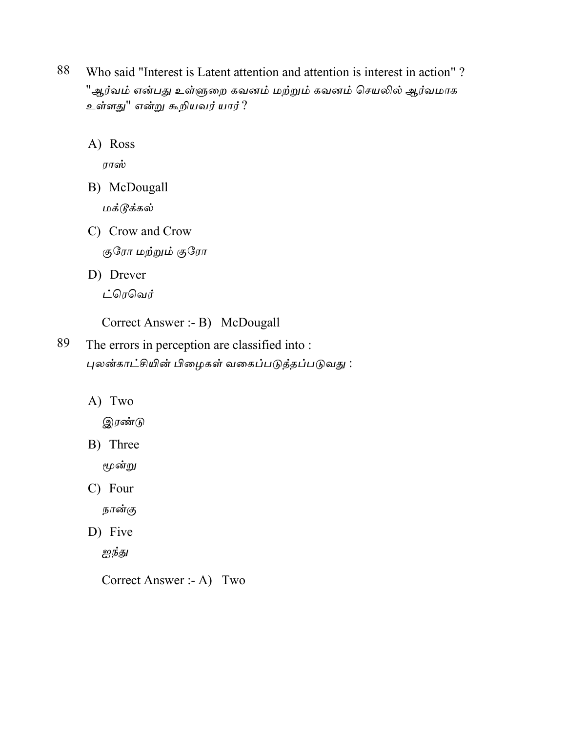88 Who said "Interest is Latent attention and attention is interest in action" ?
"ஆர்வம் என்பது உள்ளுறை கவனம் மற்றும் கவனம் செயலில் ஆர்வமாக உள்ளது" என்று கூறியவர் யார் ?

A) Ross
ராஸ்

B) McDougall
மக்டூக்கல்

C) Crow and Crow
குரோ மற்றும் குரோ

D) Drever
ட்ரெவெர்

Correct Answer :- B) McDougall

89 The errors in perception are classified into :
புலன்காட்சியின் பிழைகள் வகைப்படுத்தப்படுவது :

A) Two
இரண்டு

B) Three
மூன்று

C) Four
நான்கு

D) Five
ஐந்து

Correct Answer :- A) Two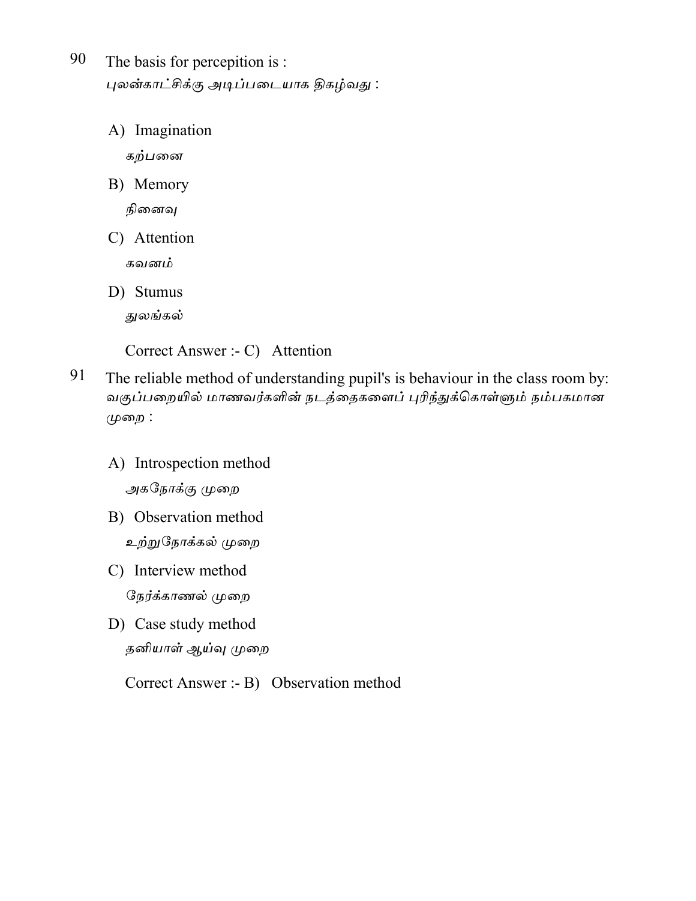90 The basis for percepition is :
புலன்காட்சிக்கு அடிப்படையாக திகழ்வது :

A) Imagination
கற்பனை

B) Memory
நினைவு

C) Attention
கவனம்

D) Stumus
துலங்கல்

Correct Answer :- C) Attention

91 The reliable method of understanding pupil's is behaviour in the class room by:
வகுப்பறையில் மாணவர்களின் நடத்தைகளைப் புரிந்துக்கொள்ளும் நம்பகமான முறை :

A) Introspection method
அகநோக்கு முறை

B) Observation method
உற்றுநோக்கல் முறை

C) Interview method
நேர்க்காணல் முறை

D) Case study method
தனியாள் ஆய்வு முறை

Correct Answer :- B) Observation method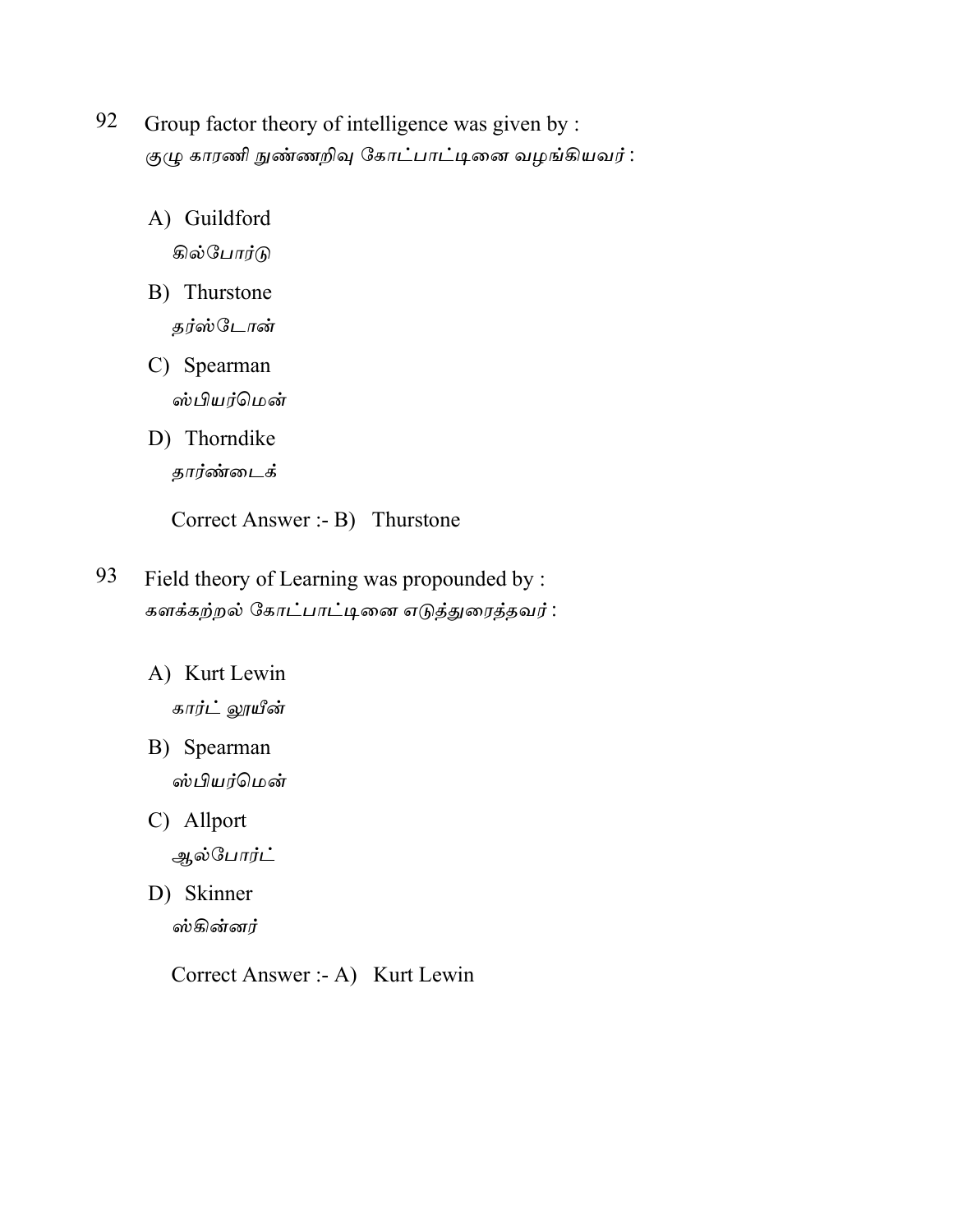92 Group factor theory of intelligence was given by :
குழு காரணி நுண்ணறிவு கோட்பாட்டினை வழங்கியவர் :

A) Guildford
கில்போர்டு

B) Thurstone
தர்ஸ்டோன்

C) Spearman
ஸ்பியர்மென்

D) Thorndike
தார்ண்டைக்

Correct Answer :- B) Thurstone

93 Field theory of Learning was propounded by :
களக்கற்றல் கோட்பாட்டினை எடுத்துரைத்தவர் :

A) Kurt Lewin
கார்ட் லூயீன்

B) Spearman
ஸ்பியர்மென்

C) Allport
ஆல்போர்ட்

D) Skinner
ஸ்கின்னர்

Correct Answer :- A) Kurt Lewin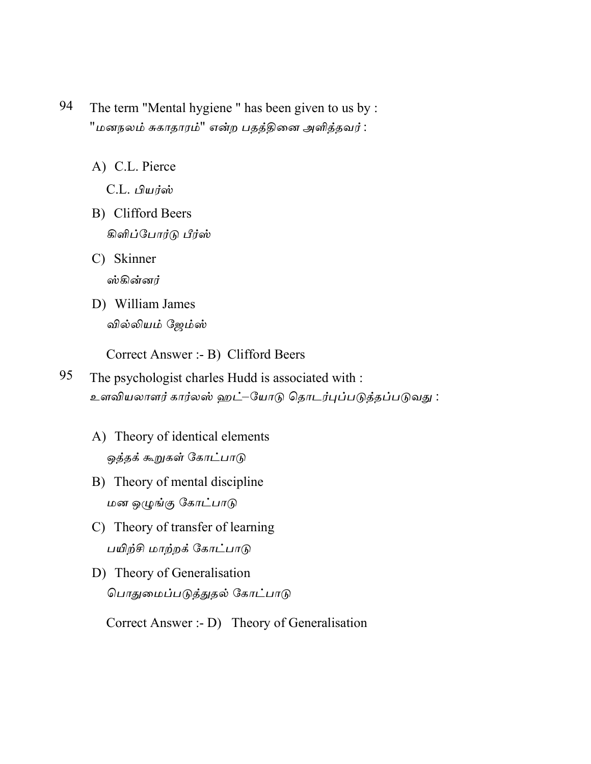94 The term "Mental hygiene " has been given to us by :
"மனநலம் சுகாதாரம்" என்ற பதத்தினை அளித்தவர் :

A) C.L. Pierce
C.L. பியர்ஸ்

B) Clifford Beers
கிளிப்போர்டு பீர்ஸ்

C) Skinner
ஸ்கின்னர்

D) William James
வில்லியம் ஜேம்ஸ்

Correct Answer :- B) Clifford Beers

95 The psychologist charles Hudd is associated with :
உளவியலாளர் கார்லஸ் ஹட்–யோடு தொடர்புப்படுத்தப்படுவது :

A) Theory of identical elements
ஒத்தக் கூறுகள் கோட்பாடு

B) Theory of mental discipline
மன ஒழுங்கு கோட்பாடு

C) Theory of transfer of learning
பயிற்சி மாற்றக் கோட்பாடு

D) Theory of Generalisation
பொதுமைப்படுத்துதல் கோட்பாடு

Correct Answer :- D) Theory of Generalisation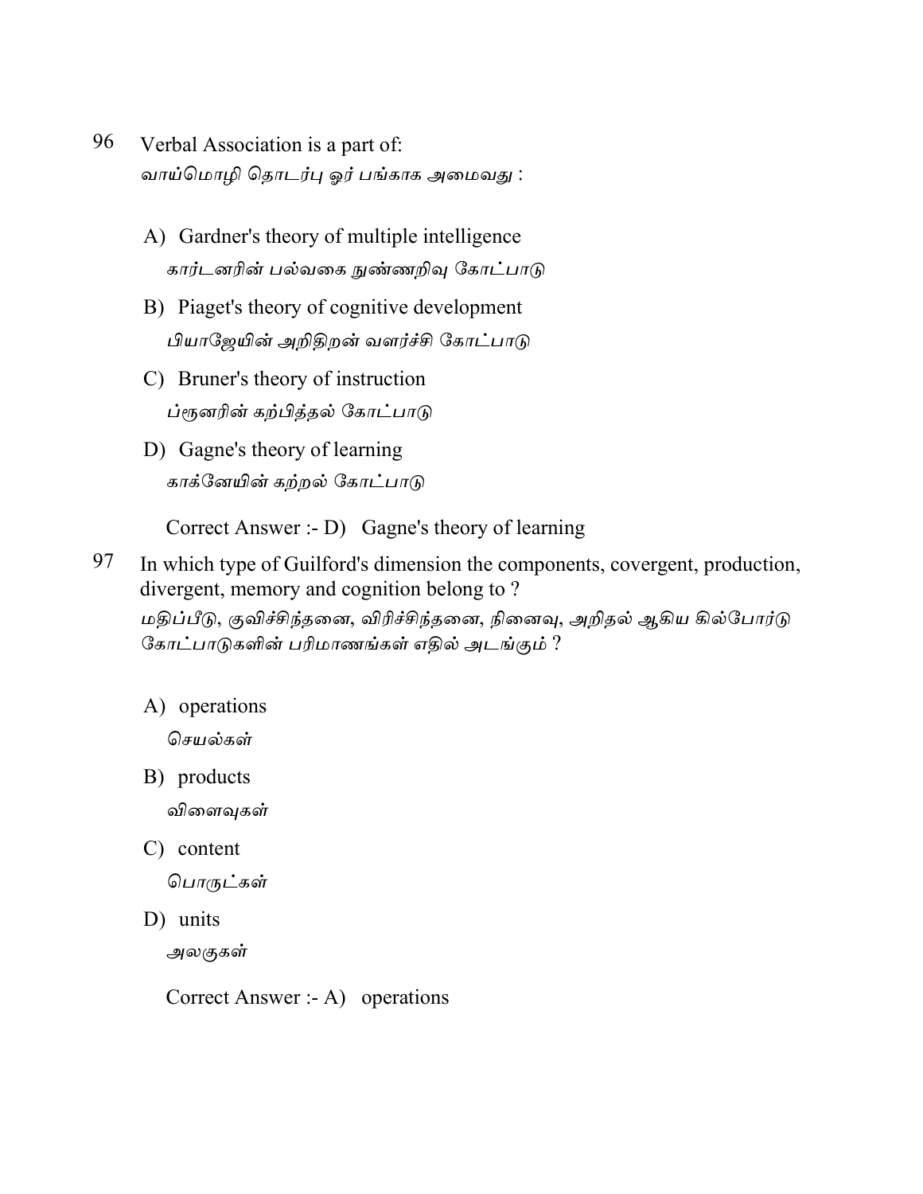96 Verbal Association is a part of:
வாய்மொழி தொடர்பு ஓர் பங்காக அமைவது :

A) Gardner's theory of multiple intelligence
கார்டனரின் பல்வகை நுண்ணறிவு கோட்பாடு

B) Piaget's theory of cognitive development
பியாஜேயின் அறிதிறன் வளர்ச்சி கோட்பாடு

C) Bruner's theory of instruction
ப்ரூனரின் கற்பித்தல் கோட்பாடு

D) Gagne's theory of learning
காக்னேயின் கற்றல் கோட்பாடு

Correct Answer :- D) Gagne's theory of learning

97 In which type of Guilford's dimension the components, covergent, production, divergent, memory and cognition belong to ?
மதிப்பீடு, குவிச்சிந்தனை, விரிச்சிந்தனை, நினைவு, அறிதல் ஆகிய கில்போர்டு கோட்பாடுகளின் பரிமாணங்கள் எதில் அடங்கும் ?

A) operations
செயல்கள்

B) products
விளைவுகள்

C) content
பொருட்கள்

D) units
அலகுகள்

Correct Answer :- A) operations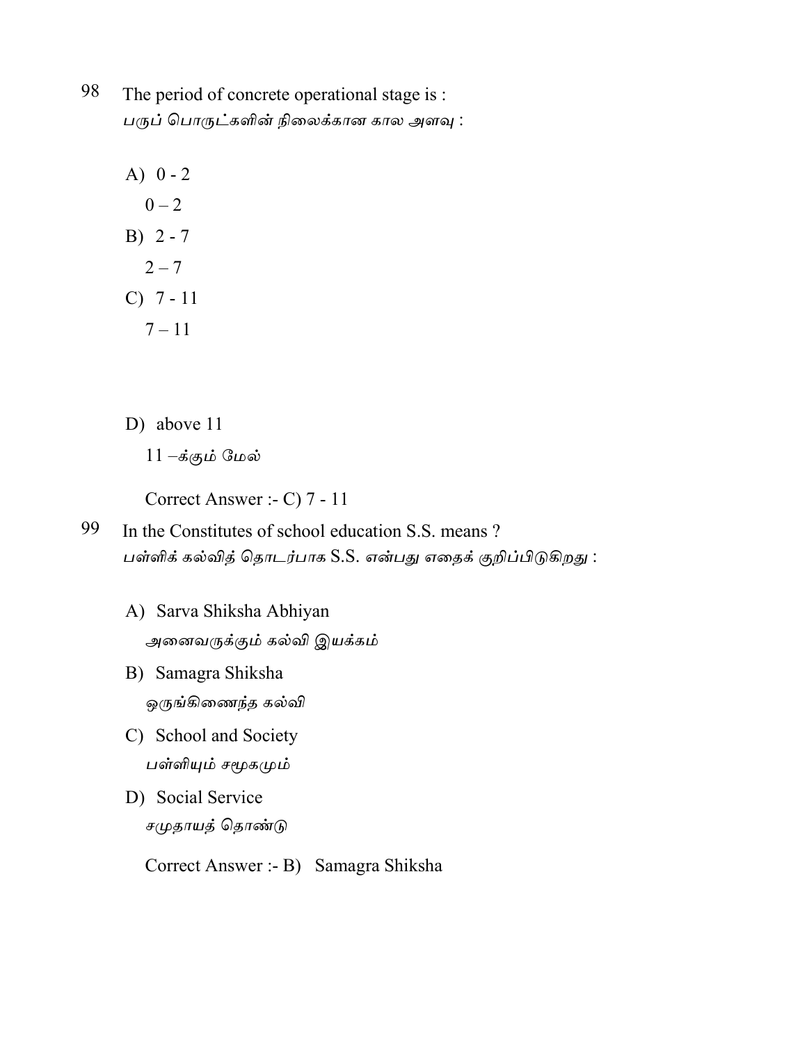98 The period of concrete operational stage is :
பருப் பொருட்களின் நிலைக்கான கால அளவு :

A) 0 - 2
   0 – 2
B) 2 - 7
   2 – 7
C) 7 - 11
   7 – 11
D) above 11
   11 –க்கும் மேல்

Correct Answer :- C) 7 - 11

99 In the Constitutes of school education S.S. means ?
பள்ளிக் கல்வித் தொடர்பாக S.S. என்பது எதைக் குறிப்பிடுகிறது :

A) Sarva Shiksha Abhiyan
   அனைவருக்கும் கல்வி இயக்கம்
B) Samagra Shiksha
   ஒருங்கிணைந்த கல்வி
C) School and Society
   பள்ளியும் சமூகமும்
D) Social Service
   சமுதாயத் தொண்டு

Correct Answer :- B) Samagra Shiksha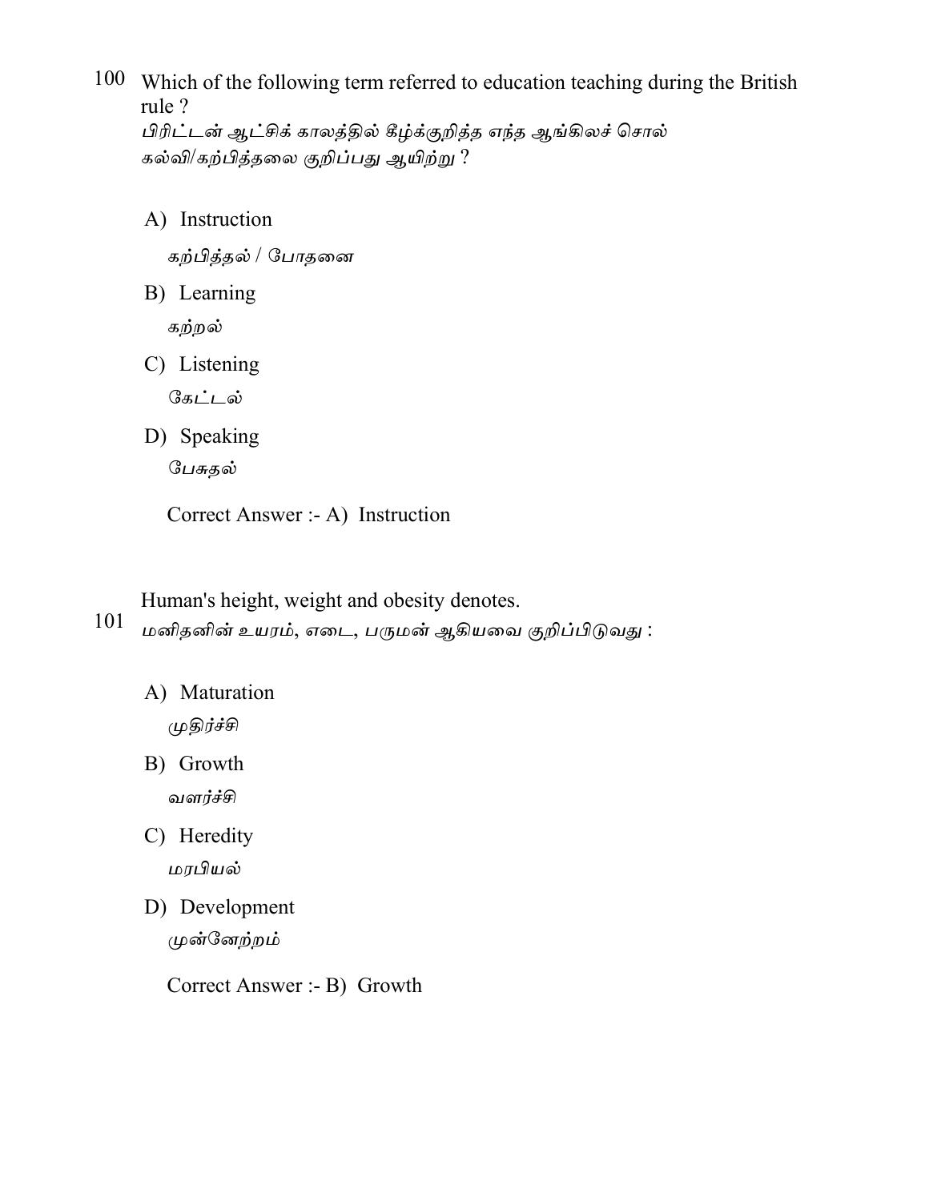100 Which of the following term referred to education teaching during the British rule ?

*பிரிட்டன் ஆட்சிக் காலத்தில் கீழ்க்குறித்த எந்த ஆங்கிலச் சொல் கல்வி/கற்பித்தலை குறிப்பது ஆயிற்று ?*

A) Instruction

*கற்பித்தல் / போதனை*

B) Learning

*கற்றல்*

C) Listening

*கேட்டல்*

D) Speaking

*பேசுதல்*

Correct Answer :- A) Instruction

101 Human's height, weight and obesity denotes.

*மனிதனின் உயரம், எடை, பருமன் ஆகியவை குறிப்பிடுவது :*

A) Maturation

*முதிர்ச்சி*

B) Growth

*வளர்ச்சி*

C) Heredity

*மரபியல்*

D) Development

*முன்னேற்றம்*

Correct Answer :- B) Growth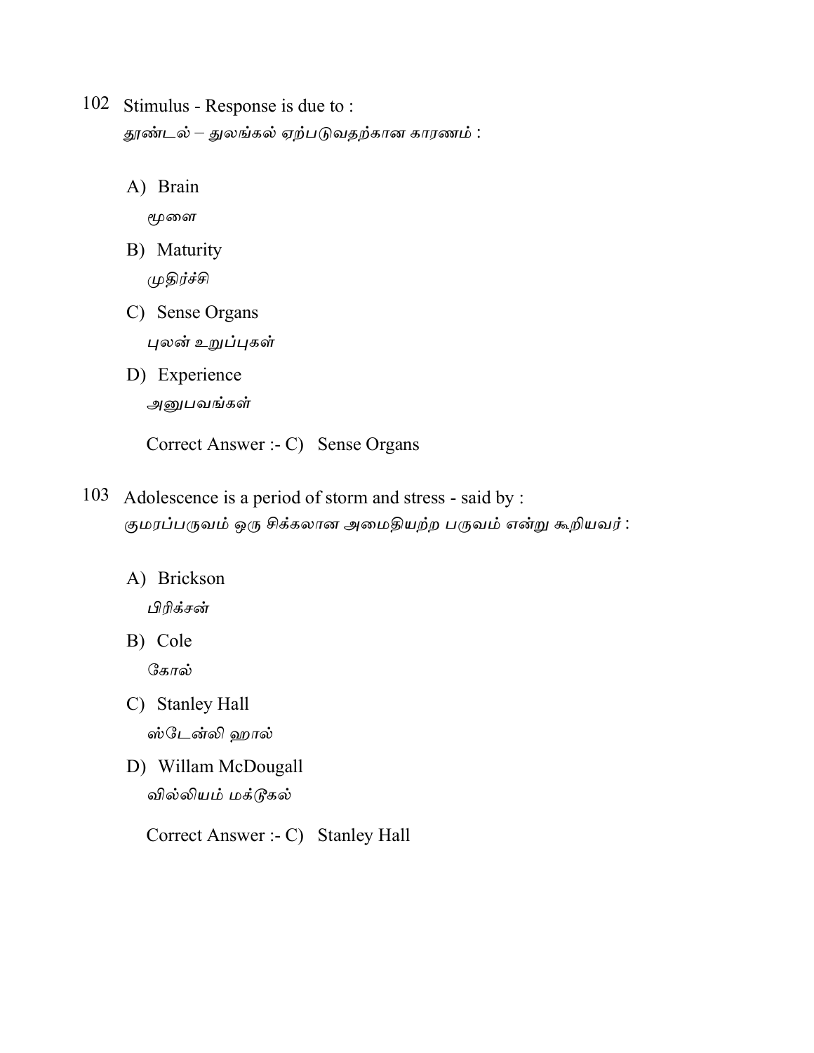102 Stimulus - Response is due to :
தூண்டல் – துலங்கல் ஏற்படுவதற்கான காரணம் :

A) Brain
மூளை

B) Maturity
முதிர்ச்சி

C) Sense Organs
புலன் உறுப்புகள்

D) Experience
அனுபவங்கள்

Correct Answer :- C) Sense Organs

103 Adolescence is a period of storm and stress - said by :
குமரப்பருவம் ஒரு சிக்கலான அமைதியற்ற பருவம் என்று கூறியவர் :

A) Brickson
பிரிக்சன்

B) Cole
கோல்

C) Stanley Hall
ஸ்டேன்லி ஹால்

D) Willam McDougall
வில்லியம் மக்டூகல்

Correct Answer :- C) Stanley Hall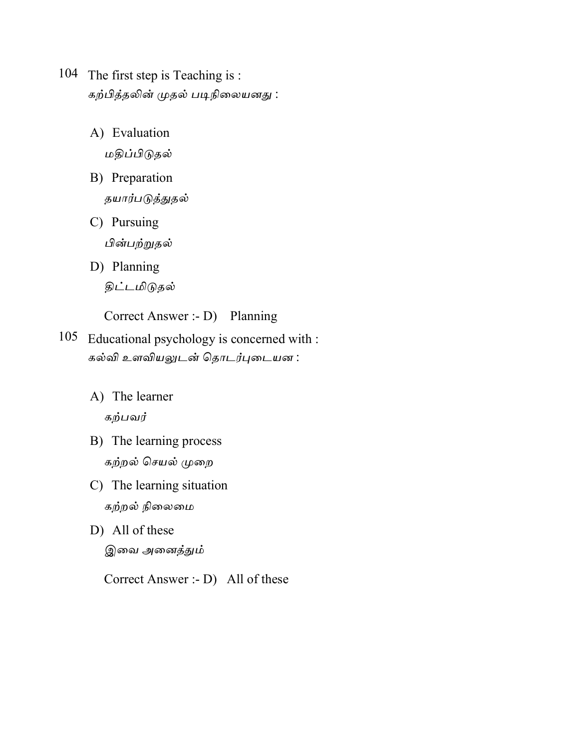104 The first step is Teaching is :
கற்பித்தலின் முதல் படிநிலையனது :

A) Evaluation
மதிப்பிடுதல்

B) Preparation
தயார்படுத்துதல்

C) Pursuing
பின்பற்றுதல்

D) Planning
திட்டமிடுதல்

Correct Answer :- D) Planning

105 Educational psychology is concerned with :
கல்வி உளவியலுடன் தொடர்புடையன :

A) The learner
கற்பவர்

B) The learning process
கற்றல் செயல் முறை

C) The learning situation
கற்றல் நிலைமை

D) All of these
இவை அனைத்தும்

Correct Answer :- D) All of these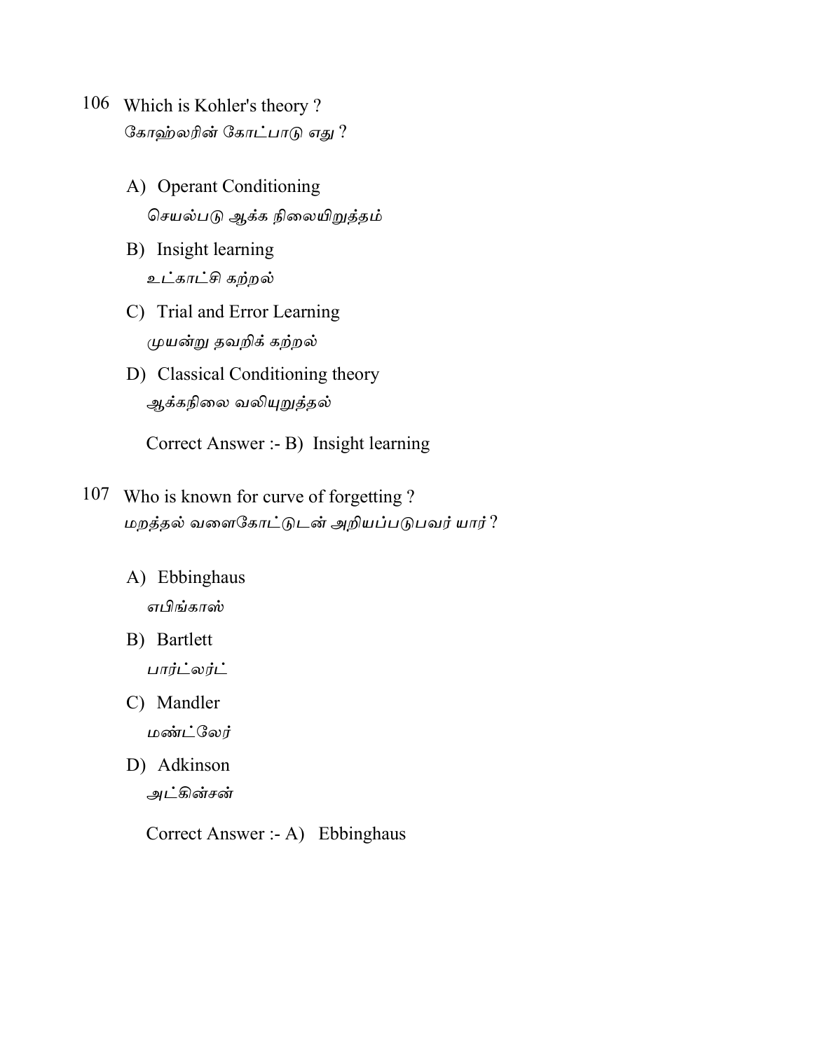106 Which is Kohler's theory ?
கோஹ்லரின் கோட்பாடு எது ?

A) Operant Conditioning
செயல்படு ஆக்க நிலையிறுத்தம்

B) Insight learning
உட்காட்சி கற்றல்

C) Trial and Error Learning
முயன்று தவறிக் கற்றல்

D) Classical Conditioning theory
ஆக்கநிலை வலியுறுத்தல்

Correct Answer :- B) Insight learning

107 Who is known for curve of forgetting ?
மறத்தல் வளைகோட்டுடன் அறியப்படுபவர் யார் ?

A) Ebbinghaus
எபிங்காஸ்

B) Bartlett
பார்ட்லர்ட்

C) Mandler
மண்ட்லேர்

D) Adkinson
அட்கின்சன்

Correct Answer :- A) Ebbinghaus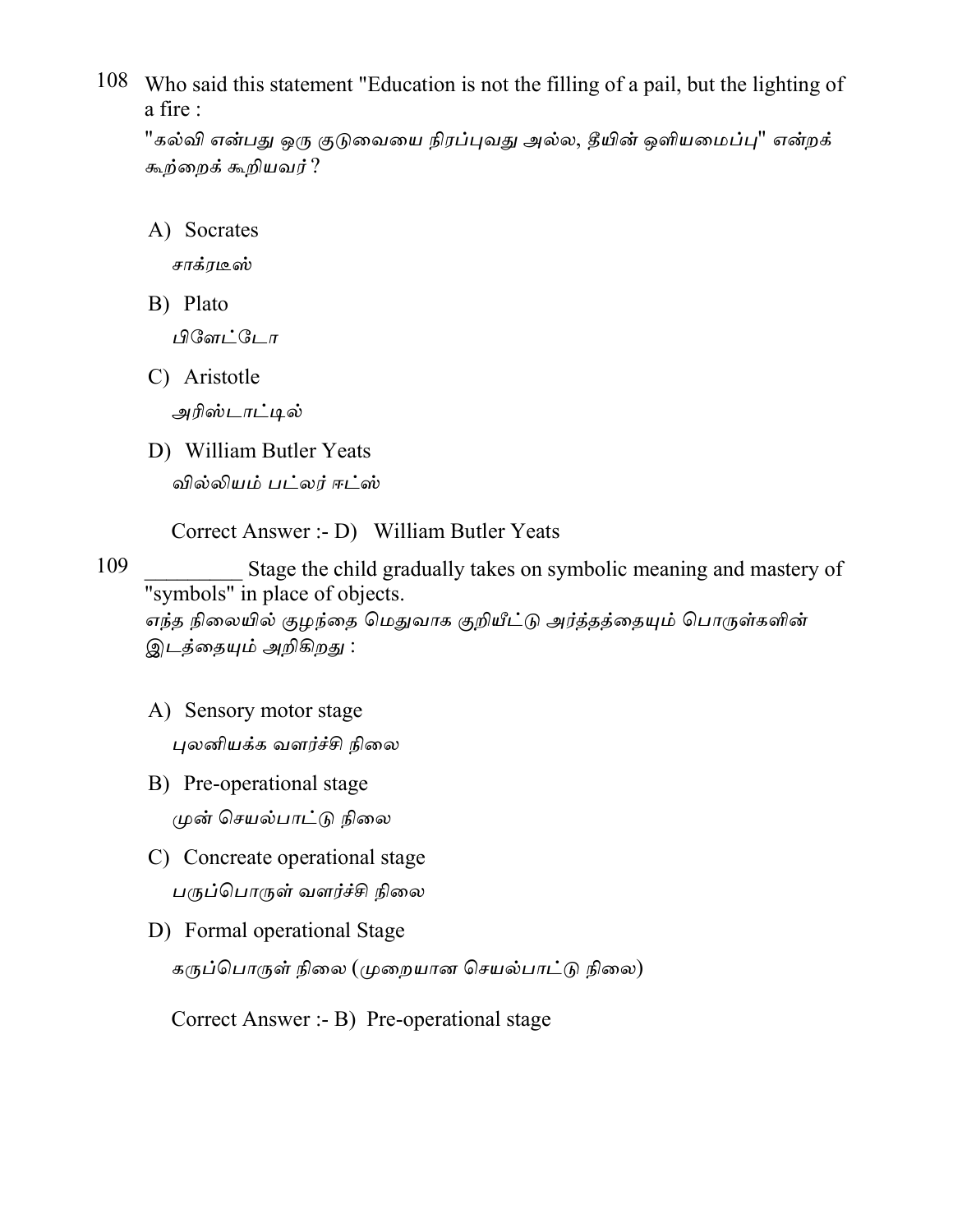108 Who said this statement "Education is not the filling of a pail, but the lighting of a fire :

"கல்வி என்பது ஒரு குடுவையை நிரப்புவது அல்ல, தீயின் ஒளியமைப்பு" என்றக் கூற்றைக் கூறியவர் ?

A) Socrates
சாக்ரடீஸ்

B) Plato
பிளேட்டோ

C) Aristotle
அரிஸ்டாட்டில்

D) William Butler Yeats
வில்லியம் பட்லர் ஈட்ஸ்

Correct Answer :- D) William Butler Yeats

109 _________ Stage the child gradually takes on symbolic meaning and mastery of "symbols" in place of objects.

எந்த நிலையில் குழந்தை மெதுவாக குறியீட்டு அர்த்தத்தையும் பொருள்களின் இடத்தையும் அறிகிறது :

A) Sensory motor stage
புலனியக்க வளர்ச்சி நிலை

B) Pre-operational stage
முன் செயல்பாட்டு நிலை

C) Concreate operational stage
பருப்பொருள் வளர்ச்சி நிலை

D) Formal operational Stage
கருப்பொருள் நிலை (முறையான செயல்பாட்டு நிலை)

Correct Answer :- B) Pre-operational stage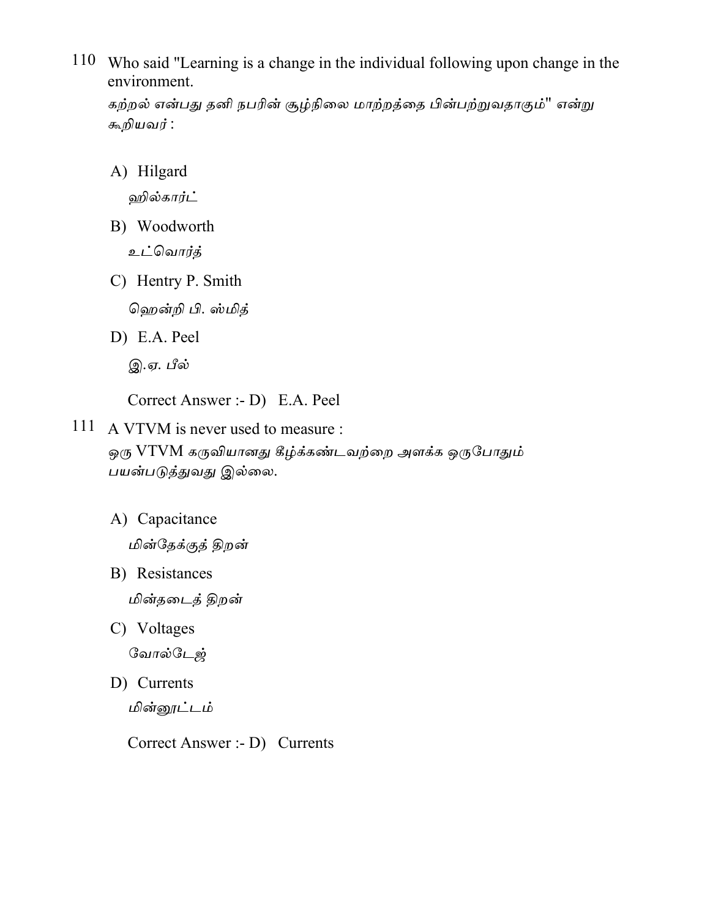110 Who said "Learning is a change in the individual following upon change in the environment.

கற்றல் என்பது தனி நபரின் சூழ்நிலை மாற்றத்தை பின்பற்றுவதாகும்" என்று கூறியவர் :

A) Hilgard

ஹில்கார்ட்

B) Woodworth

உட்வொர்த்

C) Hentry P. Smith

ஹென்றி பி. ஸ்மித்

D) E.A. Peel

இ.ஏ. பீல்

Correct Answer :- D) E.A. Peel

111 A VTVM is never used to measure :

ஒரு VTVM கருவியானது கீழ்க்கண்டவற்றை அளக்க ஒருபோதும் பயன்படுத்துவது இல்லை.

A) Capacitance

மின்தேக்குத் திறன்

B) Resistances

மின்தடைத் திறன்

C) Voltages

வோல்டேஜ்

D) Currents

மின்னூட்டம்

Correct Answer :- D) Currents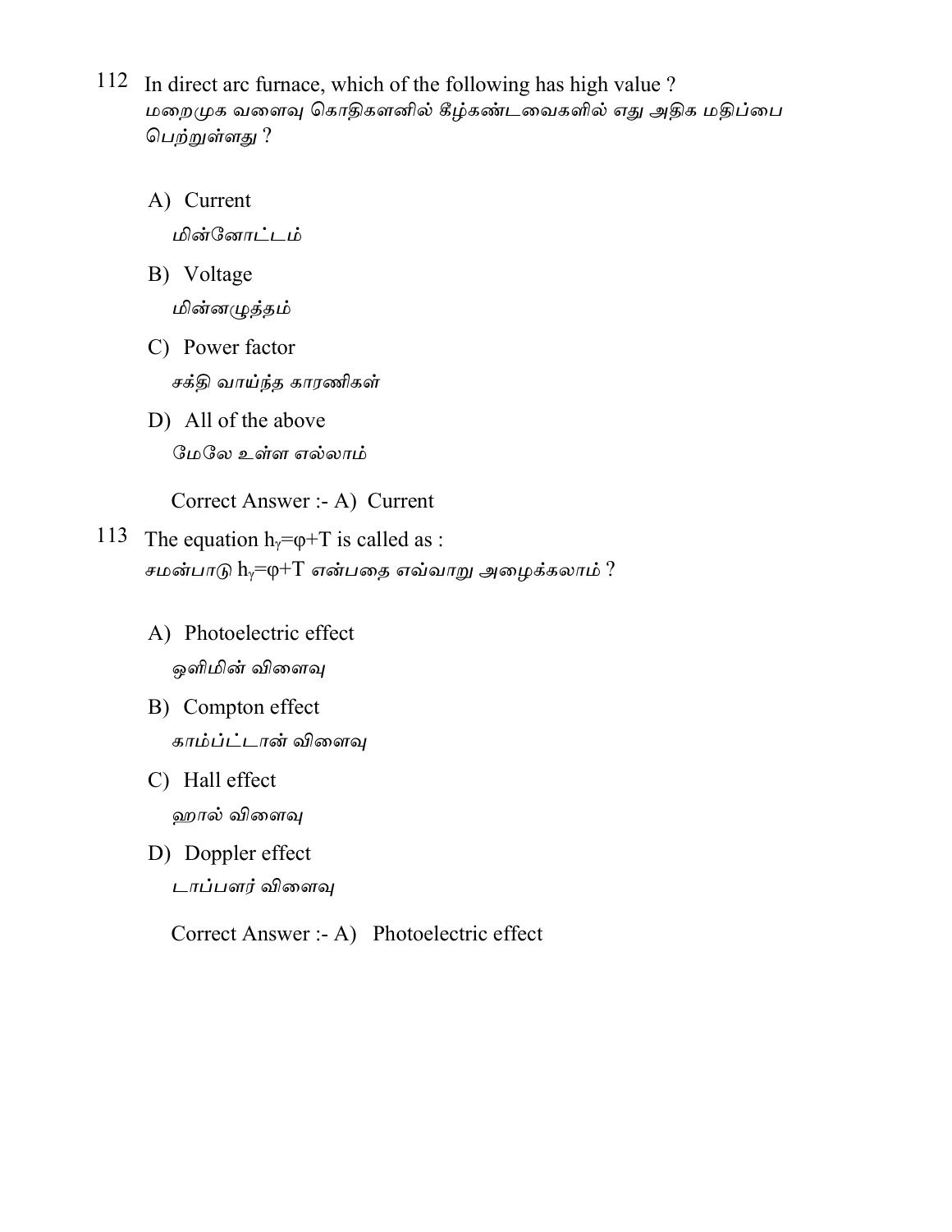112 In direct arc furnace, which of the following has high value ?
*மறைமுக வளைவு கொதிகளனில் கீழ்கண்டவைகளில் எது அதிக மதிப்பை பெற்றுள்ளது ?*

A) Current
*மின்னோட்டம்*

B) Voltage
*மின்னழுத்தம்*

C) Power factor
*சக்தி வாய்ந்த காரணிகள்*

D) All of the above
மேலே உள்ள எல்லாம்

Correct Answer :- A) Current

113 The equation $h_\gamma = \varphi + T$ is called as :
*சமன்பாடு $h_\gamma = \varphi + T$ என்பதை எவ்வாறு அழைக்கலாம் ?*

A) Photoelectric effect
*ஒளிமின் விளைவு*

B) Compton effect
*காம்ப்ட்டான் விளைவு*

C) Hall effect
*ஹால் விளைவு*

D) Doppler effect
*டாப்பளர் விளைவு*

Correct Answer :- A) Photoelectric effect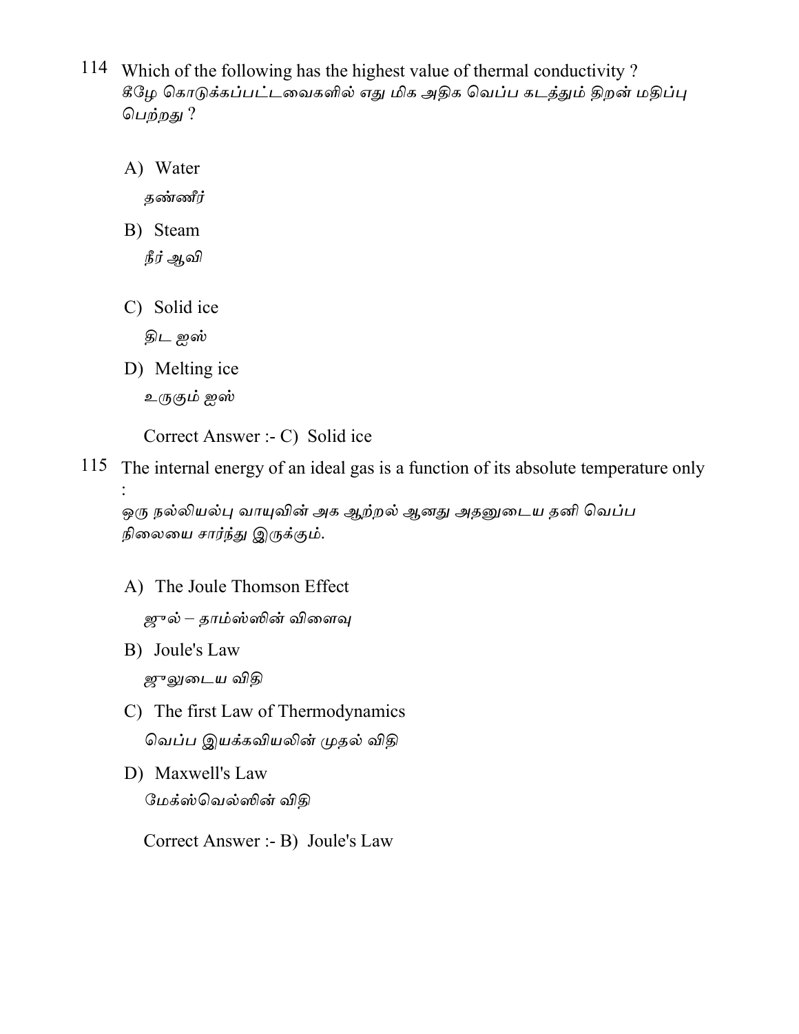114 Which of the following has the highest value of thermal conductivity ?
கீழே கொடுக்கப்பட்டவைகளில் எது மிக அதிக வெப்ப கடத்தும் திறன் மதிப்பு பெற்றது ?

A) Water
தண்ணீர்

B) Steam
நீர் ஆவி

C) Solid ice
திட ஐஸ்

D) Melting ice
உருகும் ஐஸ்

Correct Answer :- C) Solid ice

115 The internal energy of an ideal gas is a function of its absolute temperature only :
ஒரு நல்லியல்பு வாயுவின் அக ஆற்றல் ஆனது அதனுடைய தனி வெப்ப நிலையை சார்ந்து இருக்கும்.

A) The Joule Thomson Effect
ஜுல் – தாம்ஸ்ஸின் விளைவு

B) Joule's Law
ஜுலுடைய விதி

C) The first Law of Thermodynamics
வெப்ப இயக்கவியலின் முதல் விதி

D) Maxwell's Law
மேக்ஸ்வெல்ஸின் விதி

Correct Answer :- B) Joule's Law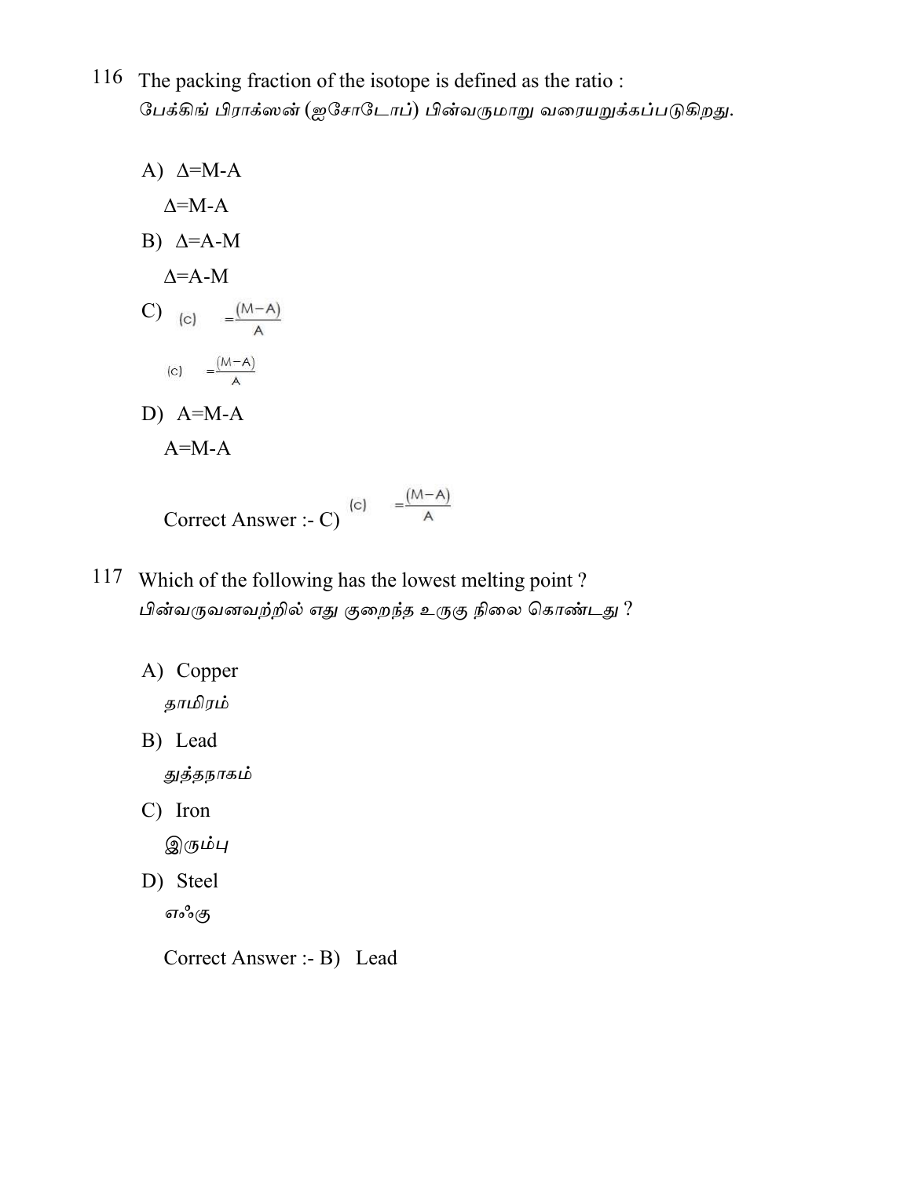116 The packing fraction of the isotope is defined as the ratio :
பேக்கிங் பிராக்ஸன் (ஐசோடோப்) பின்வருமாறு வரையறுக்கப்படுகிறது.

A) $\Delta$=M-A

$\Delta$=M-A

B) $\Delta$=A-M

$\Delta$=A-M

C) (c) $= \frac{(M-A)}{A}$

(c) $= \frac{(M-A)}{A}$

D) A=M-A

A=M-A

Correct Answer :- C) (c) $= \frac{(M-A)}{A}$

117 Which of the following has the lowest melting point ?
பின்வருவனவற்றில் எது குறைந்த உருகு நிலை கொண்டது ?

A) Copper

தாமிரம்

B) Lead

துத்தநாகம்

C) Iron

இரும்பு

D) Steel

எஃகு

Correct Answer :- B) Lead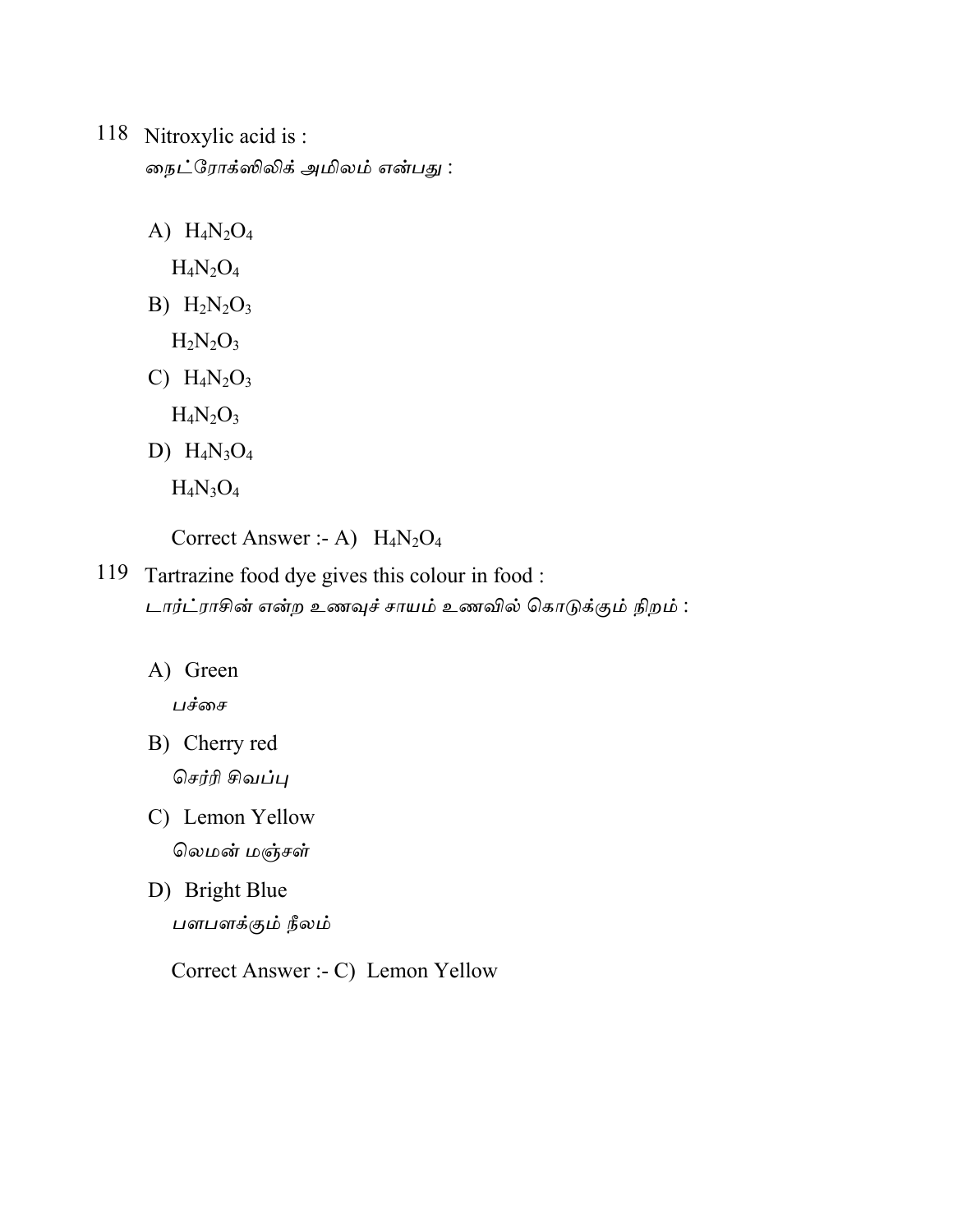118 Nitroxylic acid is :
நைட்ரோக்ஸிலிக் அமிலம் என்பது :

A) $H_4N_2O_4$
   $H_4N_2O_4$

B) $H_2N_2O_3$
   $H_2N_2O_3$

C) $H_4N_2O_3$
   $H_4N_2O_3$

D) $H_4N_3O_4$
   $H_4N_3O_4$

Correct Answer :- A) $H_4N_2O_4$

119 Tartrazine food dye gives this colour in food :
டார்ட்ராசின் என்ற உணவுச் சாயம் உணவில் கொடுக்கும் நிறம் :

A) Green
   பச்சை

B) Cherry red
   செர்ரி சிவப்பு

C) Lemon Yellow
   லெமன் மஞ்சள்

D) Bright Blue
   பளபளக்கும் நீலம்

Correct Answer :- C) Lemon Yellow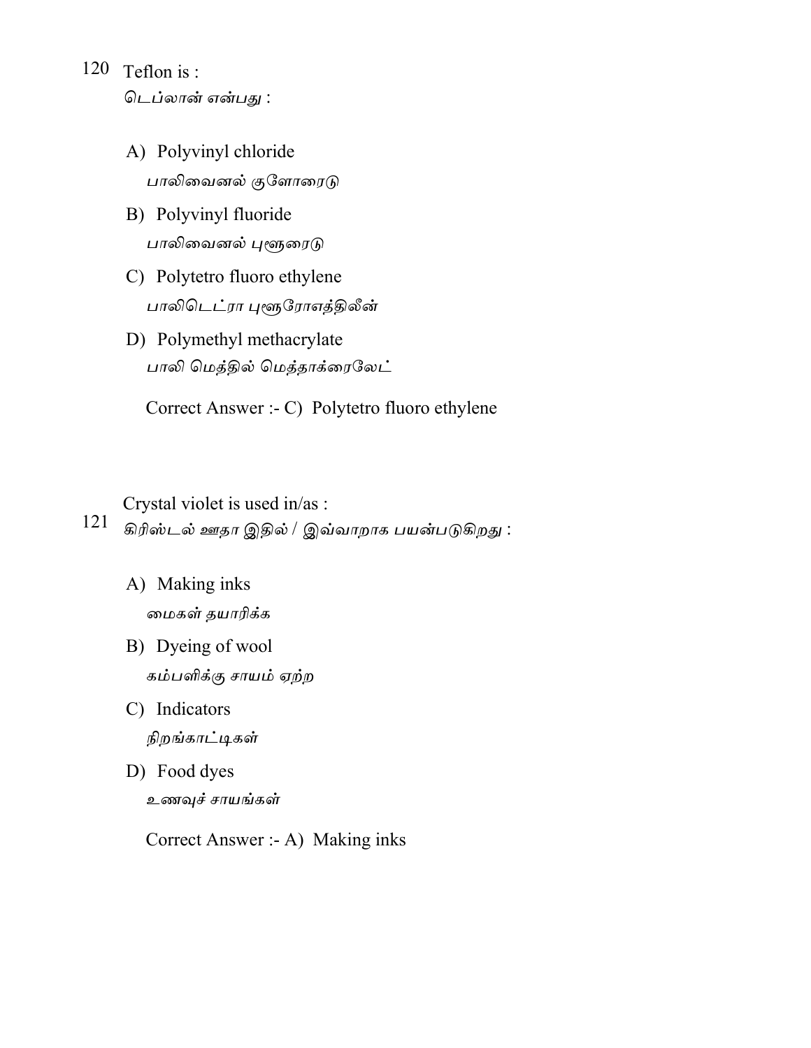120 Teflon is :

டெப்லான் என்பது :

A) Polyvinyl chloride

பாலிவைனல் குளோரைடு

B) Polyvinyl fluoride

பாலிவைனல் புளூரைடு

C) Polytetro fluoro ethylene

பாலிடெட்ரா புளூரோஎத்திலீன்

D) Polymethyl methacrylate

பாலி மெத்தில் மெத்தாக்ரைலேட்

Correct Answer :- C) Polytetro fluoro ethylene

121 Crystal violet is used in/as :

கிரிஸ்டல் ஊதா இதில் / இவ்வாறாக பயன்படுகிறது :

A) Making inks

மைகள் தயாரிக்க

B) Dyeing of wool

கம்பளிக்கு சாயம் ஏற்ற

C) Indicators

நிறங்காட்டிகள்

D) Food dyes

உணவுச் சாயங்கள்

Correct Answer :- A) Making inks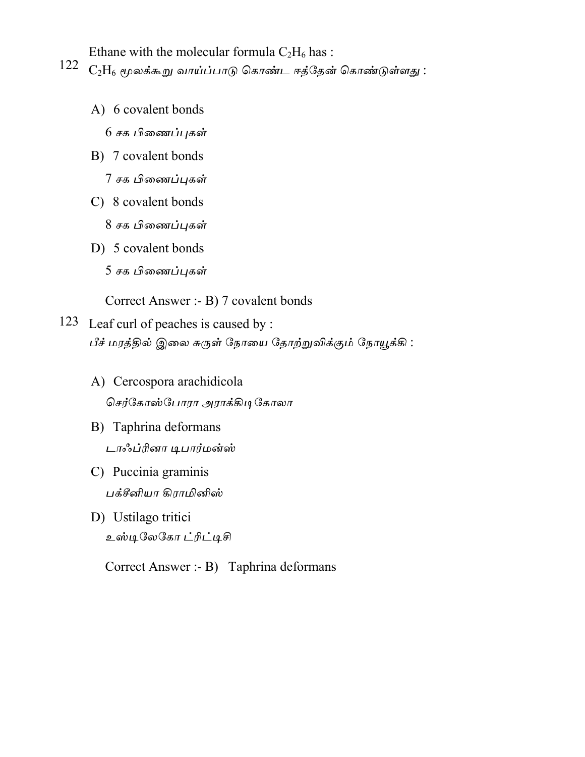122 Ethane with the molecular formula $C_2H_6$ has :

$C_2H_6$ மூலக்கூறு வாய்ப்பாடு கொண்ட ஈத்தேன் கொண்டுள்ளது :

A) 6 covalent bonds

6 சக பிணைப்புகள்

B) 7 covalent bonds

7 சக பிணைப்புகள்

C) 8 covalent bonds

8 சக பிணைப்புகள்

D) 5 covalent bonds

5 சக பிணைப்புகள்

Correct Answer :- B) 7 covalent bonds

123 Leaf curl of peaches is caused by :

பீச் மரத்தில் இலை சுருள் நோயை தோற்றுவிக்கும் நோயூக்கி :

A) Cercospora arachidicola

செர்கோஸ்போரா அராக்கிடிகோலா

B) Taphrina deformans

டாஃப்ரினா டிபார்மன்ஸ்

C) Puccinia graminis

பக்சீனியா கிராமினிஸ்

D) Ustilago tritici

உஸ்டிலேகோ ட்ரிட்டிசி

Correct Answer :- B) Taphrina deformans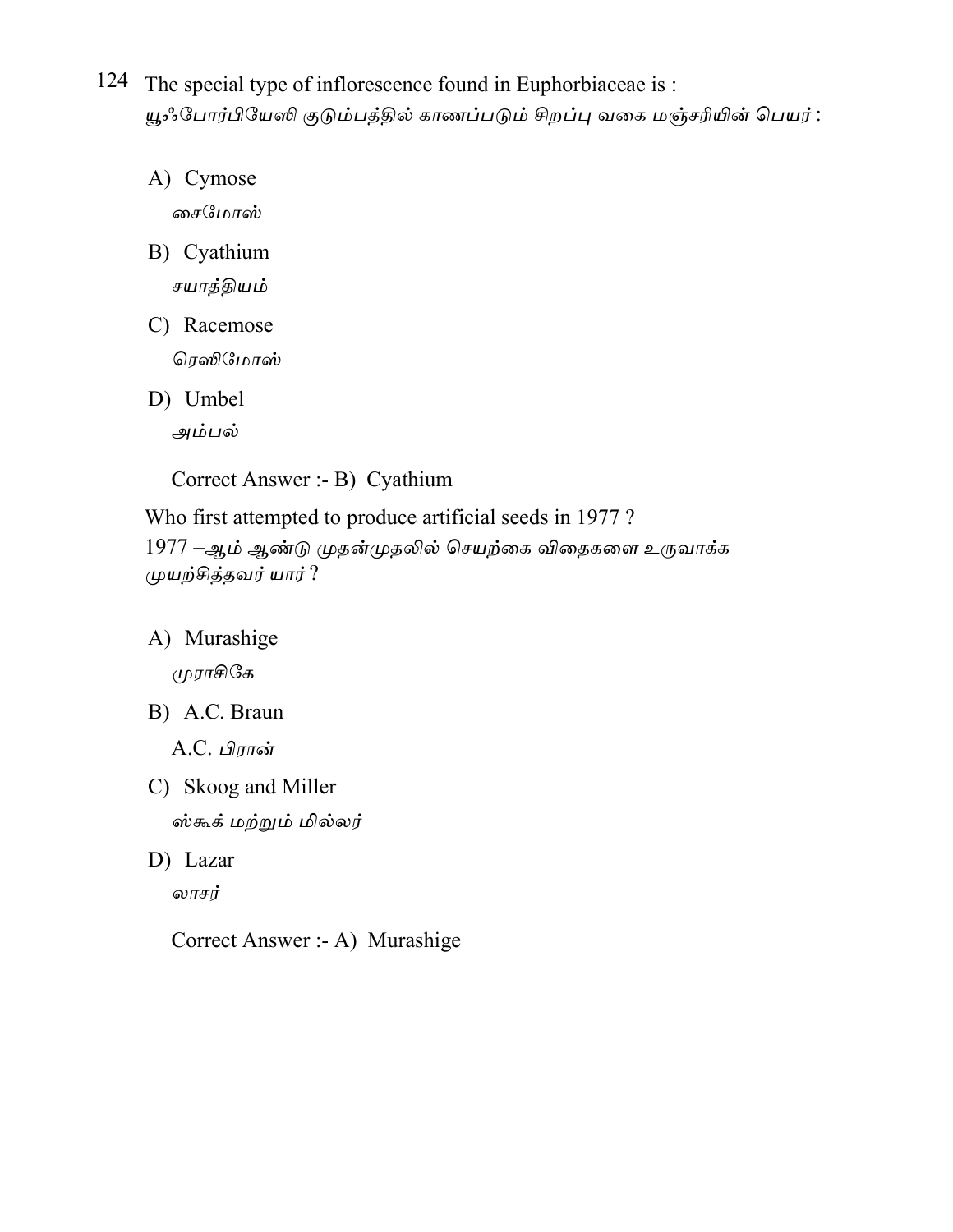124 The special type of inflorescence found in Euphorbiaceae is :
யூஃபோர்பியேஸி குடும்பத்தில் காணப்படும் சிறப்பு வகை மஞ்சரியின் பெயர் :

A) Cymose
சைமோஸ்

B) Cyathium
சயாத்தியம்

C) Racemose
ரெஸிமோஸ்

D) Umbel
அம்பல்

Correct Answer :- B) Cyathium

Who first attempted to produce artificial seeds in 1977 ?
1977 –ஆம் ஆண்டு முதன்முதலில் செயற்கை விதைகளை உருவாக்க முயற்சித்தவர் யார் ?

A) Murashige
முராசிகே

B) A.C. Braun
A.C. பிரான்

C) Skoog and Miller
ஸ்கூக் மற்றும் மில்லர்

D) Lazar
லாசர்

Correct Answer :- A) Murashige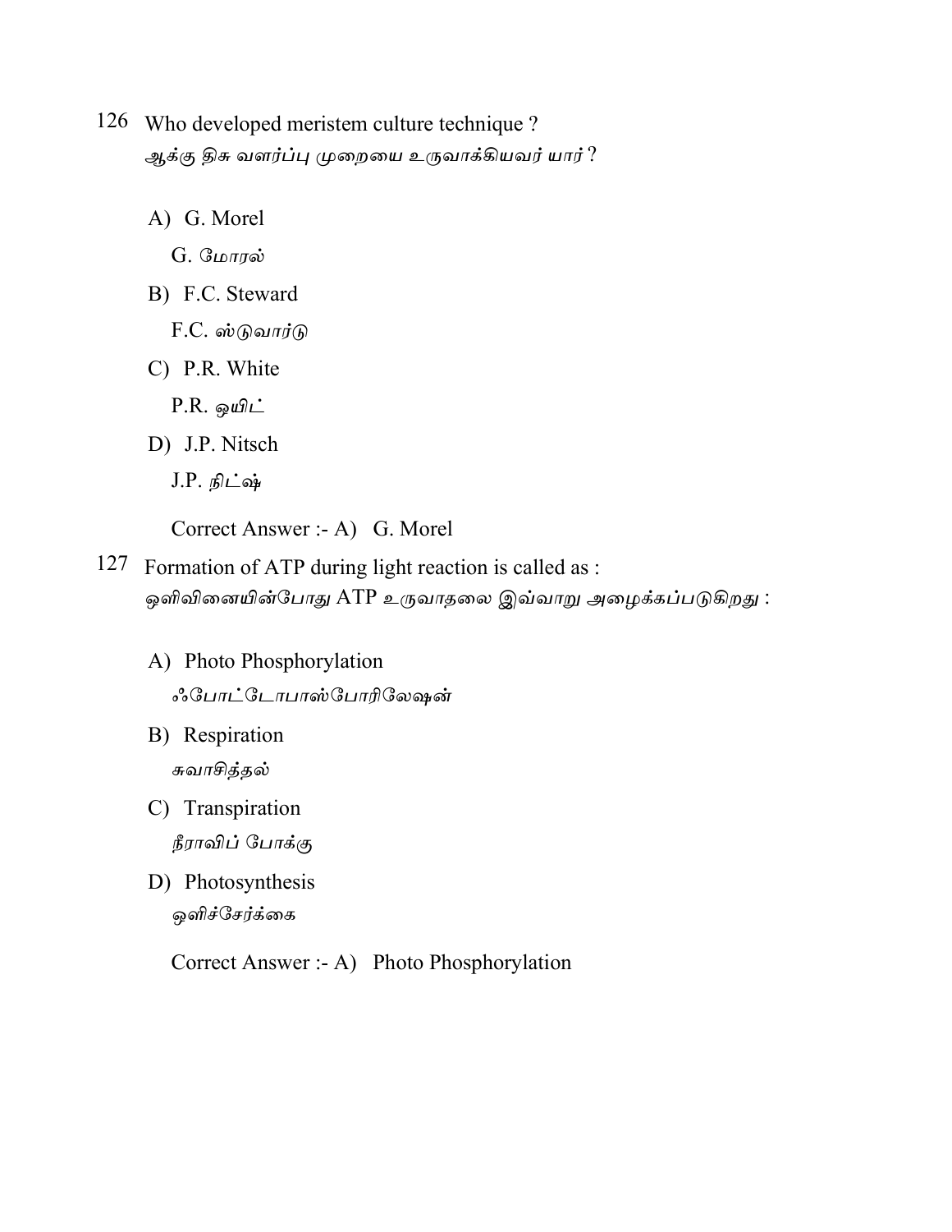126 Who developed meristem culture technique ?
ஆக்கு திசு வளர்ப்பு முறையை உருவாக்கியவர் யார் ?

A) G. Morel
G. மோரல்

B) F.C. Steward
F.C. ஸ்டுவார்டு

C) P.R. White
P.R. ஒயிட்

D) J.P. Nitsch
J.P. நிட்ஷ்

Correct Answer :- A) G. Morel

127 Formation of ATP during light reaction is called as :
ஒளிவினையின்போது ATP உருவாதலை இவ்வாறு அழைக்கப்படுகிறது :

A) Photo Phosphorylation
ஃபோட்டோபாஸ்போரிலேஷன்

B) Respiration
சுவாசித்தல்

C) Transpiration
நீராவிப் போக்கு

D) Photosynthesis
ஒளிச்சேர்க்கை

Correct Answer :- A) Photo Phosphorylation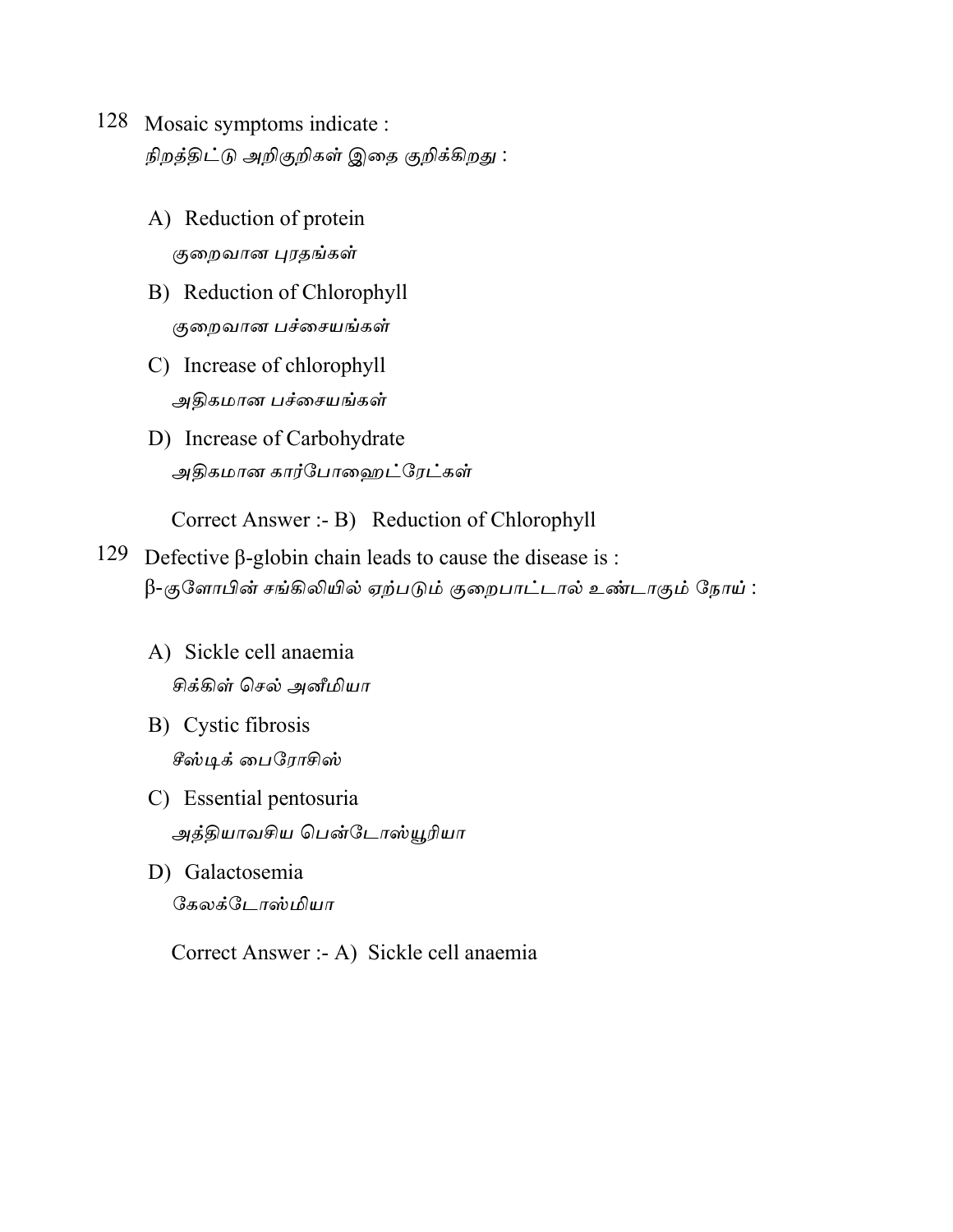128 Mosaic symptoms indicate :
*நிறத்திட்டு அறிகுறிகள் இதை குறிக்கிறது :*

A) Reduction of protein
*குறைவான புரதங்கள்*

B) Reduction of Chlorophyll
*குறைவான பச்சையங்கள்*

C) Increase of chlorophyll
*அதிகமான பச்சையங்கள்*

D) Increase of Carbohydrate
*அதிகமான கார்போஹைட்ரேட்கள்*

Correct Answer :- B) Reduction of Chlorophyll

129 Defective β-globin chain leads to cause the disease is :
β-*குளோபின் சங்கிலியில் ஏற்படும் குறைபாட்டால் உண்டாகும் நோய் :*

A) Sickle cell anaemia
*சிக்கிள் செல் அனீமியா*

B) Cystic fibrosis
*சீஸ்டிக் பைரோசிஸ்*

C) Essential pentosuria
*அத்தியாவசிய பென்டோஸ்யூரியா*

D) Galactosemia
*கேலக்டோஸ்மியா*

Correct Answer :- A) Sickle cell anaemia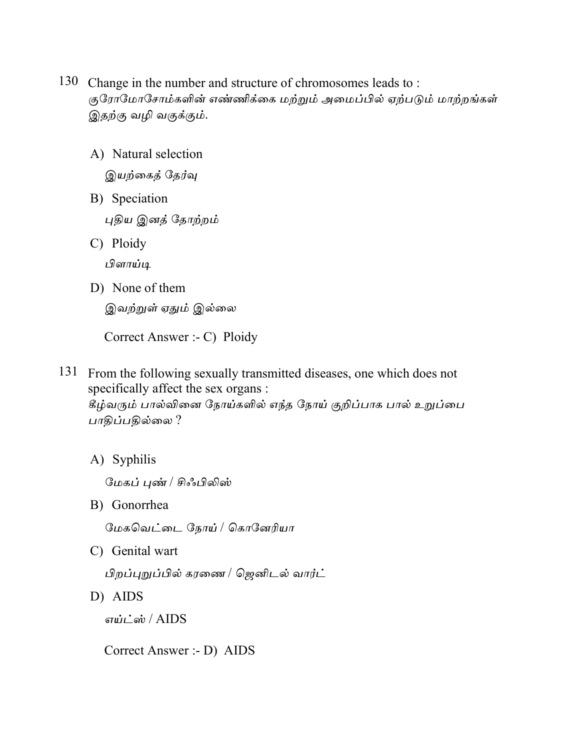130 Change in the number and structure of chromosomes leads to :
குரோமோசோம்களின் எண்ணிக்கை மற்றும் அமைப்பில் ஏற்படும் மாற்றங்கள் இதற்கு வழி வகுக்கும்.

A) Natural selection
இயற்கைத் தேர்வு

B) Speciation
புதிய இனத் தோற்றம்

C) Ploidy
பிளாய்டி

D) None of them
இவற்றுள் ஏதும் இல்லை

Correct Answer :- C) Ploidy

131 From the following sexually transmitted diseases, one which does not specifically affect the sex organs :
கீழ்வரும் பால்வினை நோய்களில் எந்த நோய் குறிப்பாக பால் உறுப்பை பாதிப்பதில்லை ?

A) Syphilis
மேகப் புண் / சிஃபிலிஸ்

B) Gonorrhea
மேகவெட்டை நோய் / கொனேரியா

C) Genital wart
பிறப்புறுப்பில் கரணை / ஜெனிடல் வார்ட்

D) AIDS
எய்ட்ஸ் / AIDS

Correct Answer :- D) AIDS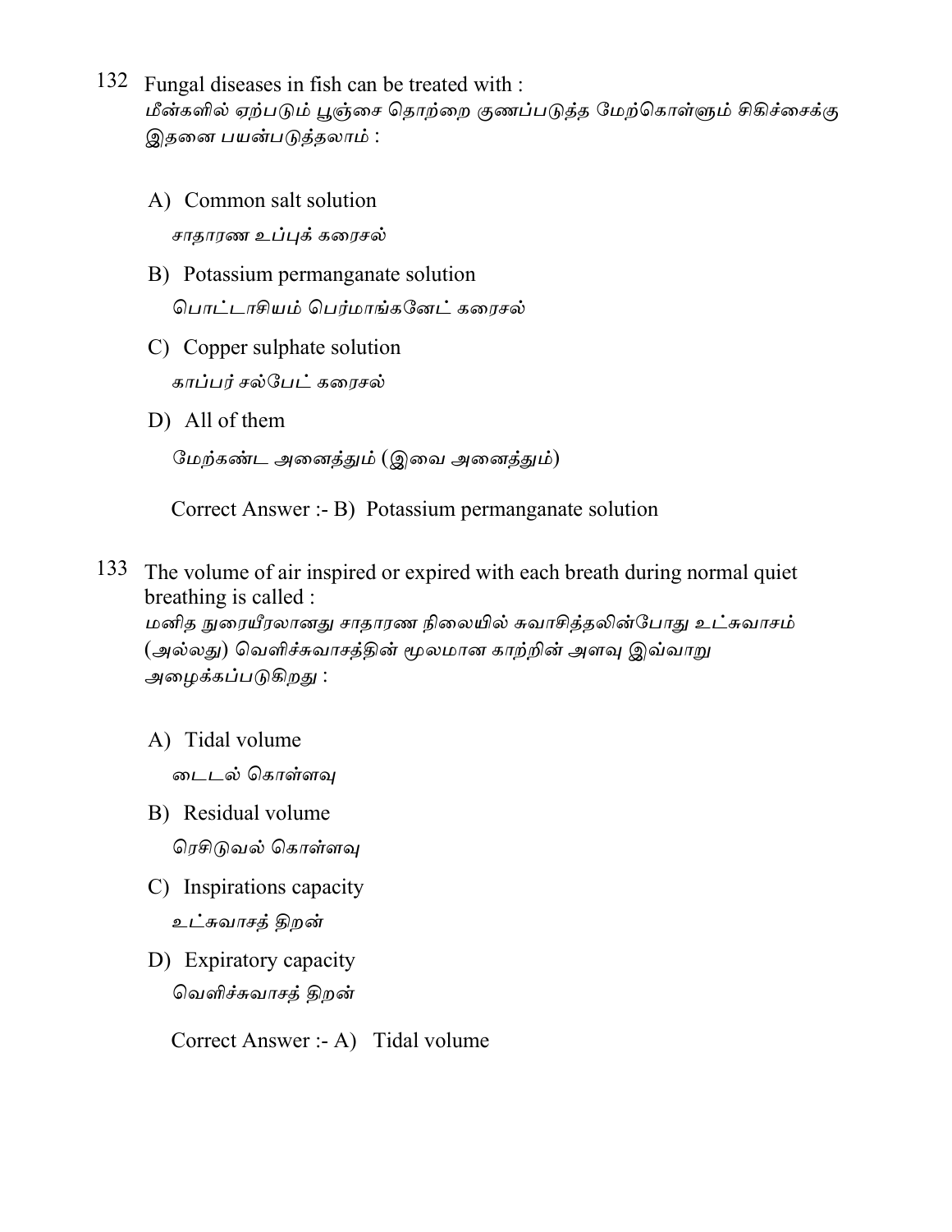132 Fungal diseases in fish can be treated with :
மீன்களில் ஏற்படும் பூஞ்சை தொற்றை குணப்படுத்த மேற்கொள்ளும் சிகிச்சைக்கு இதனை பயன்படுத்தலாம் :

A) Common salt solution
சாதாரண உப்புக் கரைசல்

B) Potassium permanganate solution
பொட்டாசியம் பெர்மாங்கனேட் கரைசல்

C) Copper sulphate solution
காப்பர் சல்பேட் கரைசல்

D) All of them
மேற்கண்ட அனைத்தும் (இவை அனைத்தும்)

Correct Answer :- B) Potassium permanganate solution

133 The volume of air inspired or expired with each breath during normal quiet breathing is called :
மனித நுரையீரலானது சாதாரண நிலையில் சுவாசித்தலின்போது உட்சுவாசம் (அல்லது) வெளிச்சுவாசத்தின் மூலமான காற்றின் அளவு இவ்வாறு அழைக்கப்படுகிறது :

A) Tidal volume
டைடல் கொள்ளவு

B) Residual volume
ரெசிடுவல் கொள்ளவு

C) Inspirations capacity
உட்சுவாசத் திறன்

D) Expiratory capacity
வெளிச்சுவாசத் திறன்

Correct Answer :- A) Tidal volume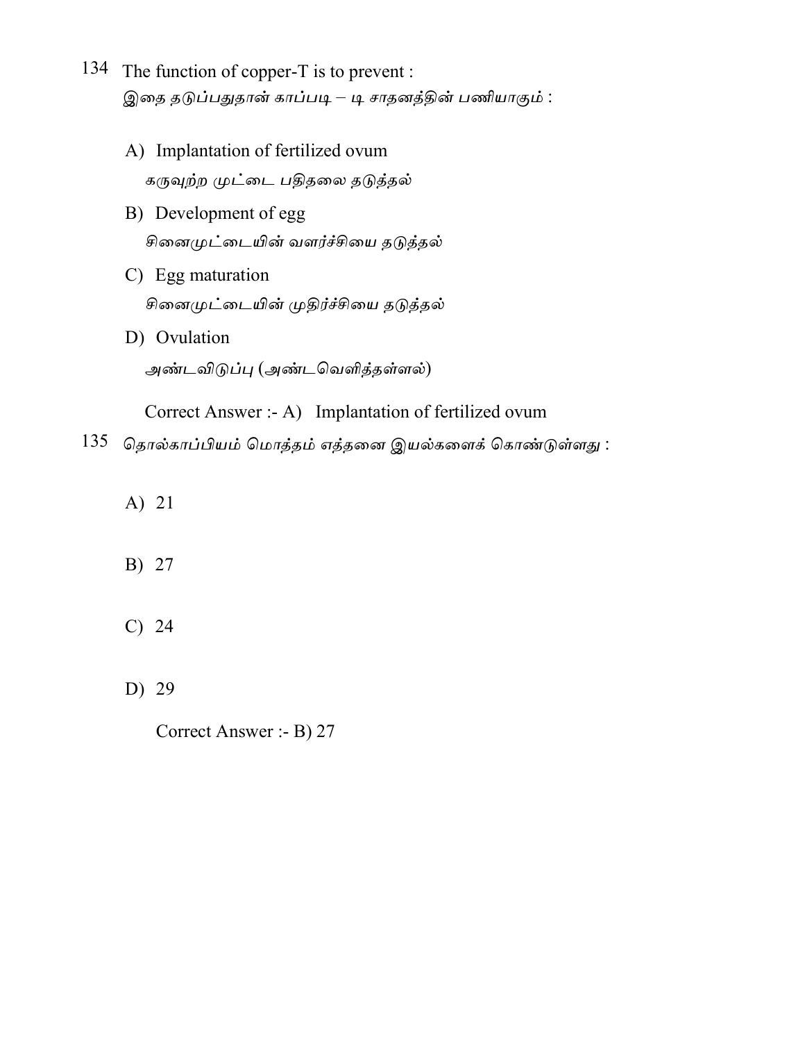134 The function of copper-T is to prevent :

இதை தடுப்பதுதான் காப்படி – டி சாதனத்தின் பணியாகும் :

A) Implantation of fertilized ovum
கருவுற்ற முட்டை பதிதலை தடுத்தல்

B) Development of egg
சினைமுட்டையின் வளர்ச்சியை தடுத்தல்

C) Egg maturation
சினைமுட்டையின் முதிர்ச்சியை தடுத்தல்

D) Ovulation
அண்டவிடுப்பு (அண்டவெளித்தள்ளல்)

Correct Answer :- A) Implantation of fertilized ovum

135 தொல்காப்பியம் மொத்தம் எத்தனை இயல்களைக் கொண்டுள்ளது :

A) 21

B) 27

C) 24

D) 29

Correct Answer :- B) 27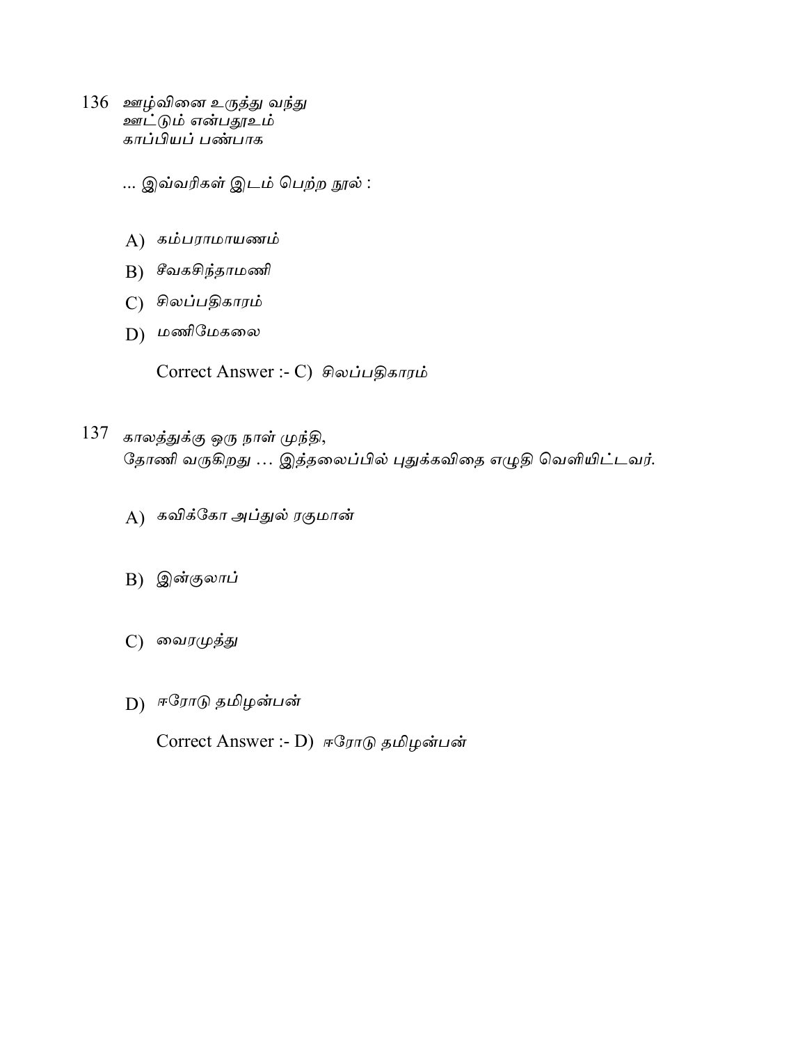136 ஊழ்வினை உருத்து வந்து
ஊட்டும் என்பதூஉம்
காப்பியப் பண்பாக

... இவ்வரிகள் இடம் பெற்ற நூல் :

A) கம்பராமாயணம்

B) சீவகசிந்தாமணி

C) சிலப்பதிகாரம்

D) மணிமேகலை

Correct Answer :- C) சிலப்பதிகாரம்

137 காலத்துக்கு ஒரு நாள் முந்தி,
தோணி வருகிறது ... இத்தலைப்பில் புதுக்கவிதை எழுதி வெளியிட்டவர்.

A) கவிக்கோ அப்துல் ரகுமான்

B) இன்குலாப்

C) வைரமுத்து

D) ஈரோடு தமிழன்பன்

Correct Answer :- D) ஈரோடு தமிழன்பன்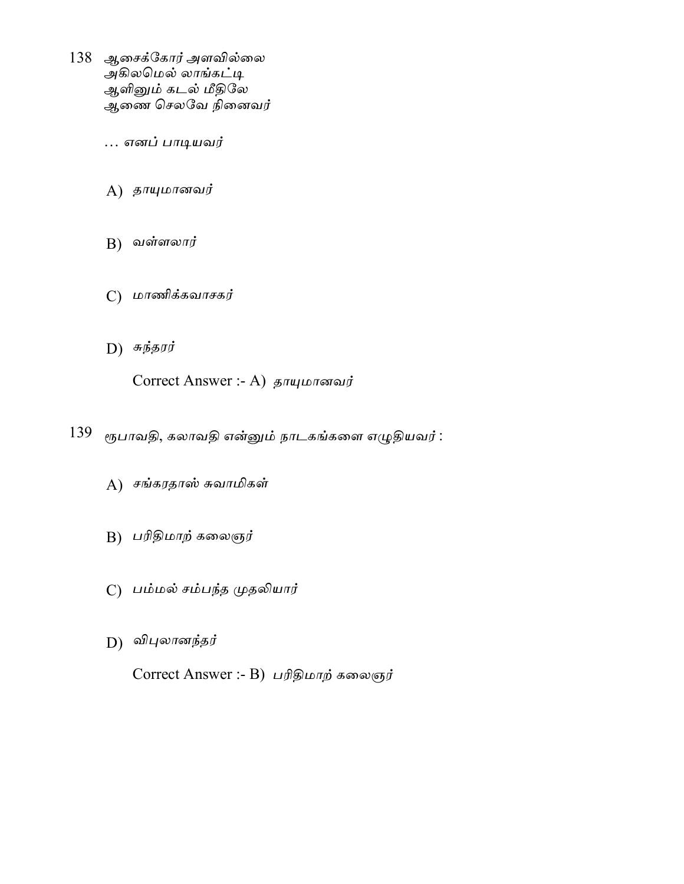138 ஆசைக்கோர் அளவில்லை
அகிலமெல் லாங்கட்டி
ஆளினும் கடல் மீதிலே
ஆணை செலவே நினைவர்

… எனப் பாடியவர்

A) தாயுமானவர்

B) வள்ளலார்

C) மாணிக்கவாசகர்

D) சுந்தரர்

Correct Answer :- A) தாயுமானவர்

139 ரூபாவதி, கலாவதி என்னும் நாடகங்களை எழுதியவர் :

A) சங்கரதாஸ் சுவாமிகள்

B) பரிதிமாற் கலைஞர்

C) பம்மல் சம்பந்த முதலியார்

D) விபுலானந்தர்

Correct Answer :- B) பரிதிமாற் கலைஞர்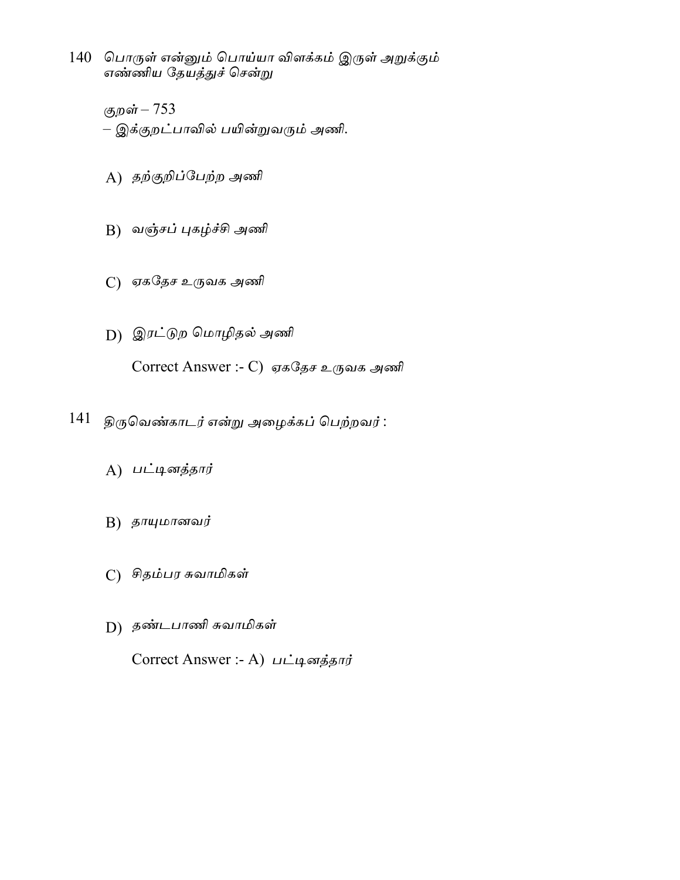140 பொருள் என்னும் பொய்யா விளக்கம் இருள் அறுக்கும்
எண்ணிய தேயத்துச் சென்று

குறள் – 753
– இக்குறட்பாவில் பயின்றுவரும் அணி.

A) தற்குறிப்பேற்ற அணி

B) வஞ்சப் புகழ்ச்சி அணி

C) ஏகதேச உருவக அணி

D) இரட்டுற மொழிதல் அணி

Correct Answer :- C) ஏகதேச உருவக அணி

141 திருவெண்காடர் என்று அழைக்கப் பெற்றவர் :

A) பட்டினத்தார்

B) தாயுமானவர்

C) சிதம்பர சுவாமிகள்

D) தண்டபாணி சுவாமிகள்

Correct Answer :- A) பட்டினத்தார்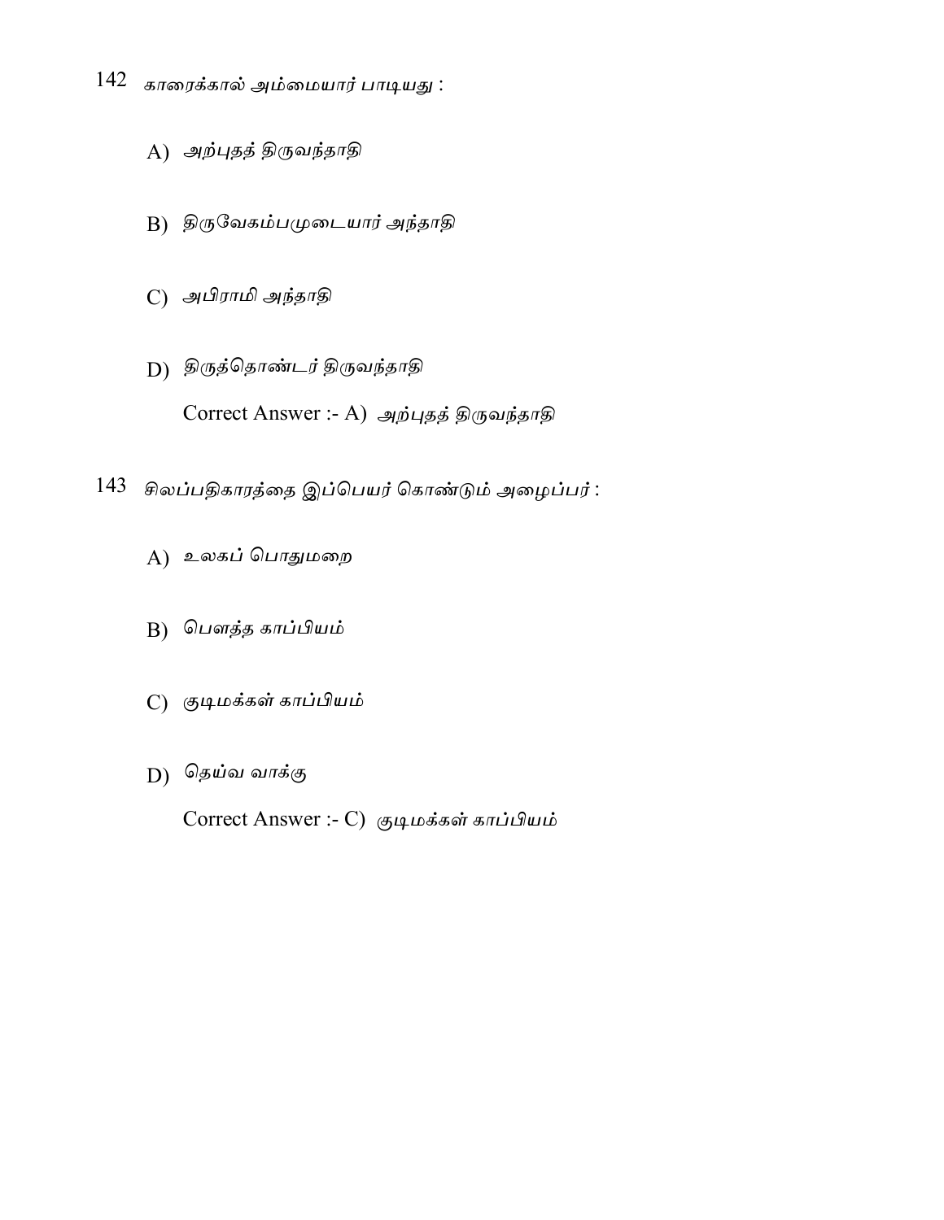142 காரைக்கால் அம்மையார் பாடியது :

A) அற்புதத் திருவந்தாதி

B) திருவேகம்பமுடையார் அந்தாதி

C) அபிராமி அந்தாதி

D) திருத்தொண்டர் திருவந்தாதி

Correct Answer :- A) அற்புதத் திருவந்தாதி

143 சிலப்பதிகாரத்தை இப்பெயர் கொண்டும் அழைப்பர் :

A) உலகப் பொதுமறை

B) பௌத்த காப்பியம்

C) குடிமக்கள் காப்பியம்

D) தெய்வ வாக்கு

Correct Answer :- C) குடிமக்கள் காப்பியம்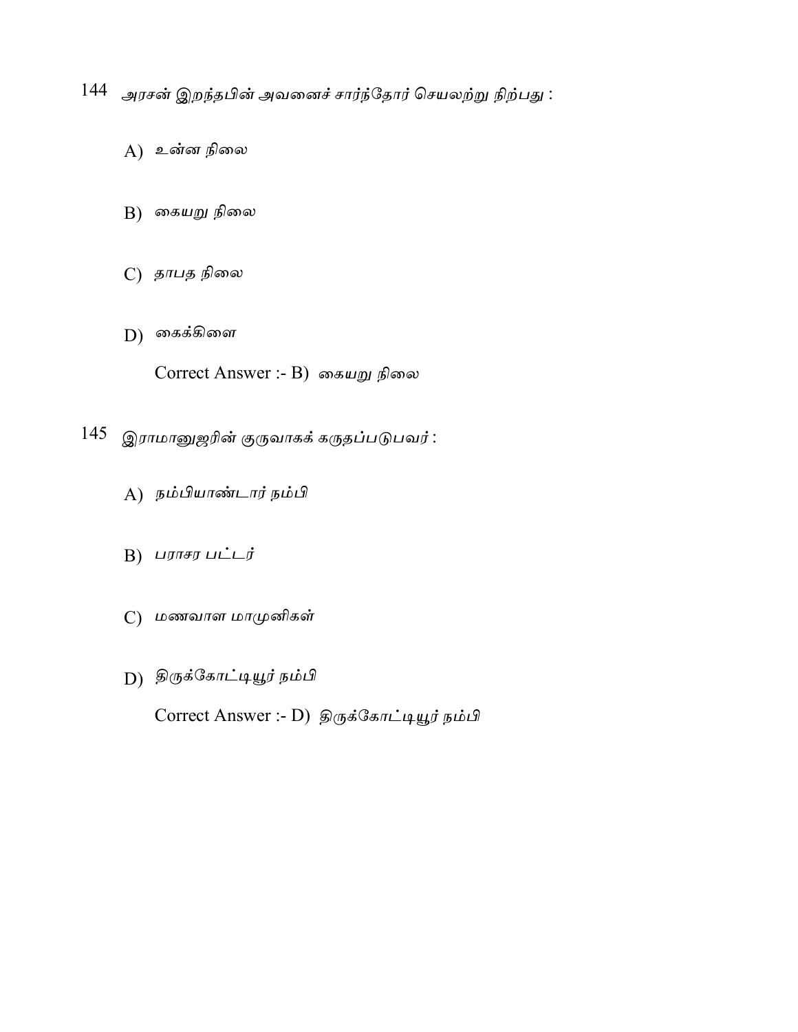144 அரசன் இறந்தபின் அவனைச் சார்ந்தோர் செயலற்று நிற்பது :

A) உன்ன நிலை

B) கையறு நிலை

C) தாபத நிலை

D) கைக்கிளை

Correct Answer :- B) கையறு நிலை

145 இராமானுஜரின் குருவாகக் கருதப்படுபவர் :

A) நம்பியாண்டார் நம்பி

B) பராசர பட்டர்

C) மணவாள மாமுனிகள்

D) திருக்கோட்டியூர் நம்பி

Correct Answer :- D) திருக்கோட்டியூர் நம்பி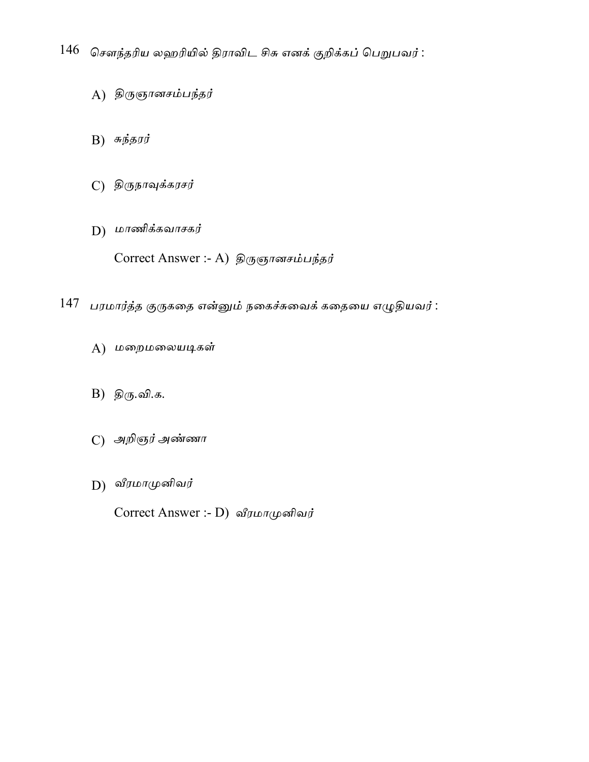146 சௌந்தரிய லஹரியில் திராவிட சிசு எனக் குறிக்கப் பெறுபவர் :

A) திருஞானசம்பந்தர்

B) சுந்தரர்

C) திருநாவுக்கரசர்

D) மாணிக்கவாசகர்

Correct Answer :- A) திருஞானசம்பந்தர்

147 பரமார்த்த குருகதை என்னும் நகைச்சுவைக் கதையை எழுதியவர் :

A) மறைமலையடிகள்

B) திரு.வி.க.

C) அறிஞர் அண்ணா

D) வீரமாமுனிவர்

Correct Answer :- D) வீரமாமுனிவர்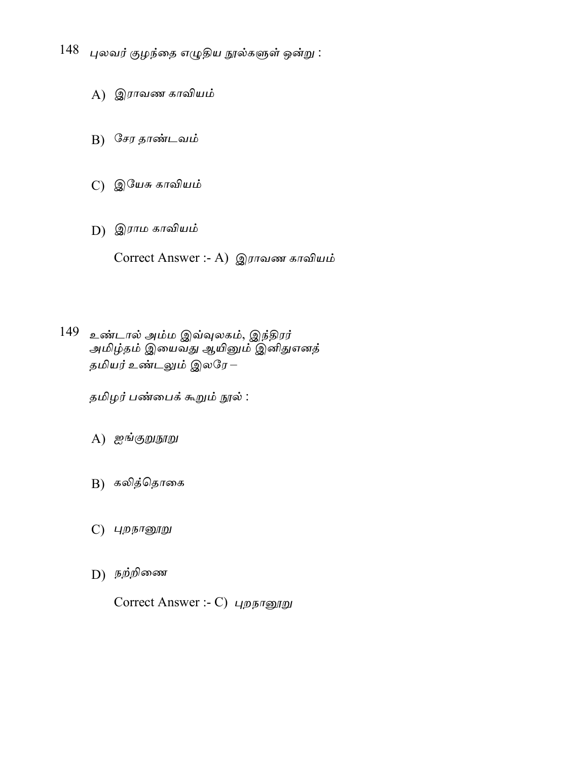148 புலவர் குழந்தை எழுதிய நூல்களுள் ஒன்று :

A) இராவண காவியம்

B) சேர தாண்டவம்

C) இயேசு காவியம்

D) இராம காவியம்

Correct Answer :- A) இராவண காவியம்

149 உண்டால் அம்ம இவ்வுலகம், இந்திரர்
அமிழ்தம் இயைவது ஆயினும் இனிதுஎனத்
தமியர் உண்டலும் இலரே –

தமிழர் பண்பைக் கூறும் நூல் :

A) ஐங்குறுநூறு

B) கலித்தொகை

C) புறநானூறு

D) நற்றிணை

Correct Answer :- C) புறநானூறு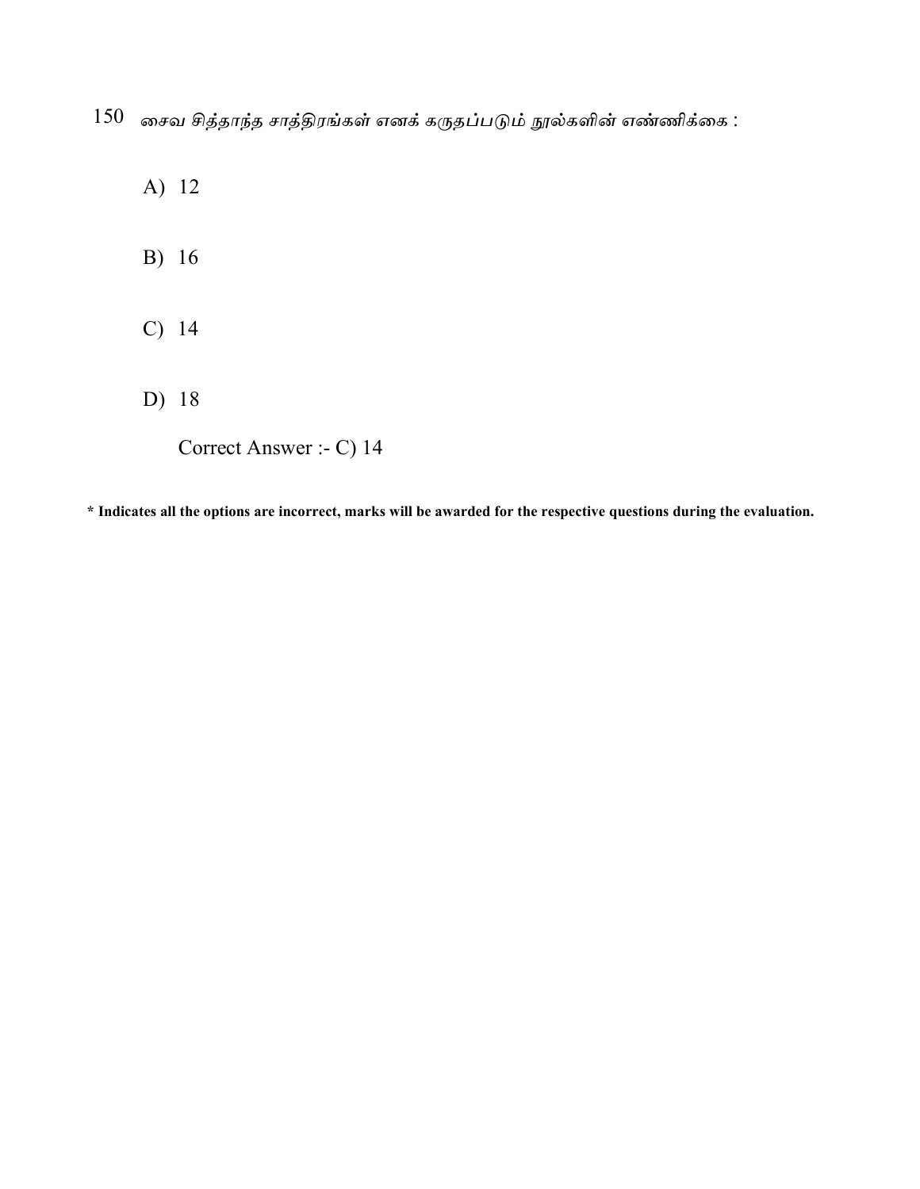150 சைவ சித்தாந்த சாத்திரங்கள் எனக் கருதப்படும் நூல்களின் எண்ணிக்கை :

A) 12

B) 16

C) 14

D) 18

Correct Answer :- C) 14

**\* Indicates all the options are incorrect, marks will be awarded for the respective questions during the evaluation.**